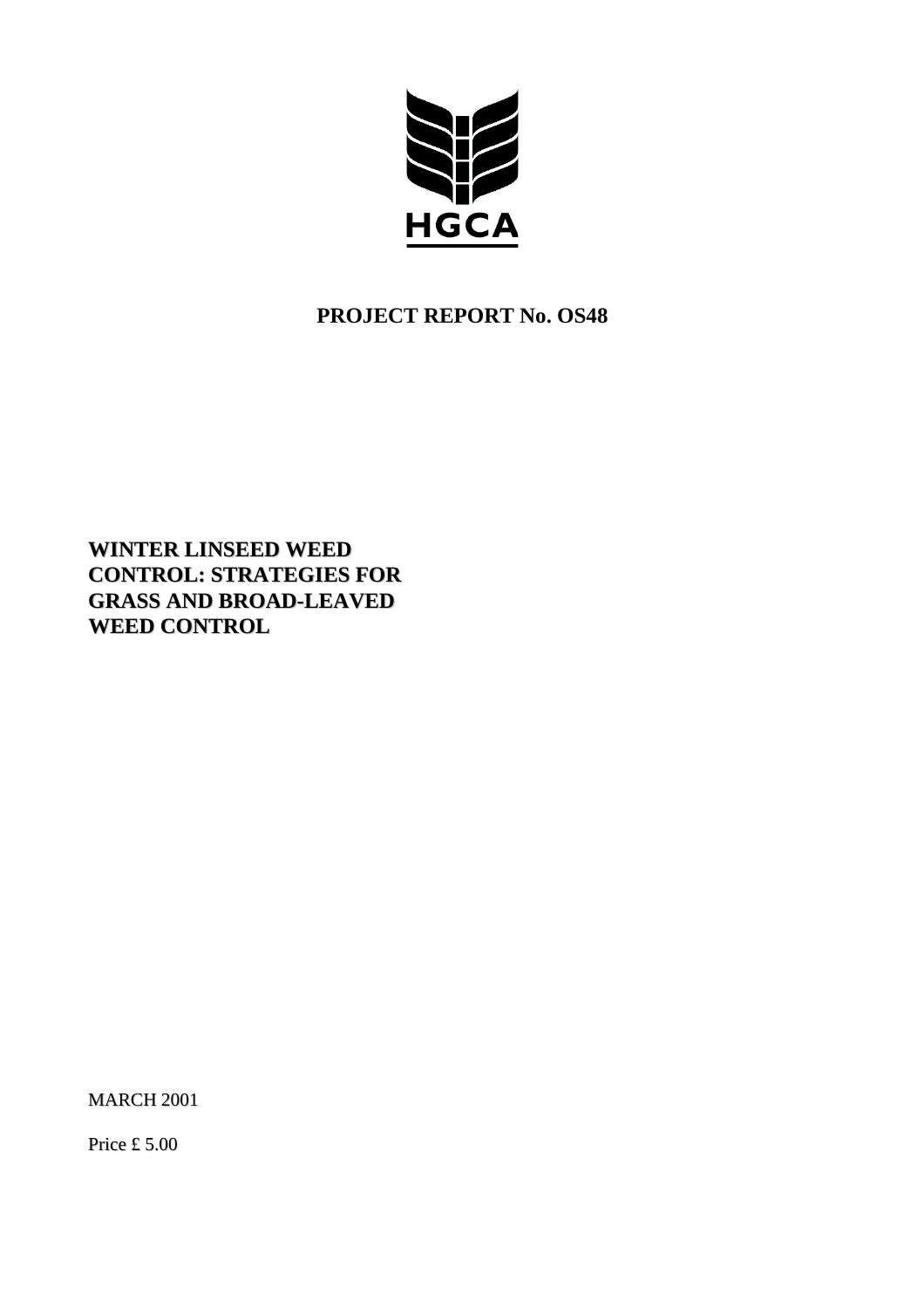HGCA

**PROJECT REPORT No. OS48**

# WINTER LINSEED WEED CONTROL: STRATEGIES FOR GRASS AND BROAD-LEAVED WEED CONTROL

MARCH 2001

Price £ 5.00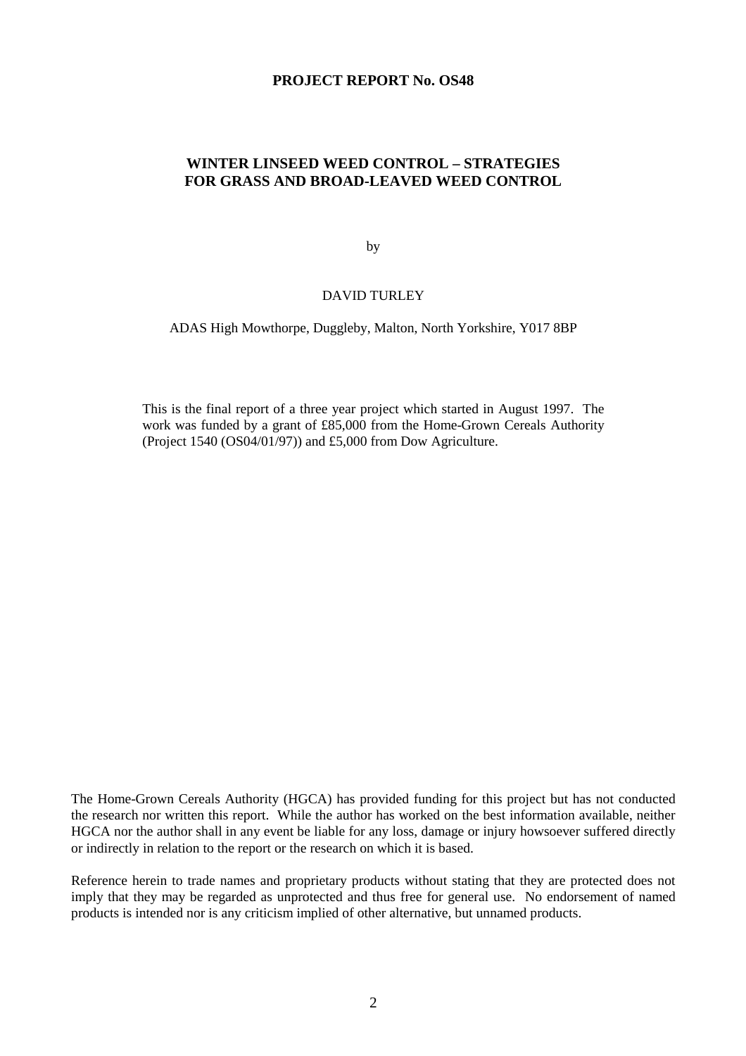**PROJECT REPORT No. OS48**

# WINTER LINSEED WEED CONTROL – STRATEGIES FOR GRASS AND BROAD-LEAVED WEED CONTROL

by

DAVID TURLEY

ADAS High Mowthorpe, Duggleby, Malton, North Yorkshire, Y017 8BP

This is the final report of a three year project which started in August 1997. The work was funded by a grant of £85,000 from the Home-Grown Cereals Authority (Project 1540 (OS04/01/97)) and £5,000 from Dow Agriculture.

The Home-Grown Cereals Authority (HGCA) has provided funding for this project but has not conducted the research nor written this report. While the author has worked on the best information available, neither HGCA nor the author shall in any event be liable for any loss, damage or injury howsoever suffered directly or indirectly in relation to the report or the research on which it is based.

Reference herein to trade names and proprietary products without stating that they are protected does not imply that they may be regarded as unprotected and thus free for general use. No endorsement of named products is intended nor is any criticism implied of other alternative, but unnamed products.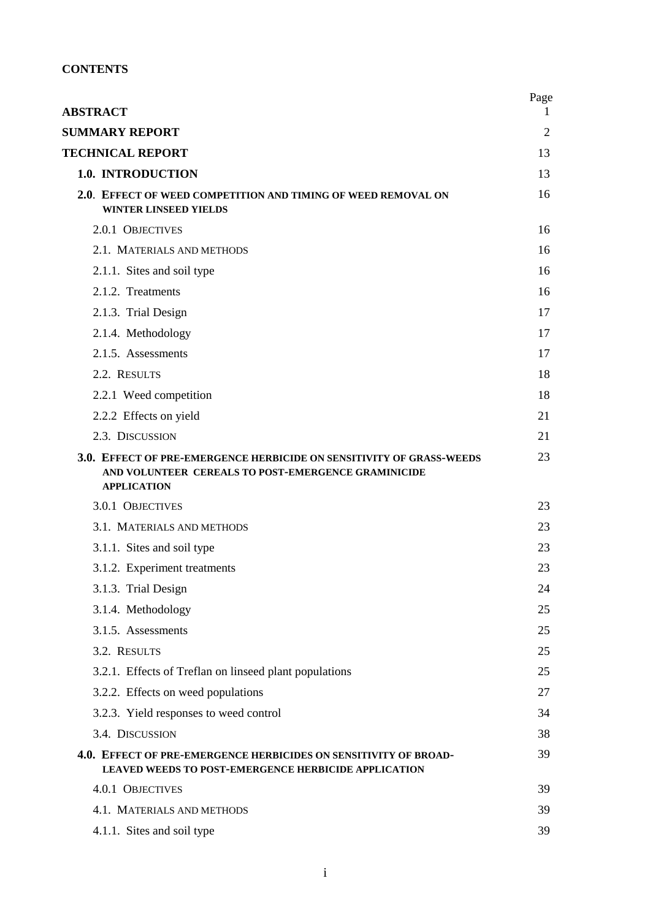**CONTENTS**

| | Page |
|---|---|
| **ABSTRACT** | 1 |
| **SUMMARY REPORT** | 2 |
| **TECHNICAL REPORT** | 13 |
| **1.0. INTRODUCTION** | 13 |
| **2.0. EFFECT OF WEED COMPETITION AND TIMING OF WEED REMOVAL ON WINTER LINSEED YIELDS** | 16 |
| 2.0.1 OBJECTIVES | 16 |
| 2.1. MATERIALS AND METHODS | 16 |
| 2.1.1. Sites and soil type | 16 |
| 2.1.2. Treatments | 16 |
| 2.1.3. Trial Design | 17 |
| 2.1.4. Methodology | 17 |
| 2.1.5. Assessments | 17 |
| 2.2. RESULTS | 18 |
| 2.2.1 Weed competition | 18 |
| 2.2.2 Effects on yield | 21 |
| 2.3. DISCUSSION | 21 |
| **3.0. EFFECT OF PRE-EMERGENCE HERBICIDE ON SENSITIVITY OF GRASS-WEEDS AND VOLUNTEER CEREALS TO POST-EMERGENCE GRAMINICIDE APPLICATION** | 23 |
| 3.0.1 OBJECTIVES | 23 |
| 3.1. MATERIALS AND METHODS | 23 |
| 3.1.1. Sites and soil type | 23 |
| 3.1.2. Experiment treatments | 23 |
| 3.1.3. Trial Design | 24 |
| 3.1.4. Methodology | 25 |
| 3.1.5. Assessments | 25 |
| 3.2. RESULTS | 25 |
| 3.2.1. Effects of Treflan on linseed plant populations | 25 |
| 3.2.2. Effects on weed populations | 27 |
| 3.2.3. Yield responses to weed control | 34 |
| 3.4. DISCUSSION | 38 |
| **4.0. EFFECT OF PRE-EMERGENCE HERBICIDES ON SENSITIVITY OF BROAD-LEAVED WEEDS TO POST-EMERGENCE HERBICIDE APPLICATION** | 39 |
| 4.0.1 OBJECTIVES | 39 |
| 4.1. MATERIALS AND METHODS | 39 |
| 4.1.1. Sites and soil type | 39 |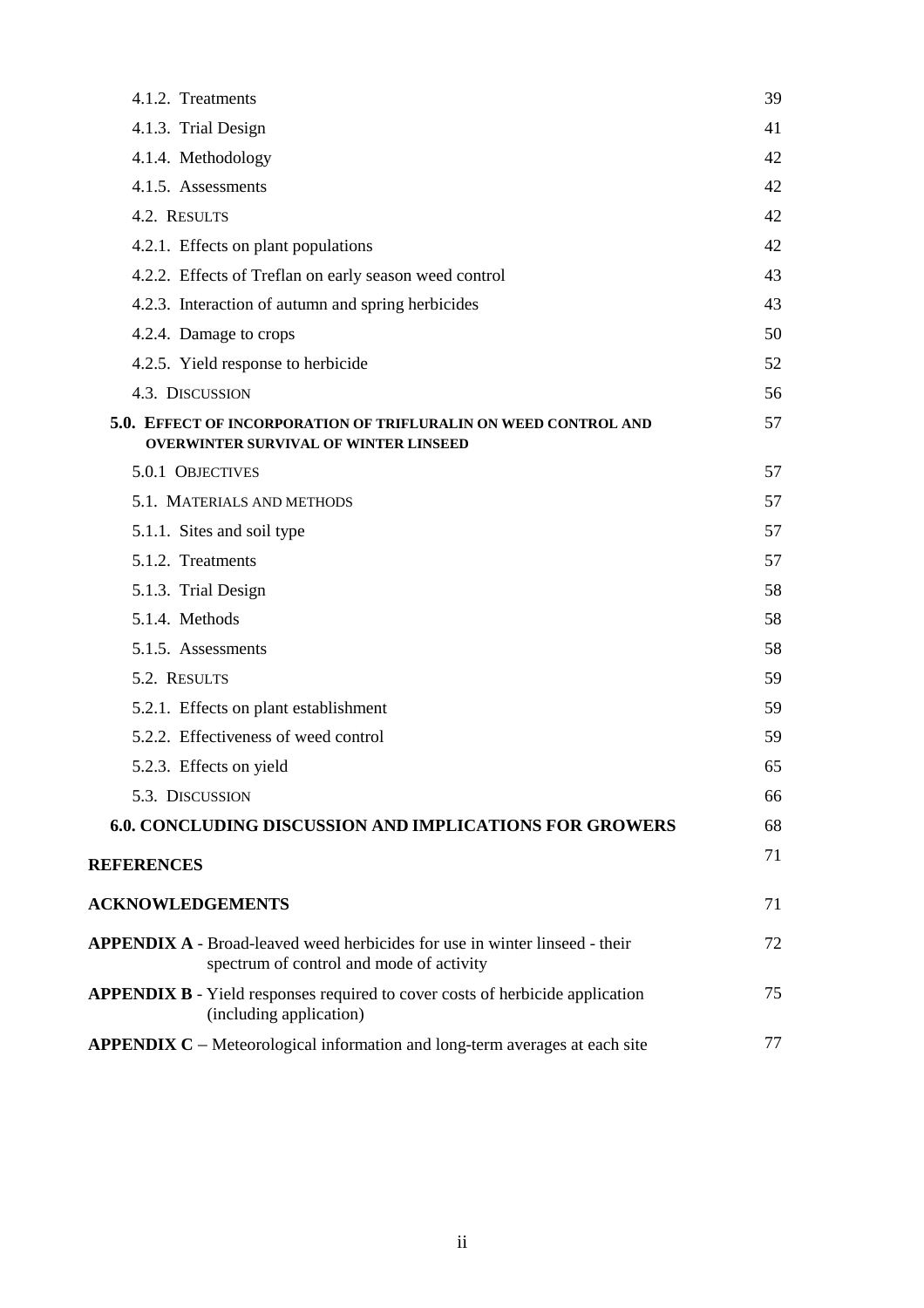| | |
|---|---|
| 4.1.2. Treatments | 39 |
| 4.1.3. Trial Design | 41 |
| 4.1.4. Methodology | 42 |
| 4.1.5. Assessments | 42 |
| 4.2. RESULTS | 42 |
| 4.2.1. Effects on plant populations | 42 |
| 4.2.2. Effects of Treflan on early season weed control | 43 |
| 4.2.3. Interaction of autumn and spring herbicides | 43 |
| 4.2.4. Damage to crops | 50 |
| 4.2.5. Yield response to herbicide | 52 |
| 4.3. DISCUSSION | 56 |
| **5.0. EFFECT OF INCORPORATION OF TRIFLURALIN ON WEED CONTROL AND OVERWINTER SURVIVAL OF WINTER LINSEED** | 57 |
| 5.0.1 OBJECTIVES | 57 |
| 5.1. MATERIALS AND METHODS | 57 |
| 5.1.1. Sites and soil type | 57 |
| 5.1.2. Treatments | 57 |
| 5.1.3. Trial Design | 58 |
| 5.1.4. Methods | 58 |
| 5.1.5. Assessments | 58 |
| 5.2. RESULTS | 59 |
| 5.2.1. Effects on plant establishment | 59 |
| 5.2.2. Effectiveness of weed control | 59 |
| 5.2.3. Effects on yield | 65 |
| 5.3. DISCUSSION | 66 |
| **6.0. CONCLUDING DISCUSSION AND IMPLICATIONS FOR GROWERS** | 68 |
| **REFERENCES** | 71 |
| **ACKNOWLEDGEMENTS** | 71 |
| **APPENDIX A** - Broad-leaved weed herbicides for use in winter linseed - their spectrum of control and mode of activity | 72 |
| **APPENDIX B** - Yield responses required to cover costs of herbicide application (including application) | 75 |
| **APPENDIX C** – Meteorological information and long-term averages at each site | 77 |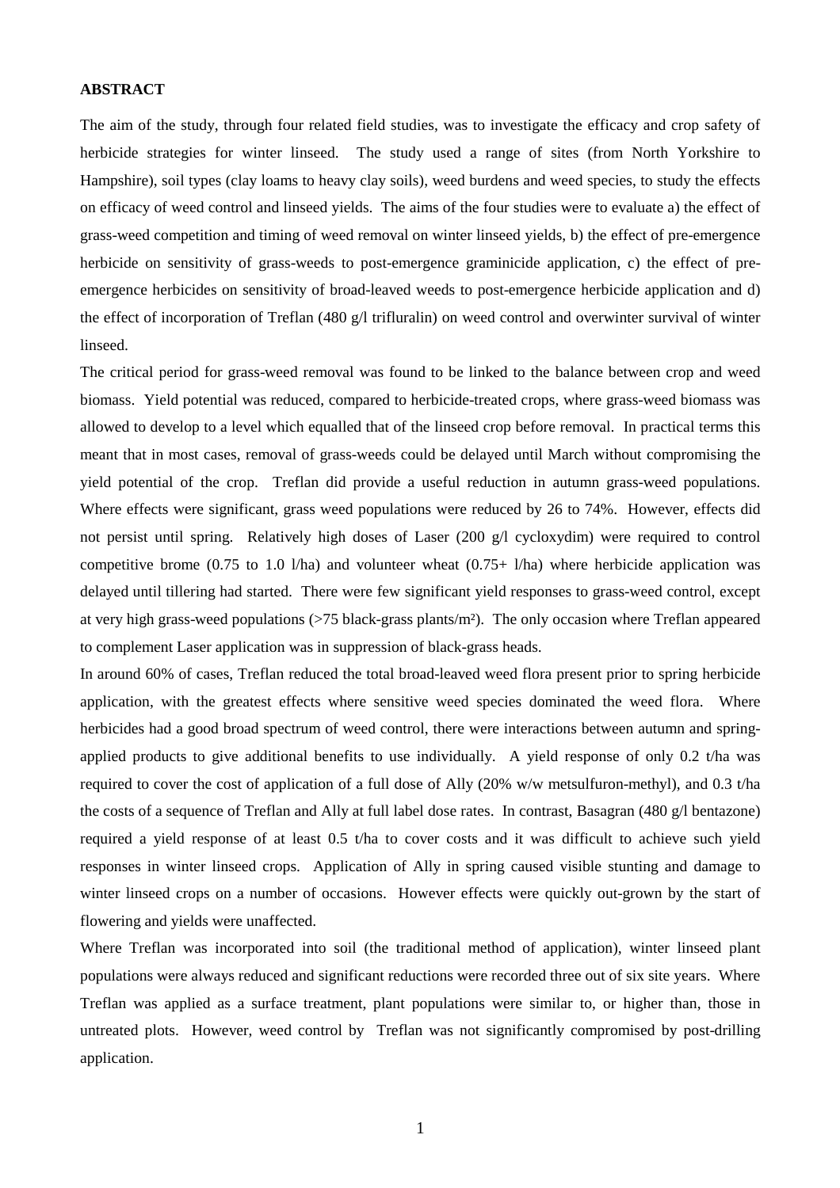**ABSTRACT**

The aim of the study, through four related field studies, was to investigate the efficacy and crop safety of herbicide strategies for winter linseed. The study used a range of sites (from North Yorkshire to Hampshire), soil types (clay loams to heavy clay soils), weed burdens and weed species, to study the effects on efficacy of weed control and linseed yields. The aims of the four studies were to evaluate a) the effect of grass-weed competition and timing of weed removal on winter linseed yields, b) the effect of pre-emergence herbicide on sensitivity of grass-weeds to post-emergence graminicide application, c) the effect of pre-emergence herbicides on sensitivity of broad-leaved weeds to post-emergence herbicide application and d) the effect of incorporation of Treflan (480 g/l trifluralin) on weed control and overwinter survival of winter linseed.

The critical period for grass-weed removal was found to be linked to the balance between crop and weed biomass. Yield potential was reduced, compared to herbicide-treated crops, where grass-weed biomass was allowed to develop to a level which equalled that of the linseed crop before removal. In practical terms this meant that in most cases, removal of grass-weeds could be delayed until March without compromising the yield potential of the crop. Treflan did provide a useful reduction in autumn grass-weed populations. Where effects were significant, grass weed populations were reduced by 26 to 74%. However, effects did not persist until spring. Relatively high doses of Laser (200 g/l cycloxydim) were required to control competitive brome (0.75 to 1.0 l/ha) and volunteer wheat (0.75+ l/ha) where herbicide application was delayed until tillering had started. There were few significant yield responses to grass-weed control, except at very high grass-weed populations (>75 black-grass plants/m²). The only occasion where Treflan appeared to complement Laser application was in suppression of black-grass heads.

In around 60% of cases, Treflan reduced the total broad-leaved weed flora present prior to spring herbicide application, with the greatest effects where sensitive weed species dominated the weed flora. Where herbicides had a good broad spectrum of weed control, there were interactions between autumn and spring-applied products to give additional benefits to use individually. A yield response of only 0.2 t/ha was required to cover the cost of application of a full dose of Ally (20% w/w metsulfuron-methyl), and 0.3 t/ha the costs of a sequence of Treflan and Ally at full label dose rates. In contrast, Basagran (480 g/l bentazone) required a yield response of at least 0.5 t/ha to cover costs and it was difficult to achieve such yield responses in winter linseed crops. Application of Ally in spring caused visible stunting and damage to winter linseed crops on a number of occasions. However effects were quickly out-grown by the start of flowering and yields were unaffected.

Where Treflan was incorporated into soil (the traditional method of application), winter linseed plant populations were always reduced and significant reductions were recorded three out of six site years. Where Treflan was applied as a surface treatment, plant populations were similar to, or higher than, those in untreated plots. However, weed control by Treflan was not significantly compromised by post-drilling application.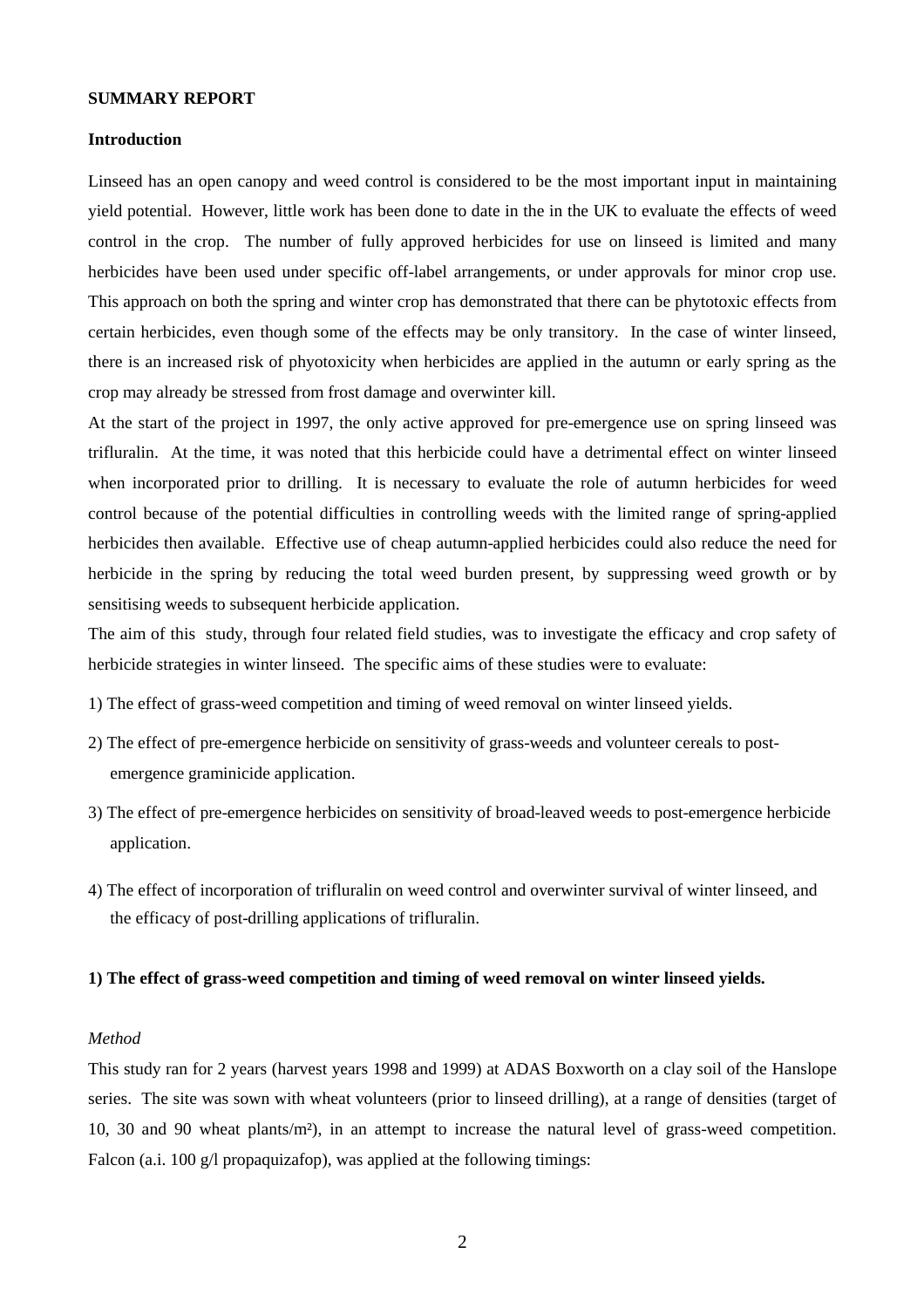**SUMMARY REPORT**

**Introduction**

Linseed has an open canopy and weed control is considered to be the most important input in maintaining yield potential. However, little work has been done to date in the in the UK to evaluate the effects of weed control in the crop. The number of fully approved herbicides for use on linseed is limited and many herbicides have been used under specific off-label arrangements, or under approvals for minor crop use. This approach on both the spring and winter crop has demonstrated that there can be phytotoxic effects from certain herbicides, even though some of the effects may be only transitory. In the case of winter linseed, there is an increased risk of phyotoxicity when herbicides are applied in the autumn or early spring as the crop may already be stressed from frost damage and overwinter kill.

At the start of the project in 1997, the only active approved for pre-emergence use on spring linseed was trifluralin. At the time, it was noted that this herbicide could have a detrimental effect on winter linseed when incorporated prior to drilling. It is necessary to evaluate the role of autumn herbicides for weed control because of the potential difficulties in controlling weeds with the limited range of spring-applied herbicides then available. Effective use of cheap autumn-applied herbicides could also reduce the need for herbicide in the spring by reducing the total weed burden present, by suppressing weed growth or by sensitising weeds to subsequent herbicide application.

The aim of this study, through four related field studies, was to investigate the efficacy and crop safety of herbicide strategies in winter linseed. The specific aims of these studies were to evaluate:

1) The effect of grass-weed competition and timing of weed removal on winter linseed yields.

2) The effect of pre-emergence herbicide on sensitivity of grass-weeds and volunteer cereals to post-emergence graminicide application.

3) The effect of pre-emergence herbicides on sensitivity of broad-leaved weeds to post-emergence herbicide application.

4) The effect of incorporation of trifluralin on weed control and overwinter survival of winter linseed, and the efficacy of post-drilling applications of trifluralin.

**1) The effect of grass-weed competition and timing of weed removal on winter linseed yields.**

*Method*

This study ran for 2 years (harvest years 1998 and 1999) at ADAS Boxworth on a clay soil of the Hanslope series. The site was sown with wheat volunteers (prior to linseed drilling), at a range of densities (target of 10, 30 and 90 wheat plants/m²), in an attempt to increase the natural level of grass-weed competition. Falcon (a.i. 100 g/l propaquizafop), was applied at the following timings: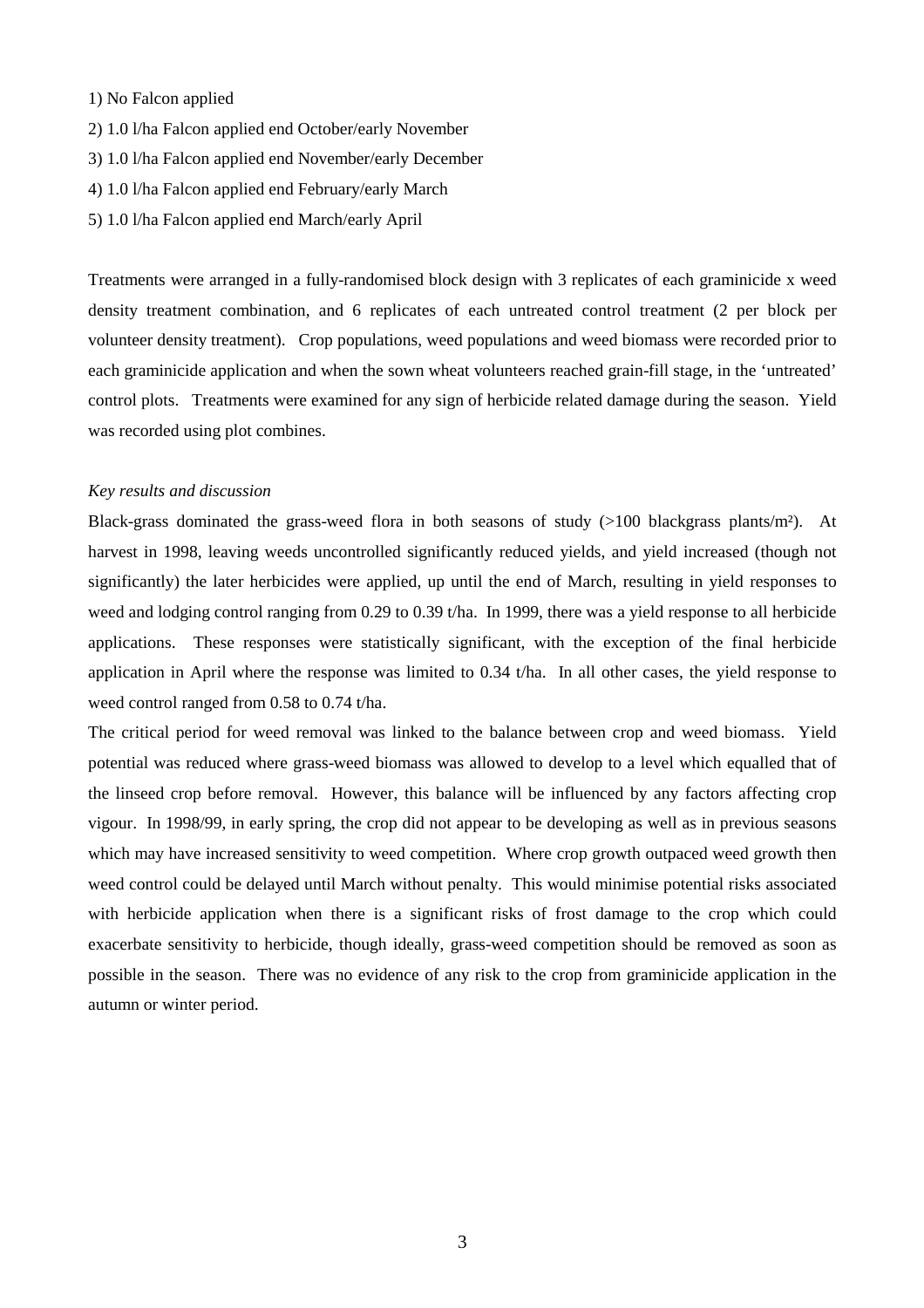1) No Falcon applied

2) 1.0 l/ha Falcon applied end October/early November

3) 1.0 l/ha Falcon applied end November/early December

4) 1.0 l/ha Falcon applied end February/early March

5) 1.0 l/ha Falcon applied end March/early April

Treatments were arranged in a fully-randomised block design with 3 replicates of each graminicide x weed density treatment combination, and 6 replicates of each untreated control treatment (2 per block per volunteer density treatment). Crop populations, weed populations and weed biomass were recorded prior to each graminicide application and when the sown wheat volunteers reached grain-fill stage, in the 'untreated' control plots. Treatments were examined for any sign of herbicide related damage during the season. Yield was recorded using plot combines.

*Key results and discussion*

Black-grass dominated the grass-weed flora in both seasons of study (>100 blackgrass plants/m²). At harvest in 1998, leaving weeds uncontrolled significantly reduced yields, and yield increased (though not significantly) the later herbicides were applied, up until the end of March, resulting in yield responses to weed and lodging control ranging from 0.29 to 0.39 t/ha. In 1999, there was a yield response to all herbicide applications. These responses were statistically significant, with the exception of the final herbicide application in April where the response was limited to 0.34 t/ha. In all other cases, the yield response to weed control ranged from 0.58 to 0.74 t/ha.

The critical period for weed removal was linked to the balance between crop and weed biomass. Yield potential was reduced where grass-weed biomass was allowed to develop to a level which equalled that of the linseed crop before removal. However, this balance will be influenced by any factors affecting crop vigour. In 1998/99, in early spring, the crop did not appear to be developing as well as in previous seasons which may have increased sensitivity to weed competition. Where crop growth outpaced weed growth then weed control could be delayed until March without penalty. This would minimise potential risks associated with herbicide application when there is a significant risks of frost damage to the crop which could exacerbate sensitivity to herbicide, though ideally, grass-weed competition should be removed as soon as possible in the season. There was no evidence of any risk to the crop from graminicide application in the autumn or winter period.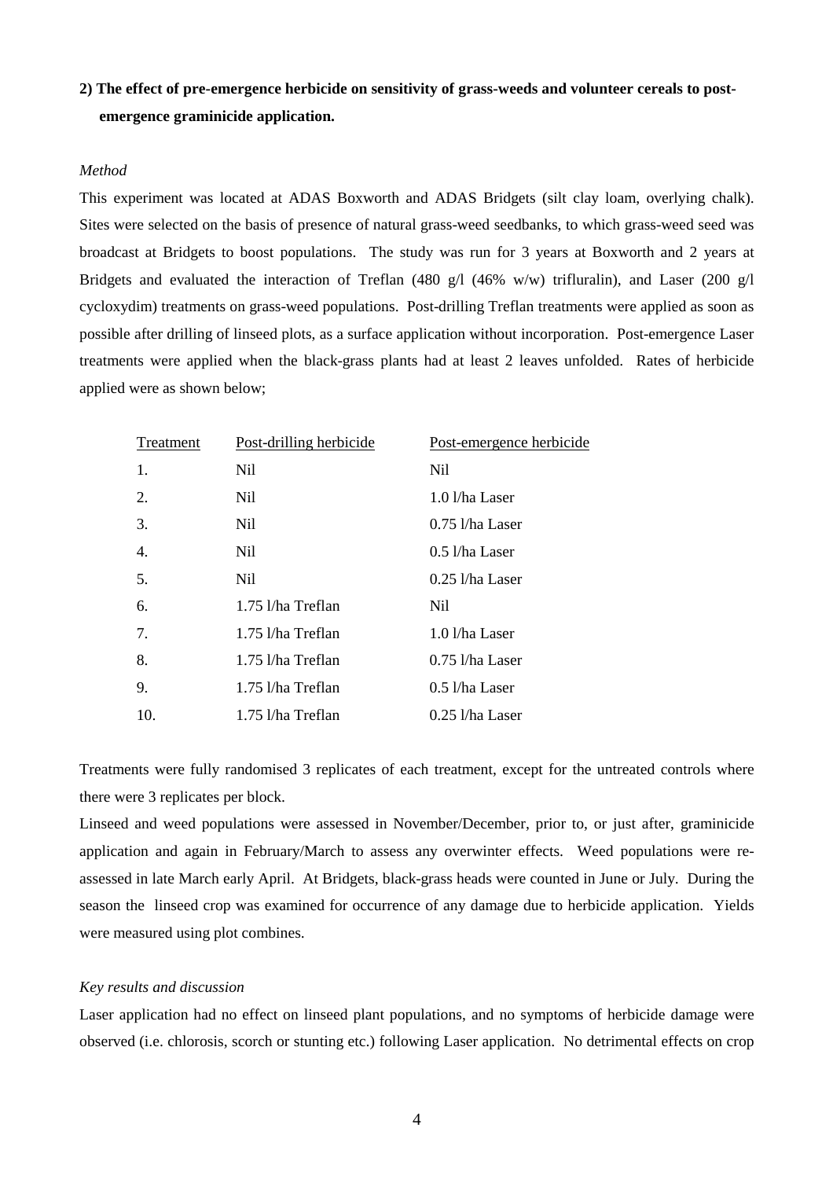**2) The effect of pre-emergence herbicide on sensitivity of grass-weeds and volunteer cereals to post-emergence graminicide application.**

*Method*

This experiment was located at ADAS Boxworth and ADAS Bridgets (silt clay loam, overlying chalk). Sites were selected on the basis of presence of natural grass-weed seedbanks, to which grass-weed seed was broadcast at Bridgets to boost populations. The study was run for 3 years at Boxworth and 2 years at Bridgets and evaluated the interaction of Treflan (480 g/l (46% w/w) trifluralin), and Laser (200 g/l cycloxydim) treatments on grass-weed populations. Post-drilling Treflan treatments were applied as soon as possible after drilling of linseed plots, as a surface application without incorporation. Post-emergence Laser treatments were applied when the black-grass plants had at least 2 leaves unfolded. Rates of herbicide applied were as shown below;

| Treatment | Post-drilling herbicide | Post-emergence herbicide |
|---|---|---|
| 1. | Nil | Nil |
| 2. | Nil | 1.0 l/ha Laser |
| 3. | Nil | 0.75 l/ha Laser |
| 4. | Nil | 0.5 l/ha Laser |
| 5. | Nil | 0.25 l/ha Laser |
| 6. | 1.75 l/ha Treflan | Nil |
| 7. | 1.75 l/ha Treflan | 1.0 l/ha Laser |
| 8. | 1.75 l/ha Treflan | 0.75 l/ha Laser |
| 9. | 1.75 l/ha Treflan | 0.5 l/ha Laser |
| 10. | 1.75 l/ha Treflan | 0.25 l/ha Laser |

Treatments were fully randomised 3 replicates of each treatment, except for the untreated controls where there were 3 replicates per block.

Linseed and weed populations were assessed in November/December, prior to, or just after, graminicide application and again in February/March to assess any overwinter effects. Weed populations were re-assessed in late March early April. At Bridgets, black-grass heads were counted in June or July. During the season the linseed crop was examined for occurrence of any damage due to herbicide application. Yields were measured using plot combines.

*Key results and discussion*

Laser application had no effect on linseed plant populations, and no symptoms of herbicide damage were observed (i.e. chlorosis, scorch or stunting etc.) following Laser application. No detrimental effects on crop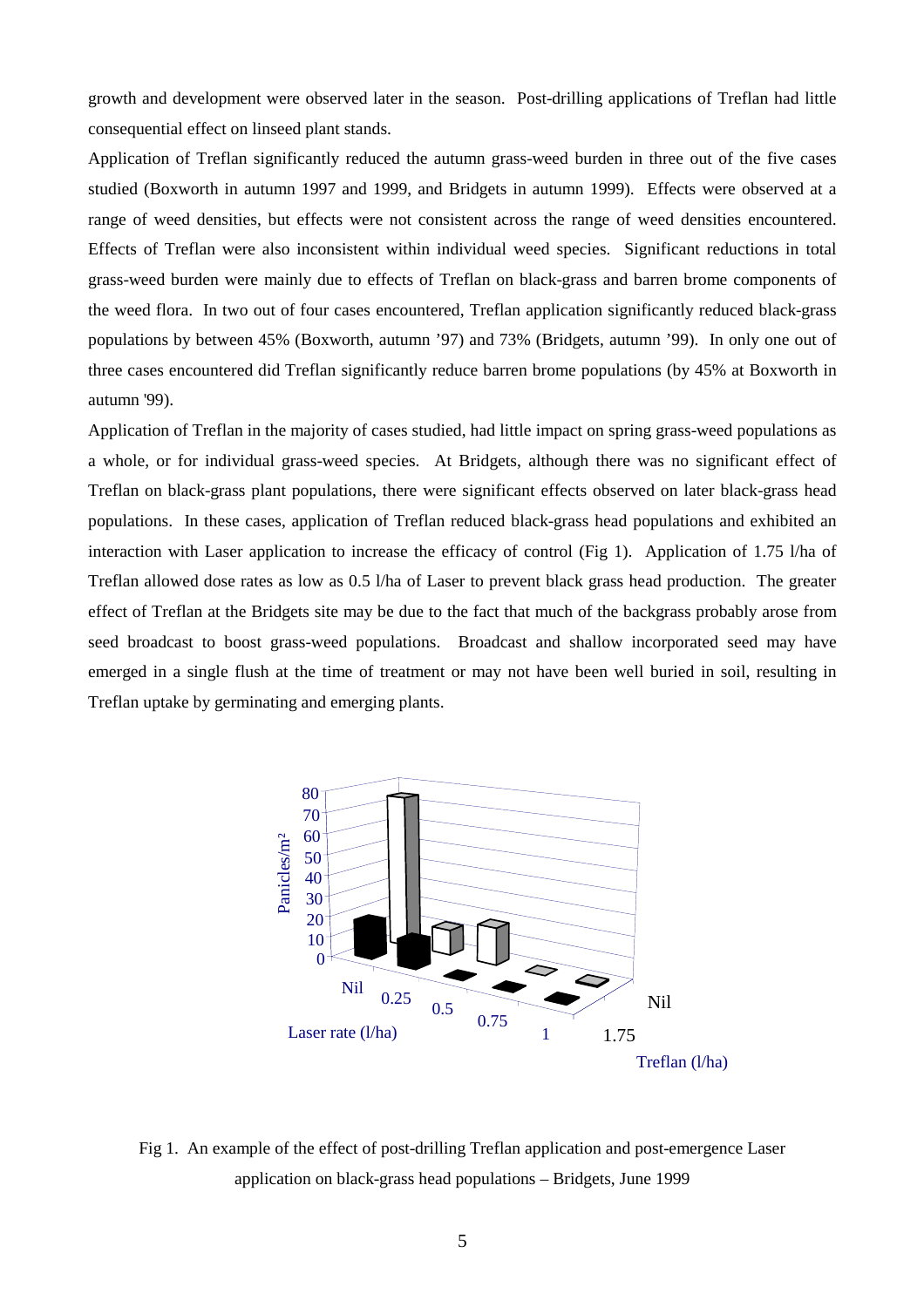growth and development were observed later in the season. Post-drilling applications of Treflan had little consequential effect on linseed plant stands.

Application of Treflan significantly reduced the autumn grass-weed burden in three out of the five cases studied (Boxworth in autumn 1997 and 1999, and Bridgets in autumn 1999). Effects were observed at a range of weed densities, but effects were not consistent across the range of weed densities encountered. Effects of Treflan were also inconsistent within individual weed species. Significant reductions in total grass-weed burden were mainly due to effects of Treflan on black-grass and barren brome components of the weed flora. In two out of four cases encountered, Treflan application significantly reduced black-grass populations by between 45% (Boxworth, autumn '97) and 73% (Bridgets, autumn '99). In only one out of three cases encountered did Treflan significantly reduce barren brome populations (by 45% at Boxworth in autumn '99).

Application of Treflan in the majority of cases studied, had little impact on spring grass-weed populations as a whole, or for individual grass-weed species. At Bridgets, although there was no significant effect of Treflan on black-grass plant populations, there were significant effects observed on later black-grass head populations. In these cases, application of Treflan reduced black-grass head populations and exhibited an interaction with Laser application to increase the efficacy of control (Fig 1). Application of 1.75 l/ha of Treflan allowed dose rates as low as 0.5 l/ha of Laser to prevent black grass head production. The greater effect of Treflan at the Bridgets site may be due to the fact that much of the backgrass probably arose from seed broadcast to boost grass-weed populations. Broadcast and shallow incorporated seed may have emerged in a single flush at the time of treatment or may not have been well buried in soil, resulting in Treflan uptake by germinating and emerging plants.

Fig 1. An example of the effect of post-drilling Treflan application and post-emergence Laser application on black-grass head populations – Bridgets, June 1999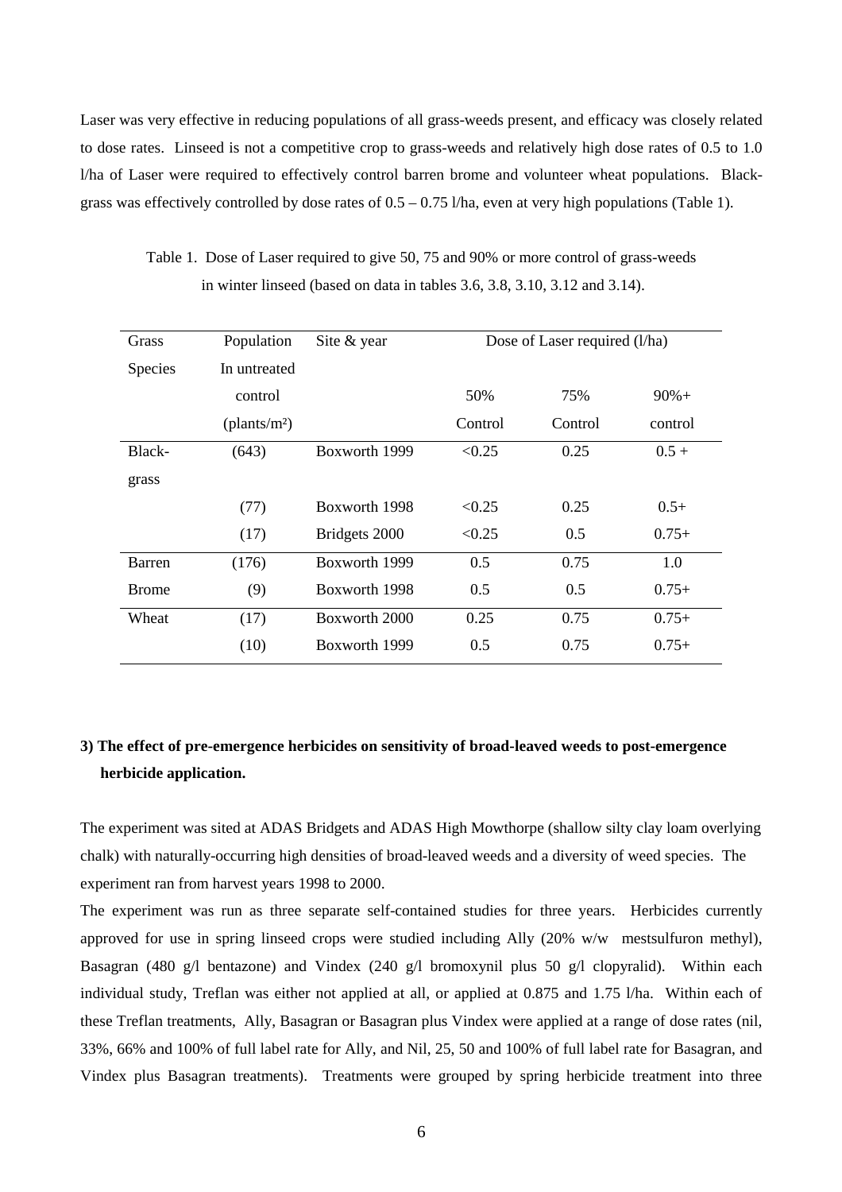Laser was very effective in reducing populations of all grass-weeds present, and efficacy was closely related to dose rates. Linseed is not a competitive crop to grass-weeds and relatively high dose rates of 0.5 to 1.0 l/ha of Laser were required to effectively control barren brome and volunteer wheat populations. Black-grass was effectively controlled by dose rates of 0.5 – 0.75 l/ha, even at very high populations (Table 1).

Table 1. Dose of Laser required to give 50, 75 and 90% or more control of grass-weeds in winter linseed (based on data in tables 3.6, 3.8, 3.10, 3.12 and 3.14).

| Grass Species | Population In untreated control (plants/m²) | Site & year | Dose of Laser required (l/ha) | | |
|---|---|---|---|---|---|
| | | | 50% Control | 75% Control | 90%+ control |
| Black-grass | (643) | Boxworth 1999 | <0.25 | 0.25 | 0.5 + |
| | (77) | Boxworth 1998 | <0.25 | 0.25 | 0.5+ |
| | (17) | Bridgets 2000 | <0.25 | 0.5 | 0.75+ |
| Barren Brome | (176) | Boxworth 1999 | 0.5 | 0.75 | 1.0 |
| | (9) | Boxworth 1998 | 0.5 | 0.5 | 0.75+ |
| Wheat | (17) | Boxworth 2000 | 0.25 | 0.75 | 0.75+ |
| | (10) | Boxworth 1999 | 0.5 | 0.75 | 0.75+ |

### 3) The effect of pre-emergence herbicides on sensitivity of broad-leaved weeds to post-emergence herbicide application.

The experiment was sited at ADAS Bridgets and ADAS High Mowthorpe (shallow silty clay loam overlying chalk) with naturally-occurring high densities of broad-leaved weeds and a diversity of weed species. The experiment ran from harvest years 1998 to 2000.

The experiment was run as three separate self-contained studies for three years. Herbicides currently approved for use in spring linseed crops were studied including Ally (20% w/w mestsulfuron methyl), Basagran (480 g/l bentazone) and Vindex (240 g/l bromoxynil plus 50 g/l clopyralid). Within each individual study, Treflan was either not applied at all, or applied at 0.875 and 1.75 l/ha. Within each of these Treflan treatments, Ally, Basagran or Basagran plus Vindex were applied at a range of dose rates (nil, 33%, 66% and 100% of full label rate for Ally, and Nil, 25, 50 and 100% of full label rate for Basagran, and Vindex plus Basagran treatments). Treatments were grouped by spring herbicide treatment into three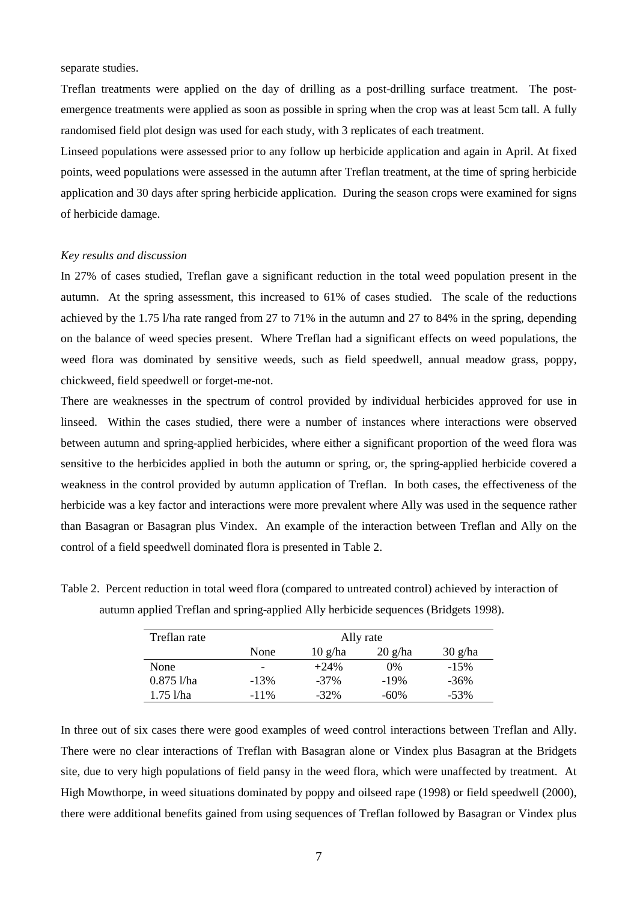separate studies.

Treflan treatments were applied on the day of drilling as a post-drilling surface treatment. The post-emergence treatments were applied as soon as possible in spring when the crop was at least 5cm tall. A fully randomised field plot design was used for each study, with 3 replicates of each treatment.

Linseed populations were assessed prior to any follow up herbicide application and again in April. At fixed points, weed populations were assessed in the autumn after Treflan treatment, at the time of spring herbicide application and 30 days after spring herbicide application. During the season crops were examined for signs of herbicide damage.

*Key results and discussion*

In 27% of cases studied, Treflan gave a significant reduction in the total weed population present in the autumn. At the spring assessment, this increased to 61% of cases studied. The scale of the reductions achieved by the 1.75 l/ha rate ranged from 27 to 71% in the autumn and 27 to 84% in the spring, depending on the balance of weed species present. Where Treflan had a significant effects on weed populations, the weed flora was dominated by sensitive weeds, such as field speedwell, annual meadow grass, poppy, chickweed, field speedwell or forget-me-not.

There are weaknesses in the spectrum of control provided by individual herbicides approved for use in linseed. Within the cases studied, there were a number of instances where interactions were observed between autumn and spring-applied herbicides, where either a significant proportion of the weed flora was sensitive to the herbicides applied in both the autumn or spring, or, the spring-applied herbicide covered a weakness in the control provided by autumn application of Treflan. In both cases, the effectiveness of the herbicide was a key factor and interactions were more prevalent where Ally was used in the sequence rather than Basagran or Basagran plus Vindex. An example of the interaction between Treflan and Ally on the control of a field speedwell dominated flora is presented in Table 2.

Table 2. Percent reduction in total weed flora (compared to untreated control) achieved by interaction of autumn applied Treflan and spring-applied Ally herbicide sequences (Bridgets 1998).

| Treflan rate | Ally rate | | | |
|---|---|---|---|---|
| | None | 10 g/ha | 20 g/ha | 30 g/ha |
| None | - | +24% | 0% | -15% |
| 0.875 l/ha | -13% | -37% | -19% | -36% |
| 1.75 l/ha | -11% | -32% | -60% | -53% |

In three out of six cases there were good examples of weed control interactions between Treflan and Ally. There were no clear interactions of Treflan with Basagran alone or Vindex plus Basagran at the Bridgets site, due to very high populations of field pansy in the weed flora, which were unaffected by treatment. At High Mowthorpe, in weed situations dominated by poppy and oilseed rape (1998) or field speedwell (2000), there were additional benefits gained from using sequences of Treflan followed by Basagran or Vindex plus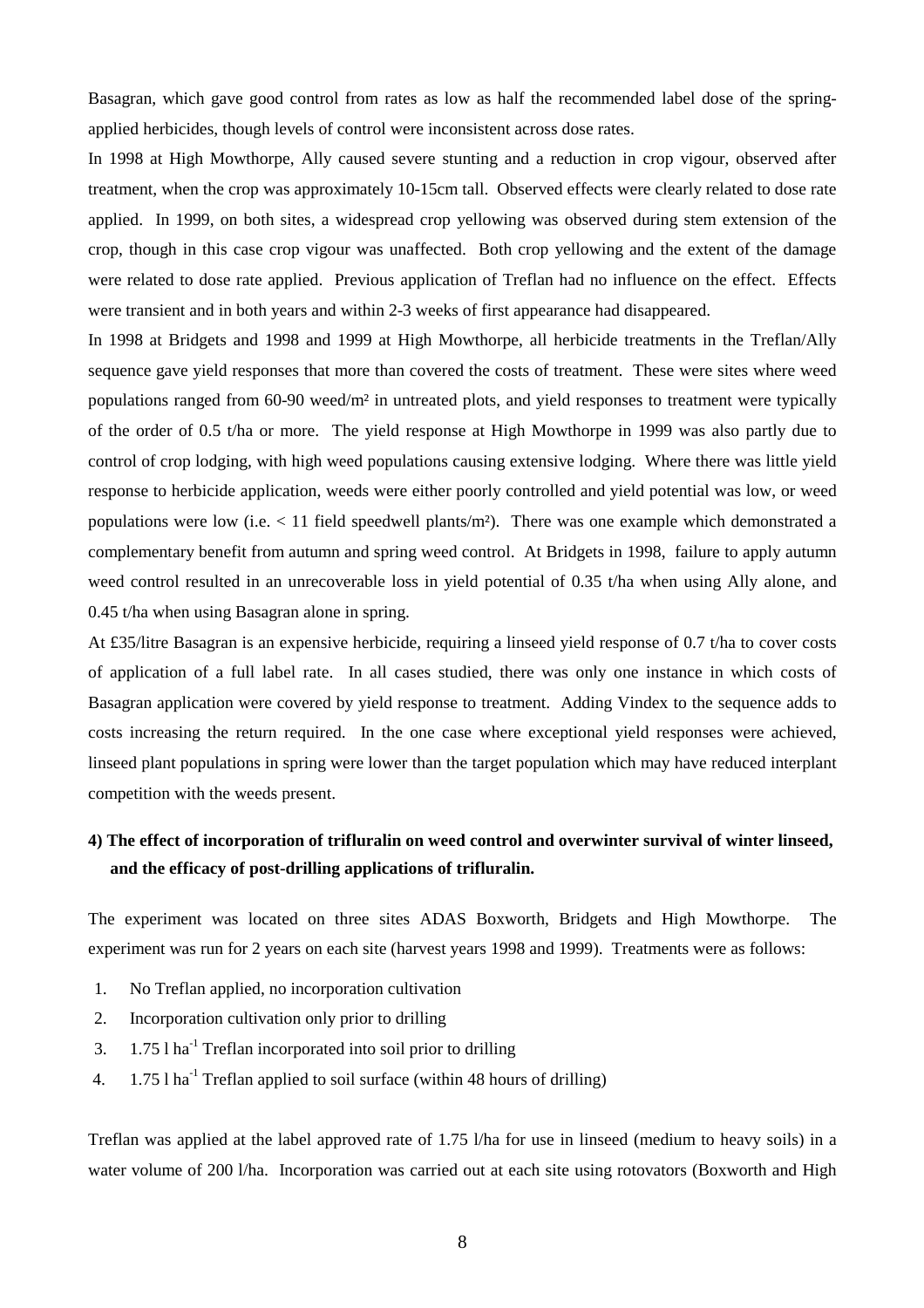Basagran, which gave good control from rates as low as half the recommended label dose of the spring-applied herbicides, though levels of control were inconsistent across dose rates.

In 1998 at High Mowthorpe, Ally caused severe stunting and a reduction in crop vigour, observed after treatment, when the crop was approximately 10-15cm tall. Observed effects were clearly related to dose rate applied. In 1999, on both sites, a widespread crop yellowing was observed during stem extension of the crop, though in this case crop vigour was unaffected. Both crop yellowing and the extent of the damage were related to dose rate applied. Previous application of Treflan had no influence on the effect. Effects were transient and in both years and within 2-3 weeks of first appearance had disappeared.

In 1998 at Bridgets and 1998 and 1999 at High Mowthorpe, all herbicide treatments in the Treflan/Ally sequence gave yield responses that more than covered the costs of treatment. These were sites where weed populations ranged from 60-90 weed/m² in untreated plots, and yield responses to treatment were typically of the order of 0.5 t/ha or more. The yield response at High Mowthorpe in 1999 was also partly due to control of crop lodging, with high weed populations causing extensive lodging. Where there was little yield response to herbicide application, weeds were either poorly controlled and yield potential was low, or weed populations were low (i.e. < 11 field speedwell plants/m²). There was one example which demonstrated a complementary benefit from autumn and spring weed control. At Bridgets in 1998, failure to apply autumn weed control resulted in an unrecoverable loss in yield potential of 0.35 t/ha when using Ally alone, and 0.45 t/ha when using Basagran alone in spring.

At £35/litre Basagran is an expensive herbicide, requiring a linseed yield response of 0.7 t/ha to cover costs of application of a full label rate. In all cases studied, there was only one instance in which costs of Basagran application were covered by yield response to treatment. Adding Vindex to the sequence adds to costs increasing the return required. In the one case where exceptional yield responses were achieved, linseed plant populations in spring were lower than the target population which may have reduced interplant competition with the weeds present.

**4) The effect of incorporation of trifluralin on weed control and overwinter survival of winter linseed, and the efficacy of post-drilling applications of trifluralin.**

The experiment was located on three sites ADAS Boxworth, Bridgets and High Mowthorpe. The experiment was run for 2 years on each site (harvest years 1998 and 1999). Treatments were as follows:

1. No Treflan applied, no incorporation cultivation
2. Incorporation cultivation only prior to drilling
3. 1.75 l $ha^{-1}$ Treflan incorporated into soil prior to drilling
4. 1.75 l $ha^{-1}$ Treflan applied to soil surface (within 48 hours of drilling)

Treflan was applied at the label approved rate of 1.75 l/ha for use in linseed (medium to heavy soils) in a water volume of 200 l/ha. Incorporation was carried out at each site using rotovators (Boxworth and High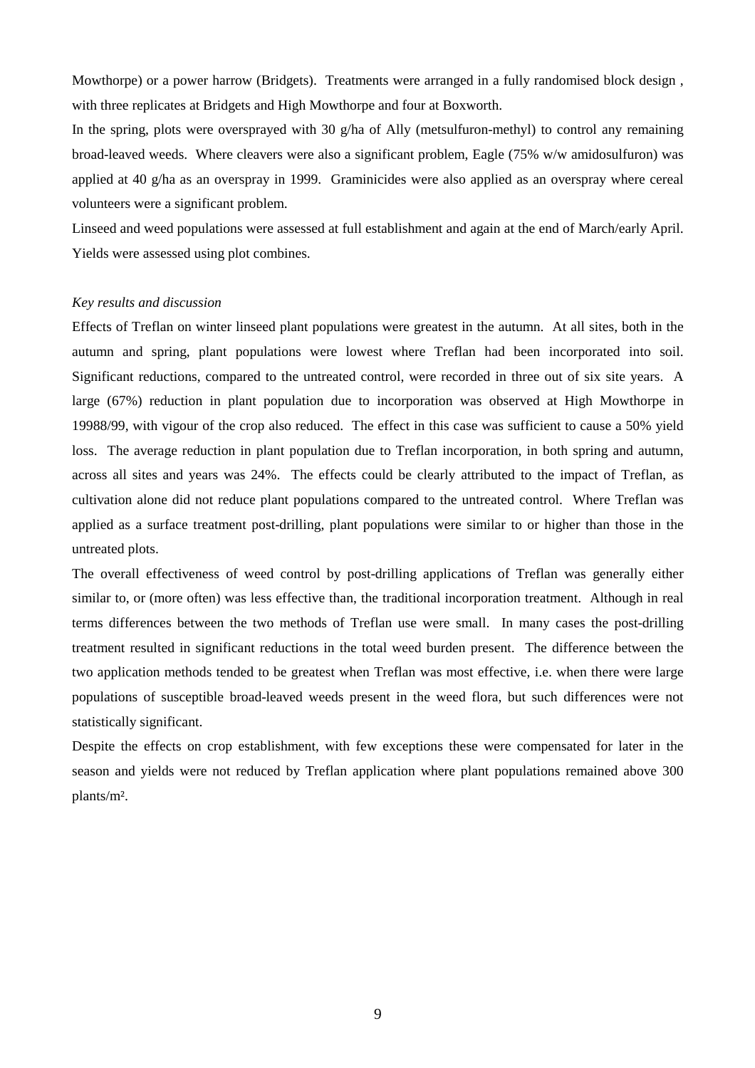Mowthorpe) or a power harrow (Bridgets). Treatments were arranged in a fully randomised block design , with three replicates at Bridgets and High Mowthorpe and four at Boxworth.

In the spring, plots were oversprayed with 30 g/ha of Ally (metsulfuron-methyl) to control any remaining broad-leaved weeds. Where cleavers were also a significant problem, Eagle (75% w/w amidosulfuron) was applied at 40 g/ha as an overspray in 1999. Graminicides were also applied as an overspray where cereal volunteers were a significant problem.

Linseed and weed populations were assessed at full establishment and again at the end of March/early April. Yields were assessed using plot combines.

*Key results and discussion*

Effects of Treflan on winter linseed plant populations were greatest in the autumn. At all sites, both in the autumn and spring, plant populations were lowest where Treflan had been incorporated into soil. Significant reductions, compared to the untreated control, were recorded in three out of six site years. A large (67%) reduction in plant population due to incorporation was observed at High Mowthorpe in 19988/99, with vigour of the crop also reduced. The effect in this case was sufficient to cause a 50% yield loss. The average reduction in plant population due to Treflan incorporation, in both spring and autumn, across all sites and years was 24%. The effects could be clearly attributed to the impact of Treflan, as cultivation alone did not reduce plant populations compared to the untreated control. Where Treflan was applied as a surface treatment post-drilling, plant populations were similar to or higher than those in the untreated plots.

The overall effectiveness of weed control by post-drilling applications of Treflan was generally either similar to, or (more often) was less effective than, the traditional incorporation treatment. Although in real terms differences between the two methods of Treflan use were small. In many cases the post-drilling treatment resulted in significant reductions in the total weed burden present. The difference between the two application methods tended to be greatest when Treflan was most effective, i.e. when there were large populations of susceptible broad-leaved weeds present in the weed flora, but such differences were not statistically significant.

Despite the effects on crop establishment, with few exceptions these were compensated for later in the season and yields were not reduced by Treflan application where plant populations remained above 300 plants/m².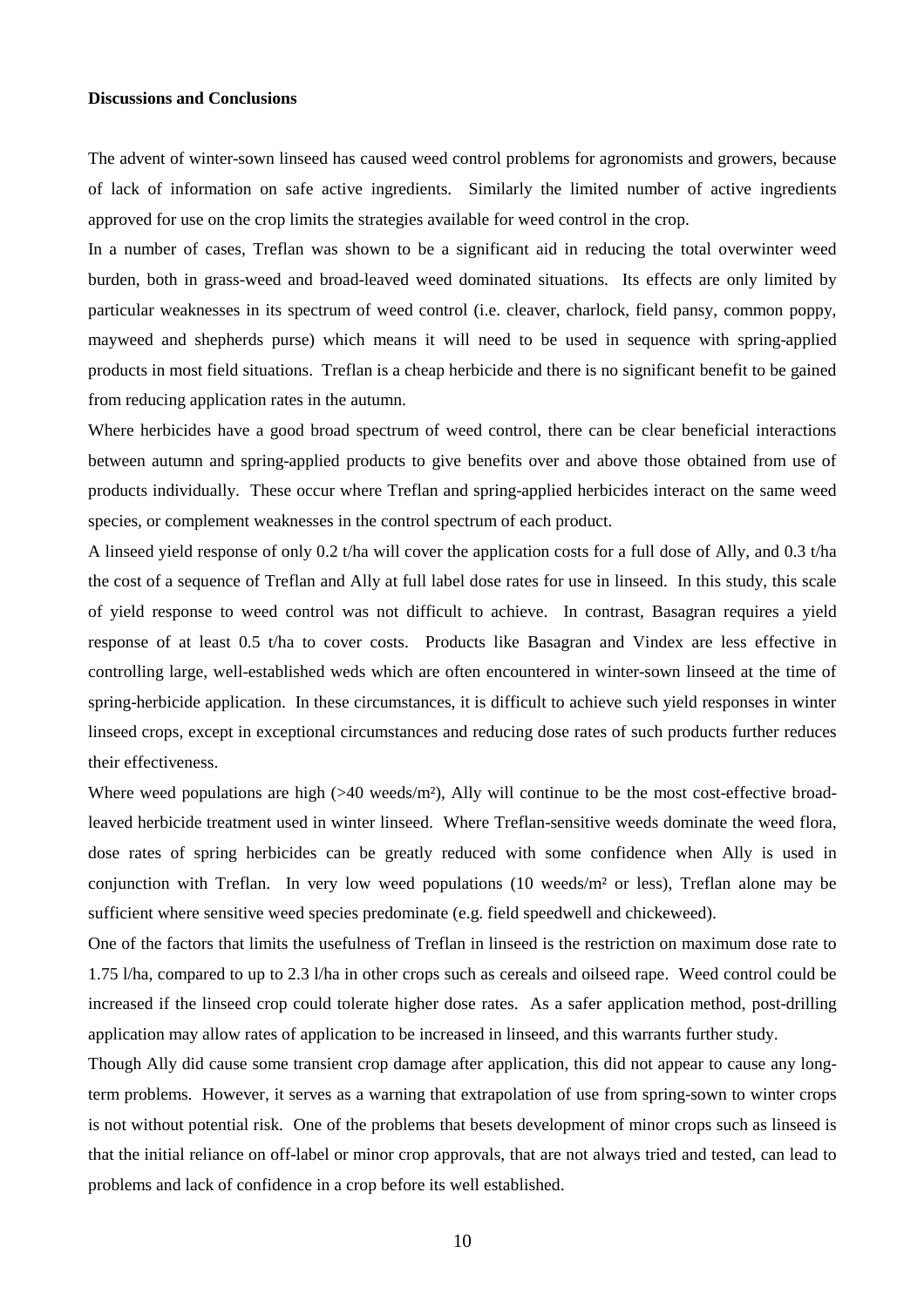**Discussions and Conclusions**

The advent of winter-sown linseed has caused weed control problems for agronomists and growers, because of lack of information on safe active ingredients. Similarly the limited number of active ingredients approved for use on the crop limits the strategies available for weed control in the crop.

In a number of cases, Treflan was shown to be a significant aid in reducing the total overwinter weed burden, both in grass-weed and broad-leaved weed dominated situations. Its effects are only limited by particular weaknesses in its spectrum of weed control (i.e. cleaver, charlock, field pansy, common poppy, mayweed and shepherds purse) which means it will need to be used in sequence with spring-applied products in most field situations. Treflan is a cheap herbicide and there is no significant benefit to be gained from reducing application rates in the autumn.

Where herbicides have a good broad spectrum of weed control, there can be clear beneficial interactions between autumn and spring-applied products to give benefits over and above those obtained from use of products individually. These occur where Treflan and spring-applied herbicides interact on the same weed species, or complement weaknesses in the control spectrum of each product.

A linseed yield response of only 0.2 t/ha will cover the application costs for a full dose of Ally, and 0.3 t/ha the cost of a sequence of Treflan and Ally at full label dose rates for use in linseed. In this study, this scale of yield response to weed control was not difficult to achieve. In contrast, Basagran requires a yield response of at least 0.5 t/ha to cover costs. Products like Basagran and Vindex are less effective in controlling large, well-established weds which are often encountered in winter-sown linseed at the time of spring-herbicide application. In these circumstances, it is difficult to achieve such yield responses in winter linseed crops, except in exceptional circumstances and reducing dose rates of such products further reduces their effectiveness.

Where weed populations are high (>40 weeds/m²), Ally will continue to be the most cost-effective broad-leaved herbicide treatment used in winter linseed. Where Treflan-sensitive weeds dominate the weed flora, dose rates of spring herbicides can be greatly reduced with some confidence when Ally is used in conjunction with Treflan. In very low weed populations (10 weeds/m² or less), Treflan alone may be sufficient where sensitive weed species predominate (e.g. field speedwell and chickeweed).

One of the factors that limits the usefulness of Treflan in linseed is the restriction on maximum dose rate to 1.75 l/ha, compared to up to 2.3 l/ha in other crops such as cereals and oilseed rape. Weed control could be increased if the linseed crop could tolerate higher dose rates. As a safer application method, post-drilling application may allow rates of application to be increased in linseed, and this warrants further study.

Though Ally did cause some transient crop damage after application, this did not appear to cause any long-term problems. However, it serves as a warning that extrapolation of use from spring-sown to winter crops is not without potential risk. One of the problems that besets development of minor crops such as linseed is that the initial reliance on off-label or minor crop approvals, that are not always tried and tested, can lead to problems and lack of confidence in a crop before its well established.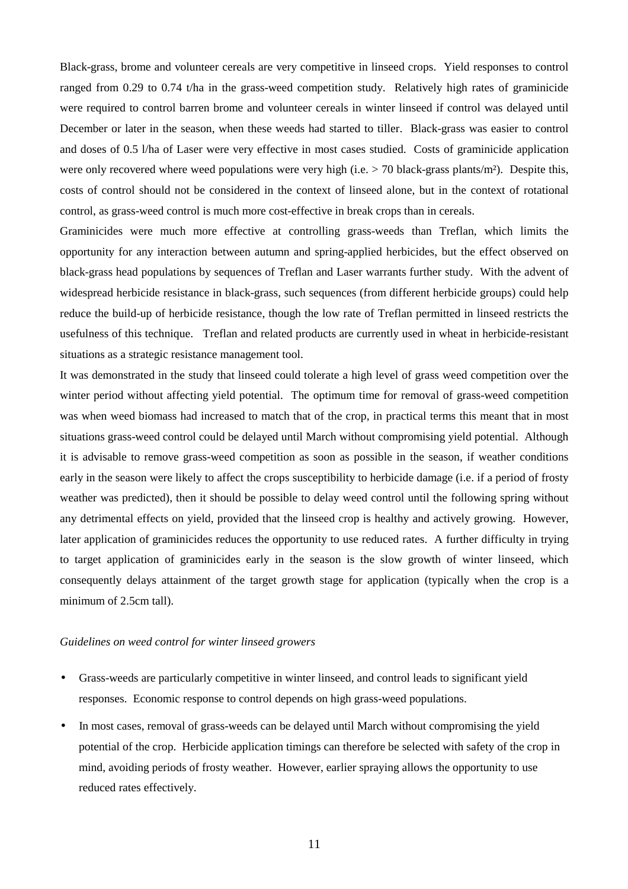Black-grass, brome and volunteer cereals are very competitive in linseed crops. Yield responses to control ranged from 0.29 to 0.74 t/ha in the grass-weed competition study. Relatively high rates of graminicide were required to control barren brome and volunteer cereals in winter linseed if control was delayed until December or later in the season, when these weeds had started to tiller. Black-grass was easier to control and doses of 0.5 l/ha of Laser were very effective in most cases studied. Costs of graminicide application were only recovered where weed populations were very high (i.e. > 70 black-grass plants/m²). Despite this, costs of control should not be considered in the context of linseed alone, but in the context of rotational control, as grass-weed control is much more cost-effective in break crops than in cereals.

Graminicides were much more effective at controlling grass-weeds than Treflan, which limits the opportunity for any interaction between autumn and spring-applied herbicides, but the effect observed on black-grass head populations by sequences of Treflan and Laser warrants further study. With the advent of widespread herbicide resistance in black-grass, such sequences (from different herbicide groups) could help reduce the build-up of herbicide resistance, though the low rate of Treflan permitted in linseed restricts the usefulness of this technique. Treflan and related products are currently used in wheat in herbicide-resistant situations as a strategic resistance management tool.

It was demonstrated in the study that linseed could tolerate a high level of grass weed competition over the winter period without affecting yield potential. The optimum time for removal of grass-weed competition was when weed biomass had increased to match that of the crop, in practical terms this meant that in most situations grass-weed control could be delayed until March without compromising yield potential. Although it is advisable to remove grass-weed competition as soon as possible in the season, if weather conditions early in the season were likely to affect the crops susceptibility to herbicide damage (i.e. if a period of frosty weather was predicted), then it should be possible to delay weed control until the following spring without any detrimental effects on yield, provided that the linseed crop is healthy and actively growing. However, later application of graminicides reduces the opportunity to use reduced rates. A further difficulty in trying to target application of graminicides early in the season is the slow growth of winter linseed, which consequently delays attainment of the target growth stage for application (typically when the crop is a minimum of 2.5cm tall).

*Guidelines on weed control for winter linseed growers*

- Grass-weeds are particularly competitive in winter linseed, and control leads to significant yield responses. Economic response to control depends on high grass-weed populations.
- In most cases, removal of grass-weeds can be delayed until March without compromising the yield potential of the crop. Herbicide application timings can therefore be selected with safety of the crop in mind, avoiding periods of frosty weather. However, earlier spraying allows the opportunity to use reduced rates effectively.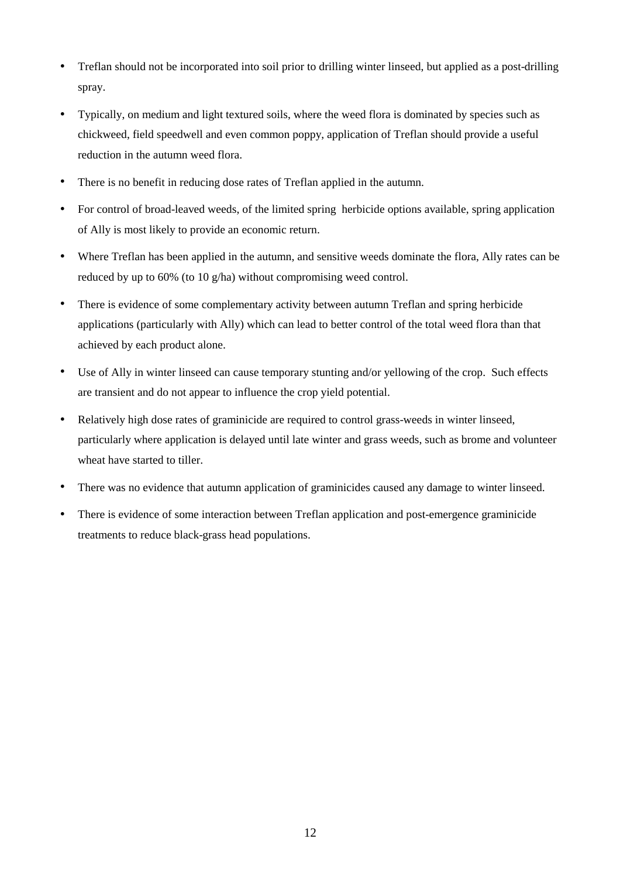- Treflan should not be incorporated into soil prior to drilling winter linseed, but applied as a post-drilling spray.
- Typically, on medium and light textured soils, where the weed flora is dominated by species such as chickweed, field speedwell and even common poppy, application of Treflan should provide a useful reduction in the autumn weed flora.
- There is no benefit in reducing dose rates of Treflan applied in the autumn.
- For control of broad-leaved weeds, of the limited spring herbicide options available, spring application of Ally is most likely to provide an economic return.
- Where Treflan has been applied in the autumn, and sensitive weeds dominate the flora, Ally rates can be reduced by up to 60% (to 10 g/ha) without compromising weed control.
- There is evidence of some complementary activity between autumn Treflan and spring herbicide applications (particularly with Ally) which can lead to better control of the total weed flora than that achieved by each product alone.
- Use of Ally in winter linseed can cause temporary stunting and/or yellowing of the crop. Such effects are transient and do not appear to influence the crop yield potential.
- Relatively high dose rates of graminicide are required to control grass-weeds in winter linseed, particularly where application is delayed until late winter and grass weeds, such as brome and volunteer wheat have started to tiller.
- There was no evidence that autumn application of graminicides caused any damage to winter linseed.
- There is evidence of some interaction between Treflan application and post-emergence graminicide treatments to reduce black-grass head populations.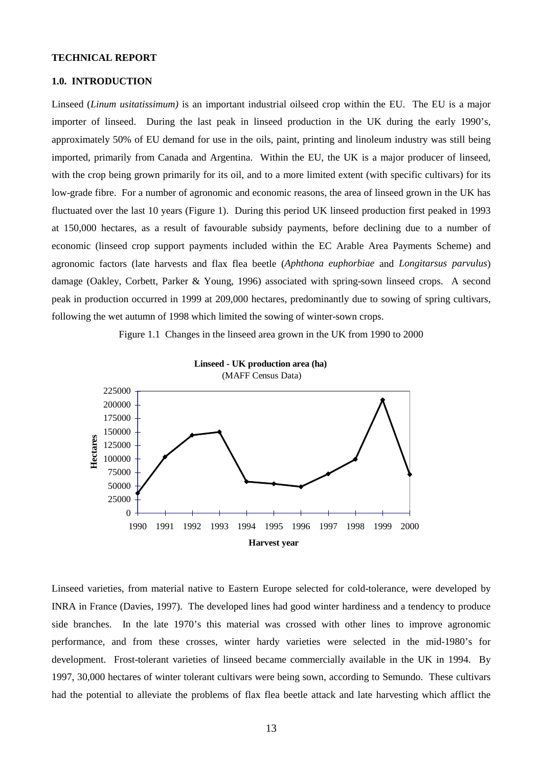**TECHNICAL REPORT**

## 1.0. INTRODUCTION

Linseed (*Linum usitatissimum)* is an important industrial oilseed crop within the EU. The EU is a major importer of linseed. During the last peak in linseed production in the UK during the early 1990's, approximately 50% of EU demand for use in the oils, paint, printing and linoleum industry was still being imported, primarily from Canada and Argentina. Within the EU, the UK is a major producer of linseed, with the crop being grown primarily for its oil, and to a more limited extent (with specific cultivars) for its low-grade fibre. For a number of agronomic and economic reasons, the area of linseed grown in the UK has fluctuated over the last 10 years (Figure 1). During this period UK linseed production first peaked in 1993 at 150,000 hectares, as a result of favourable subsidy payments, before declining due to a number of economic (linseed crop support payments included within the EC Arable Area Payments Scheme) and agronomic factors (late harvests and flax flea beetle (*Aphthona euphorbiae* and *Longitarsus parvulus*) damage (Oakley, Corbett, Parker & Young, 1996) associated with spring-sown linseed crops. A second peak in production occurred in 1999 at 209,000 hectares, predominantly due to sowing of spring cultivars, following the wet autumn of 1998 which limited the sowing of winter-sown crops.

Figure 1.1 Changes in the linseed area grown in the UK from 1990 to 2000

Linseed varieties, from material native to Eastern Europe selected for cold-tolerance, were developed by INRA in France (Davies, 1997). The developed lines had good winter hardiness and a tendency to produce side branches. In the late 1970's this material was crossed with other lines to improve agronomic performance, and from these crosses, winter hardy varieties were selected in the mid-1980's for development. Frost-tolerant varieties of linseed became commercially available in the UK in 1994. By 1997, 30,000 hectares of winter tolerant cultivars were being sown, according to Semundo. These cultivars had the potential to alleviate the problems of flax flea beetle attack and late harvesting which afflict the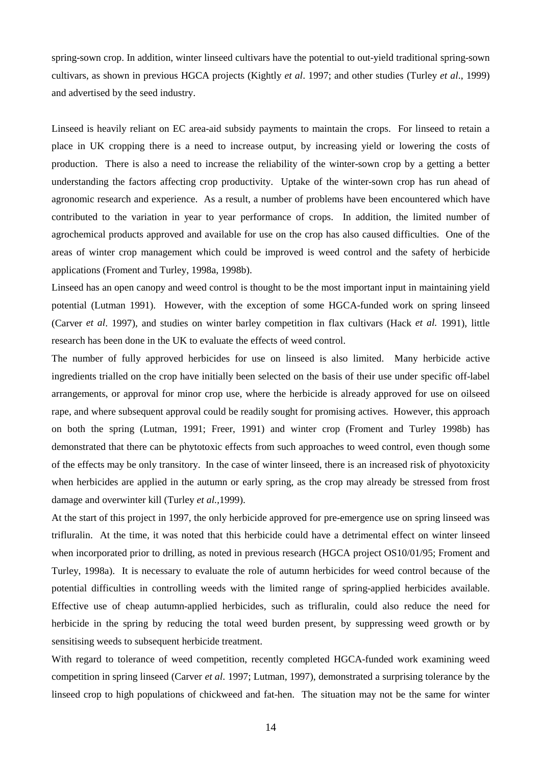spring-sown crop. In addition, winter linseed cultivars have the potential to out-yield traditional spring-sown cultivars, as shown in previous HGCA projects (Kightly *et al*. 1997; and other studies (Turley *et al*., 1999) and advertised by the seed industry.

Linseed is heavily reliant on EC area-aid subsidy payments to maintain the crops. For linseed to retain a place in UK cropping there is a need to increase output, by increasing yield or lowering the costs of production. There is also a need to increase the reliability of the winter-sown crop by a getting a better understanding the factors affecting crop productivity. Uptake of the winter-sown crop has run ahead of agronomic research and experience. As a result, a number of problems have been encountered which have contributed to the variation in year to year performance of crops. In addition, the limited number of agrochemical products approved and available for use on the crop has also caused difficulties. One of the areas of winter crop management which could be improved is weed control and the safety of herbicide applications (Froment and Turley, 1998a, 1998b).

Linseed has an open canopy and weed control is thought to be the most important input in maintaining yield potential (Lutman 1991). However, with the exception of some HGCA-funded work on spring linseed (Carver *et al*. 1997), and studies on winter barley competition in flax cultivars (Hack *et al.* 1991), little research has been done in the UK to evaluate the effects of weed control.

The number of fully approved herbicides for use on linseed is also limited. Many herbicide active ingredients trialled on the crop have initially been selected on the basis of their use under specific off-label arrangements, or approval for minor crop use, where the herbicide is already approved for use on oilseed rape, and where subsequent approval could be readily sought for promising actives. However, this approach on both the spring (Lutman, 1991; Freer, 1991) and winter crop (Froment and Turley 1998b) has demonstrated that there can be phytotoxic effects from such approaches to weed control, even though some of the effects may be only transitory. In the case of winter linseed, there is an increased risk of phyotoxicity when herbicides are applied in the autumn or early spring, as the crop may already be stressed from frost damage and overwinter kill (Turley *et al.,*1999).

At the start of this project in 1997, the only herbicide approved for pre-emergence use on spring linseed was trifluralin. At the time, it was noted that this herbicide could have a detrimental effect on winter linseed when incorporated prior to drilling, as noted in previous research (HGCA project OS10/01/95; Froment and Turley, 1998a). It is necessary to evaluate the role of autumn herbicides for weed control because of the potential difficulties in controlling weeds with the limited range of spring-applied herbicides available. Effective use of cheap autumn-applied herbicides, such as trifluralin, could also reduce the need for herbicide in the spring by reducing the total weed burden present, by suppressing weed growth or by sensitising weeds to subsequent herbicide treatment.

With regard to tolerance of weed competition, recently completed HGCA-funded work examining weed competition in spring linseed (Carver *et al*. 1997; Lutman, 1997), demonstrated a surprising tolerance by the linseed crop to high populations of chickweed and fat-hen. The situation may not be the same for winter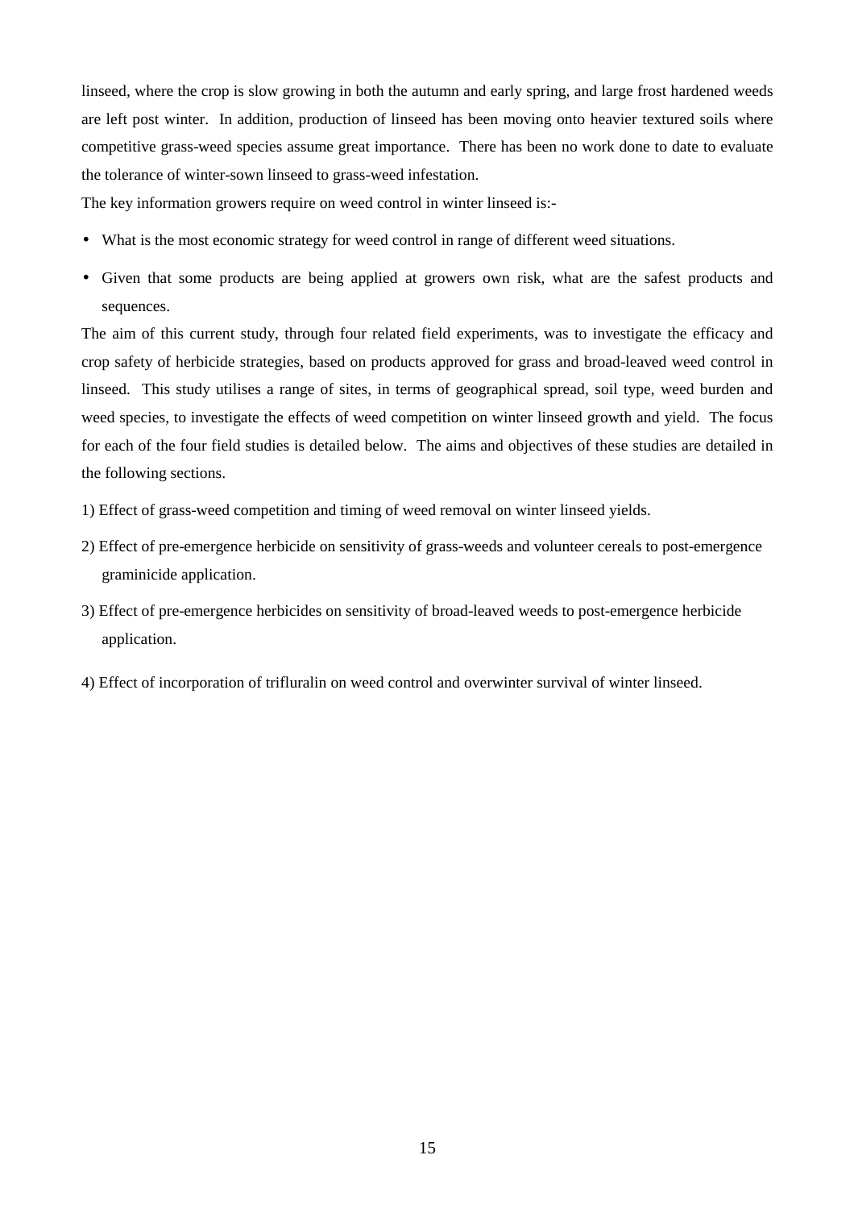linseed, where the crop is slow growing in both the autumn and early spring, and large frost hardened weeds are left post winter. In addition, production of linseed has been moving onto heavier textured soils where competitive grass-weed species assume great importance. There has been no work done to date to evaluate the tolerance of winter-sown linseed to grass-weed infestation.

The key information growers require on weed control in winter linseed is:-

- What is the most economic strategy for weed control in range of different weed situations.
- Given that some products are being applied at growers own risk, what are the safest products and sequences.

The aim of this current study, through four related field experiments, was to investigate the efficacy and crop safety of herbicide strategies, based on products approved for grass and broad-leaved weed control in linseed. This study utilises a range of sites, in terms of geographical spread, soil type, weed burden and weed species, to investigate the effects of weed competition on winter linseed growth and yield. The focus for each of the four field studies is detailed below. The aims and objectives of these studies are detailed in the following sections.

1) Effect of grass-weed competition and timing of weed removal on winter linseed yields.

2) Effect of pre-emergence herbicide on sensitivity of grass-weeds and volunteer cereals to post-emergence graminicide application.

3) Effect of pre-emergence herbicides on sensitivity of broad-leaved weeds to post-emergence herbicide application.

4) Effect of incorporation of trifluralin on weed control and overwinter survival of winter linseed.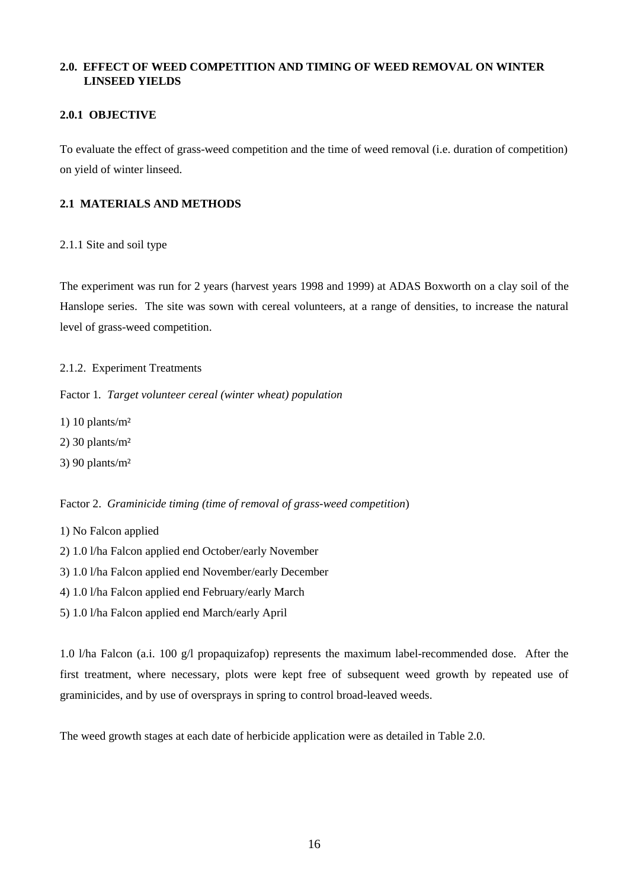## 2.0. EFFECT OF WEED COMPETITION AND TIMING OF WEED REMOVAL ON WINTER LINSEED YIELDS

### 2.0.1 OBJECTIVE

To evaluate the effect of grass-weed competition and the time of weed removal (i.e. duration of competition) on yield of winter linseed.

### 2.1 MATERIALS AND METHODS

2.1.1 Site and soil type

The experiment was run for 2 years (harvest years 1998 and 1999) at ADAS Boxworth on a clay soil of the Hanslope series. The site was sown with cereal volunteers, at a range of densities, to increase the natural level of grass-weed competition.

2.1.2. Experiment Treatments

Factor 1. *Target volunteer cereal (winter wheat) population*

1) 10 plants/m²
2) 30 plants/m²
3) 90 plants/m²

Factor 2. *Graminicide timing (time of removal of grass-weed competition*)

1) No Falcon applied
2) 1.0 l/ha Falcon applied end October/early November
3) 1.0 l/ha Falcon applied end November/early December
4) 1.0 l/ha Falcon applied end February/early March
5) 1.0 l/ha Falcon applied end March/early April

1.0 l/ha Falcon (a.i. 100 g/l propaquizafop) represents the maximum label-recommended dose. After the first treatment, where necessary, plots were kept free of subsequent weed growth by repeated use of graminicides, and by use of oversprays in spring to control broad-leaved weeds.

The weed growth stages at each date of herbicide application were as detailed in Table 2.0.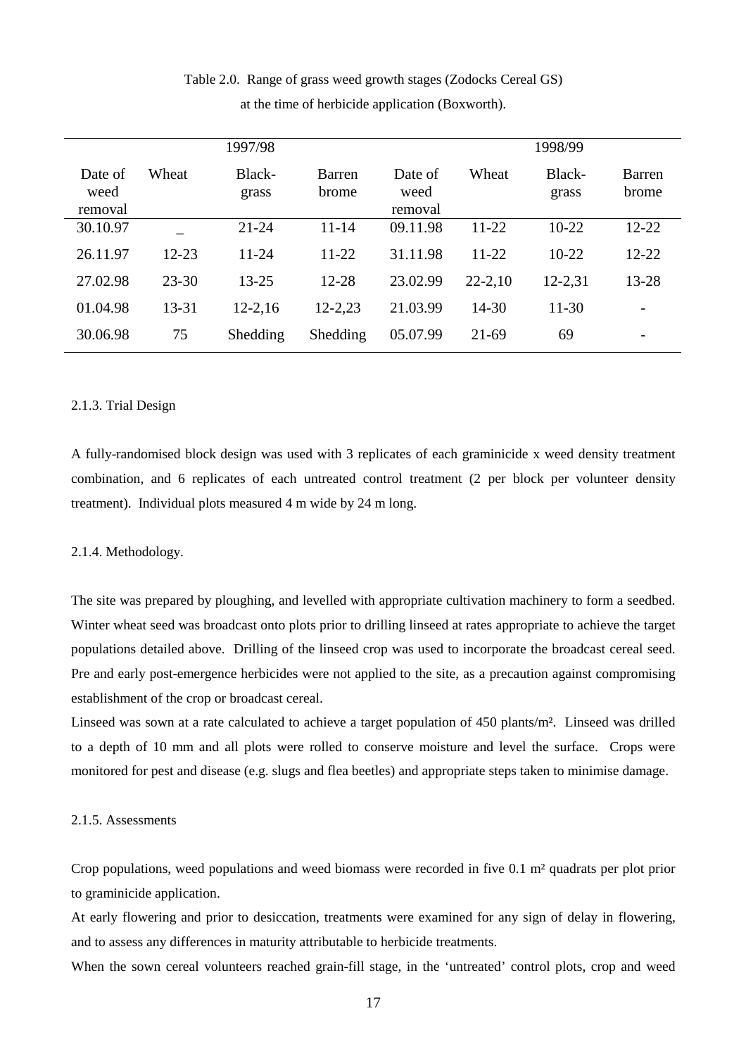Table 2.0. Range of grass weed growth stages (Zodocks Cereal GS) at the time of herbicide application (Boxworth).

| 1997/98 | | | | 1998/99 | | | |
|---|---|---|---|---|---|---|---|
| Date of weed removal | Wheat | Black-grass | Barren brome | Date of weed removal | Wheat | Black-grass | Barren brome |
| 30.10.97 | _ | 21-24 | 11-14 | 09.11.98 | 11-22 | 10-22 | 12-22 |
| 26.11.97 | 12-23 | 11-24 | 11-22 | 31.11.98 | 11-22 | 10-22 | 12-22 |
| 27.02.98 | 23-30 | 13-25 | 12-28 | 23.02.99 | 22-2,10 | 12-2,31 | 13-28 |
| 01.04.98 | 13-31 | 12-2,16 | 12-2,23 | 21.03.99 | 14-30 | 11-30 | - |
| 30.06.98 | 75 | Shedding | Shedding | 05.07.99 | 21-69 | 69 | - |

### 2.1.3. Trial Design

A fully-randomised block design was used with 3 replicates of each graminicide x weed density treatment combination, and 6 replicates of each untreated control treatment (2 per block per volunteer density treatment). Individual plots measured 4 m wide by 24 m long.

### 2.1.4. Methodology.

The site was prepared by ploughing, and levelled with appropriate cultivation machinery to form a seedbed. Winter wheat seed was broadcast onto plots prior to drilling linseed at rates appropriate to achieve the target populations detailed above. Drilling of the linseed crop was used to incorporate the broadcast cereal seed. Pre and early post-emergence herbicides were not applied to the site, as a precaution against compromising establishment of the crop or broadcast cereal.

Linseed was sown at a rate calculated to achieve a target population of 450 plants/m². Linseed was drilled to a depth of 10 mm and all plots were rolled to conserve moisture and level the surface. Crops were monitored for pest and disease (e.g. slugs and flea beetles) and appropriate steps taken to minimise damage.

### 2.1.5. Assessments

Crop populations, weed populations and weed biomass were recorded in five 0.1 m² quadrats per plot prior to graminicide application.

At early flowering and prior to desiccation, treatments were examined for any sign of delay in flowering, and to assess any differences in maturity attributable to herbicide treatments.

When the sown cereal volunteers reached grain-fill stage, in the 'untreated' control plots, crop and weed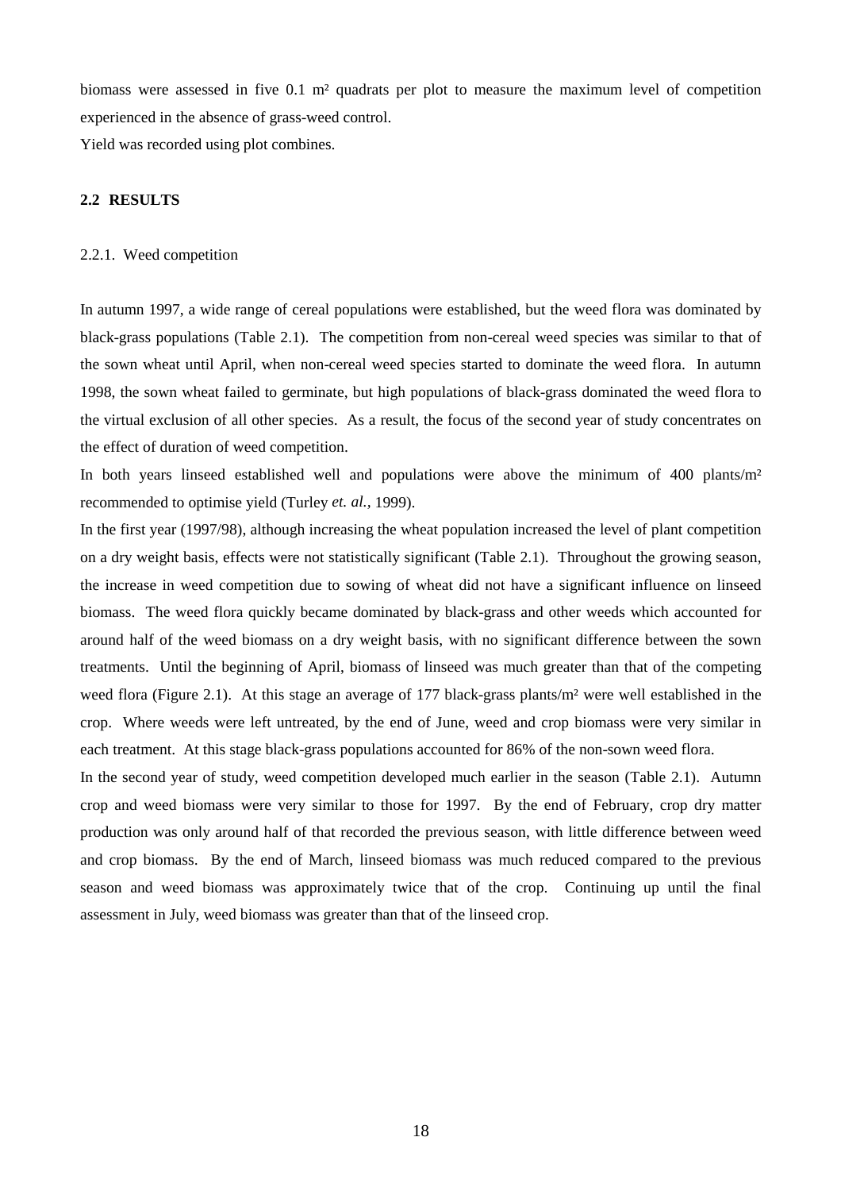biomass were assessed in five 0.1 m² quadrats per plot to measure the maximum level of competition experienced in the absence of grass-weed control.

Yield was recorded using plot combines.

## 2.2 RESULTS

### 2.2.1. Weed competition

In autumn 1997, a wide range of cereal populations were established, but the weed flora was dominated by black-grass populations (Table 2.1). The competition from non-cereal weed species was similar to that of the sown wheat until April, when non-cereal weed species started to dominate the weed flora. In autumn 1998, the sown wheat failed to germinate, but high populations of black-grass dominated the weed flora to the virtual exclusion of all other species. As a result, the focus of the second year of study concentrates on the effect of duration of weed competition.

In both years linseed established well and populations were above the minimum of 400 plants/m² recommended to optimise yield (Turley *et. al.,* 1999).

In the first year (1997/98), although increasing the wheat population increased the level of plant competition on a dry weight basis, effects were not statistically significant (Table 2.1). Throughout the growing season, the increase in weed competition due to sowing of wheat did not have a significant influence on linseed biomass. The weed flora quickly became dominated by black-grass and other weeds which accounted for around half of the weed biomass on a dry weight basis, with no significant difference between the sown treatments. Until the beginning of April, biomass of linseed was much greater than that of the competing weed flora (Figure 2.1). At this stage an average of 177 black-grass plants/m² were well established in the crop. Where weeds were left untreated, by the end of June, weed and crop biomass were very similar in each treatment. At this stage black-grass populations accounted for 86% of the non-sown weed flora.

In the second year of study, weed competition developed much earlier in the season (Table 2.1). Autumn crop and weed biomass were very similar to those for 1997. By the end of February, crop dry matter production was only around half of that recorded the previous season, with little difference between weed and crop biomass. By the end of March, linseed biomass was much reduced compared to the previous season and weed biomass was approximately twice that of the crop. Continuing up until the final assessment in July, weed biomass was greater than that of the linseed crop.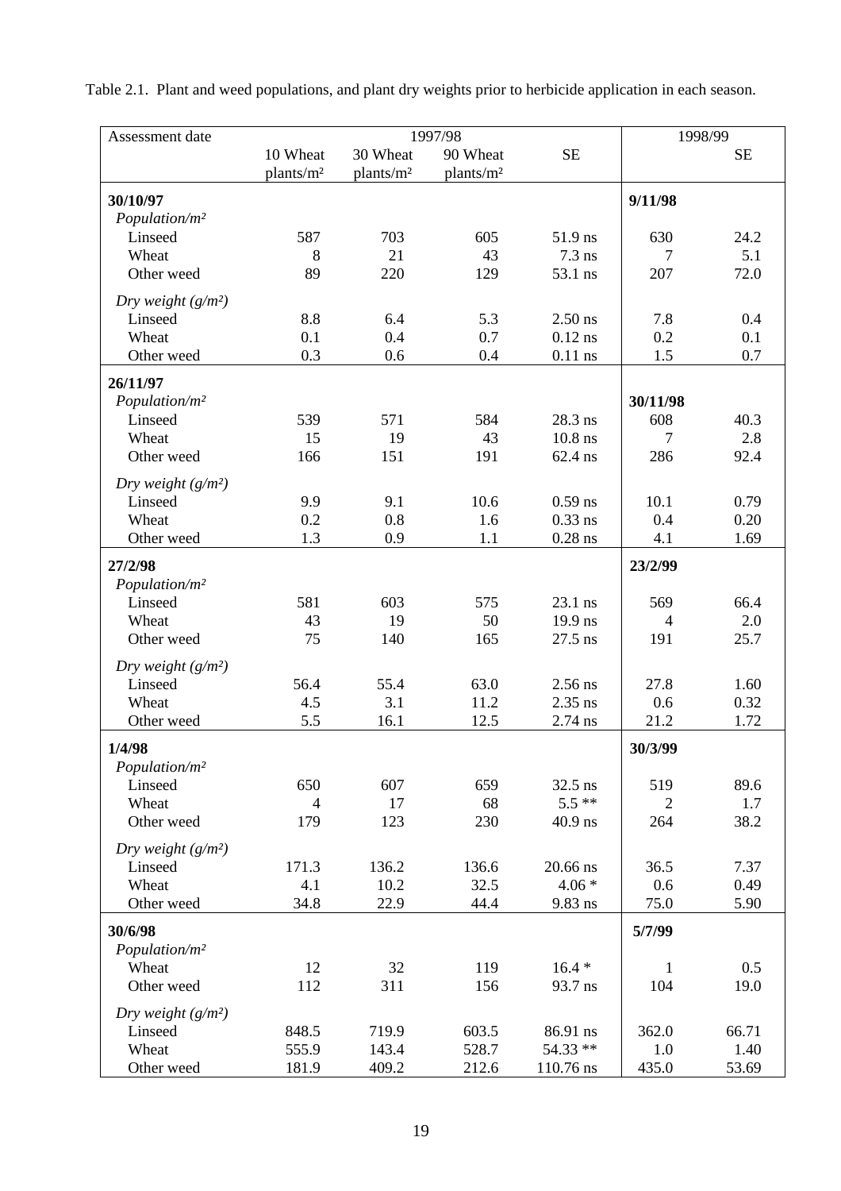Table 2.1. Plant and weed populations, and plant dry weights prior to herbicide application in each season.

| Assessment date | 1997/98 | | | | 1998/99 | |
|---|---|---|---|---|---|---|
| | 10 Wheat plants/m² | 30 Wheat plants/m² | 90 Wheat plants/m² | SE | | SE |
| **30/10/97** | | | | | **9/11/98** | |
| *Population/m²* | | | | | | |
| Linseed | 587 | 703 | 605 | 51.9 ns | 630 | 24.2 |
| Wheat | 8 | 21 | 43 | 7.3 ns | 7 | 5.1 |
| Other weed | 89 | 220 | 129 | 53.1 ns | 207 | 72.0 |
| *Dry weight (g/m²)* | | | | | | |
| Linseed | 8.8 | 6.4 | 5.3 | 2.50 ns | 7.8 | 0.4 |
| Wheat | 0.1 | 0.4 | 0.7 | 0.12 ns | 0.2 | 0.1 |
| Other weed | 0.3 | 0.6 | 0.4 | 0.11 ns | 1.5 | 0.7 |
| **26/11/97** | | | | | | |
| *Population/m²* | | | | | **30/11/98** | |
| Linseed | 539 | 571 | 584 | 28.3 ns | 608 | 40.3 |
| Wheat | 15 | 19 | 43 | 10.8 ns | 7 | 2.8 |
| Other weed | 166 | 151 | 191 | 62.4 ns | 286 | 92.4 |
| *Dry weight (g/m²)* | | | | | | |
| Linseed | 9.9 | 9.1 | 10.6 | 0.59 ns | 10.1 | 0.79 |
| Wheat | 0.2 | 0.8 | 1.6 | 0.33 ns | 0.4 | 0.20 |
| Other weed | 1.3 | 0.9 | 1.1 | 0.28 ns | 4.1 | 1.69 |
| **27/2/98** | | | | | **23/2/99** | |
| *Population/m²* | | | | | | |
| Linseed | 581 | 603 | 575 | 23.1 ns | 569 | 66.4 |
| Wheat | 43 | 19 | 50 | 19.9 ns | 4 | 2.0 |
| Other weed | 75 | 140 | 165 | 27.5 ns | 191 | 25.7 |
| *Dry weight (g/m²)* | | | | | | |
| Linseed | 56.4 | 55.4 | 63.0 | 2.56 ns | 27.8 | 1.60 |
| Wheat | 4.5 | 3.1 | 11.2 | 2.35 ns | 0.6 | 0.32 |
| Other weed | 5.5 | 16.1 | 12.5 | 2.74 ns | 21.2 | 1.72 |
| **1/4/98** | | | | | **30/3/99** | |
| *Population/m²* | | | | | | |
| Linseed | 650 | 607 | 659 | 32.5 ns | 519 | 89.6 |
| Wheat | 4 | 17 | 68 | 5.5 ** | 2 | 1.7 |
| Other weed | 179 | 123 | 230 | 40.9 ns | 264 | 38.2 |
| *Dry weight (g/m²)* | | | | | | |
| Linseed | 171.3 | 136.2 | 136.6 | 20.66 ns | 36.5 | 7.37 |
| Wheat | 4.1 | 10.2 | 32.5 | 4.06 * | 0.6 | 0.49 |
| Other weed | 34.8 | 22.9 | 44.4 | 9.83 ns | 75.0 | 5.90 |
| **30/6/98** | | | | | **5/7/99** | |
| *Population/m²* | | | | | | |
| Wheat | 12 | 32 | 119 | 16.4 * | 1 | 0.5 |
| Other weed | 112 | 311 | 156 | 93.7 ns | 104 | 19.0 |
| *Dry weight (g/m²)* | | | | | | |
| Linseed | 848.5 | 719.9 | 603.5 | 86.91 ns | 362.0 | 66.71 |
| Wheat | 555.9 | 143.4 | 528.7 | 54.33 ** | 1.0 | 1.40 |
| Other weed | 181.9 | 409.2 | 212.6 | 110.76 ns | 435.0 | 53.69 |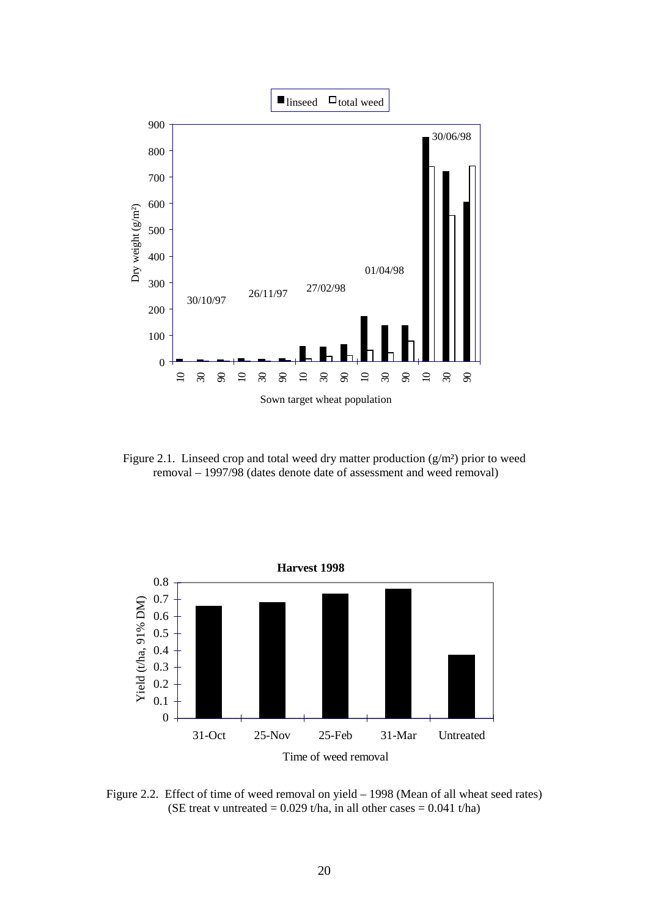Figure 2.1. Linseed crop and total weed dry matter production (g/m²) prior to weed removal – 1997/98 (dates denote date of assessment and weed removal)

Figure 2.2. Effect of time of weed removal on yield – 1998 (Mean of all wheat seed rates) (SE treat v untreated = 0.029 t/ha, in all other cases = 0.041 t/ha)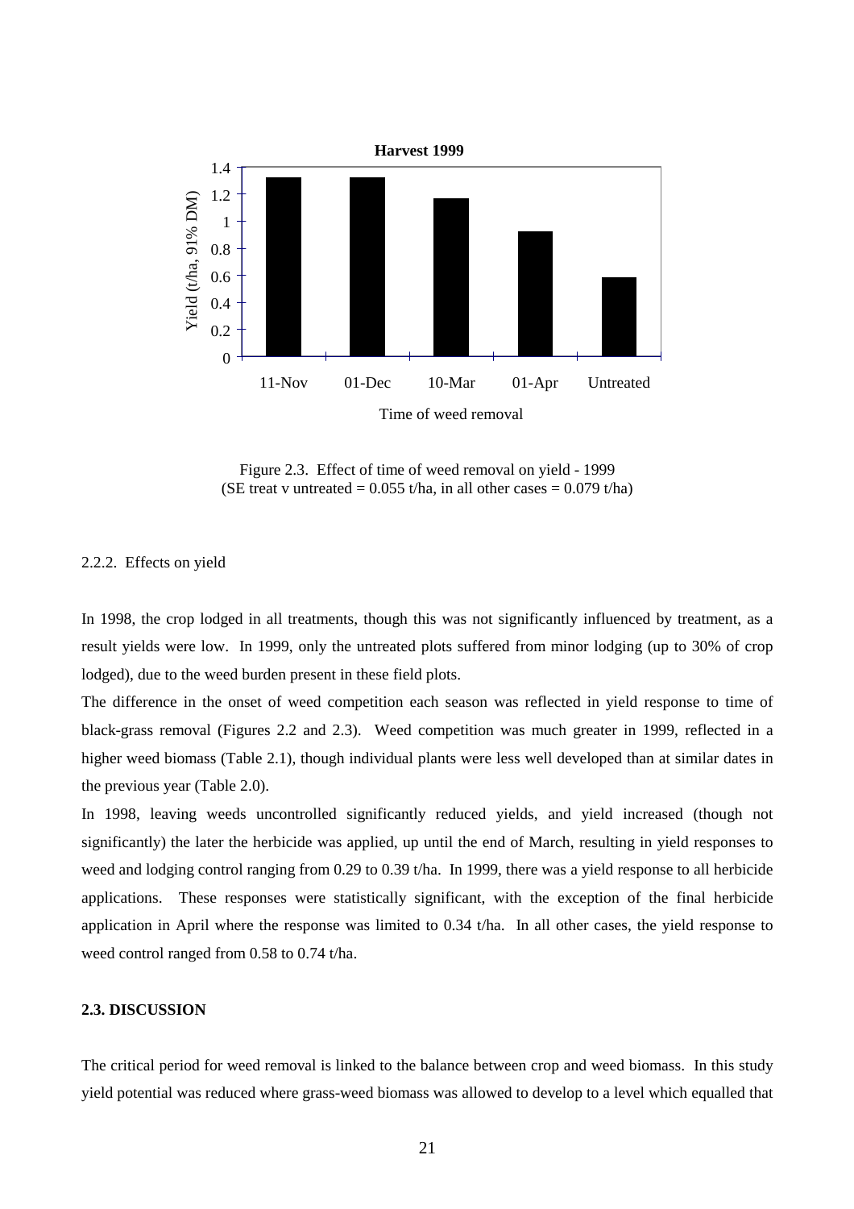Figure 2.3. Effect of time of weed removal on yield - 1999
(SE treat v untreated = 0.055 t/ha, in all other cases = 0.079 t/ha)

2.2.2. Effects on yield

In 1998, the crop lodged in all treatments, though this was not significantly influenced by treatment, as a result yields were low. In 1999, only the untreated plots suffered from minor lodging (up to 30% of crop lodged), due to the weed burden present in these field plots.

The difference in the onset of weed competition each season was reflected in yield response to time of black-grass removal (Figures 2.2 and 2.3). Weed competition was much greater in 1999, reflected in a higher weed biomass (Table 2.1), though individual plants were less well developed than at similar dates in the previous year (Table 2.0).

In 1998, leaving weeds uncontrolled significantly reduced yields, and yield increased (though not significantly) the later the herbicide was applied, up until the end of March, resulting in yield responses to weed and lodging control ranging from 0.29 to 0.39 t/ha. In 1999, there was a yield response to all herbicide applications. These responses were statistically significant, with the exception of the final herbicide application in April where the response was limited to 0.34 t/ha. In all other cases, the yield response to weed control ranged from 0.58 to 0.74 t/ha.

**2.3. DISCUSSION**

The critical period for weed removal is linked to the balance between crop and weed biomass. In this study yield potential was reduced where grass-weed biomass was allowed to develop to a level which equalled that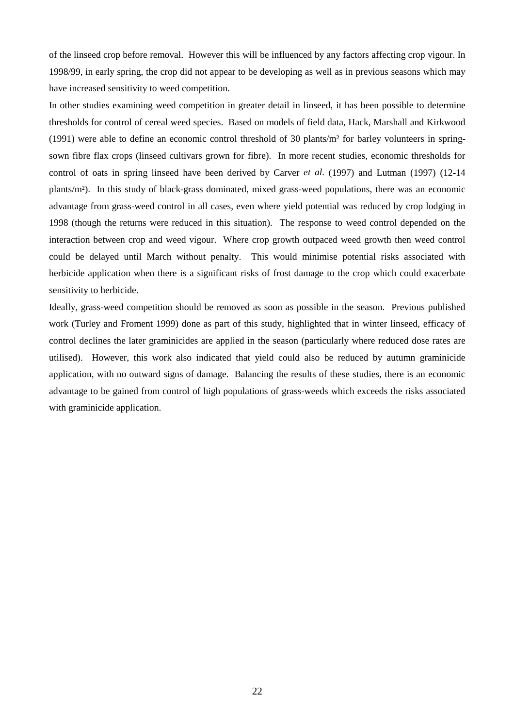of the linseed crop before removal. However this will be influenced by any factors affecting crop vigour. In 1998/99, in early spring, the crop did not appear to be developing as well as in previous seasons which may have increased sensitivity to weed competition.

In other studies examining weed competition in greater detail in linseed, it has been possible to determine thresholds for control of cereal weed species. Based on models of field data, Hack, Marshall and Kirkwood (1991) were able to define an economic control threshold of 30 plants/m² for barley volunteers in spring-sown fibre flax crops (linseed cultivars grown for fibre). In more recent studies, economic thresholds for control of oats in spring linseed have been derived by Carver *et al.* (1997) and Lutman (1997) (12-14 plants/m²). In this study of black-grass dominated, mixed grass-weed populations, there was an economic advantage from grass-weed control in all cases, even where yield potential was reduced by crop lodging in 1998 (though the returns were reduced in this situation). The response to weed control depended on the interaction between crop and weed vigour. Where crop growth outpaced weed growth then weed control could be delayed until March without penalty. This would minimise potential risks associated with herbicide application when there is a significant risks of frost damage to the crop which could exacerbate sensitivity to herbicide.

Ideally, grass-weed competition should be removed as soon as possible in the season. Previous published work (Turley and Froment 1999) done as part of this study, highlighted that in winter linseed, efficacy of control declines the later graminicides are applied in the season (particularly where reduced dose rates are utilised). However, this work also indicated that yield could also be reduced by autumn graminicide application, with no outward signs of damage. Balancing the results of these studies, there is an economic advantage to be gained from control of high populations of grass-weeds which exceeds the risks associated with graminicide application.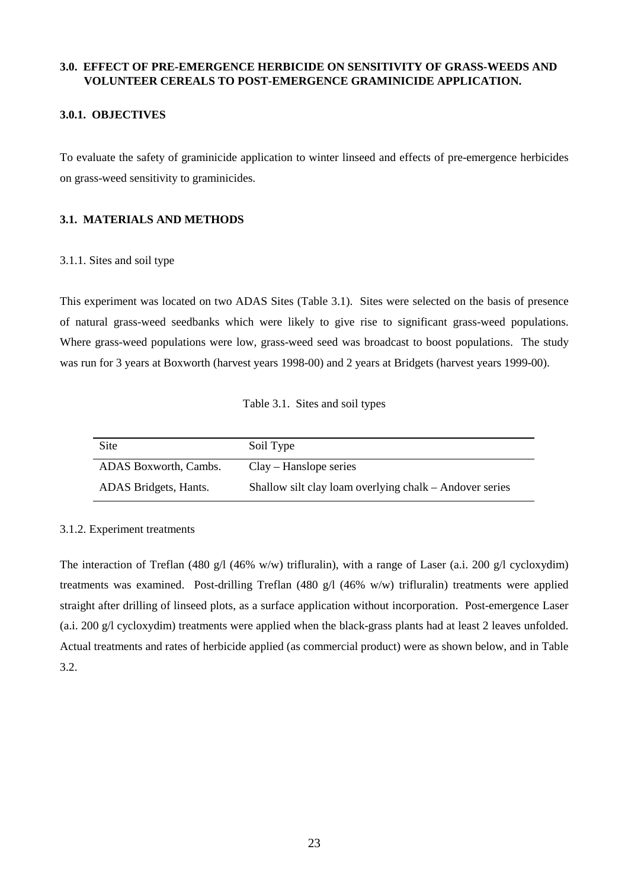## 3.0. EFFECT OF PRE-EMERGENCE HERBICIDE ON SENSITIVITY OF GRASS-WEEDS AND VOLUNTEER CEREALS TO POST-EMERGENCE GRAMINICIDE APPLICATION.

### 3.0.1. OBJECTIVES

To evaluate the safety of graminicide application to winter linseed and effects of pre-emergence herbicides on grass-weed sensitivity to graminicides.

### 3.1. MATERIALS AND METHODS

3.1.1. Sites and soil type

This experiment was located on two ADAS Sites (Table 3.1). Sites were selected on the basis of presence of natural grass-weed seedbanks which were likely to give rise to significant grass-weed populations. Where grass-weed populations were low, grass-weed seed was broadcast to boost populations. The study was run for 3 years at Boxworth (harvest years 1998-00) and 2 years at Bridgets (harvest years 1999-00).

Table 3.1. Sites and soil types

| Site | Soil Type |
|---|---|
| ADAS Boxworth, Cambs. | Clay – Hanslope series |
| ADAS Bridgets, Hants. | Shallow silt clay loam overlying chalk – Andover series |

3.1.2. Experiment treatments

The interaction of Treflan (480 g/l (46% w/w) trifluralin), with a range of Laser (a.i. 200 g/l cycloxydim) treatments was examined. Post-drilling Treflan (480 g/l (46% w/w) trifluralin) treatments were applied straight after drilling of linseed plots, as a surface application without incorporation. Post-emergence Laser (a.i. 200 g/l cycloxydim) treatments were applied when the black-grass plants had at least 2 leaves unfolded. Actual treatments and rates of herbicide applied (as commercial product) were as shown below, and in Table 3.2.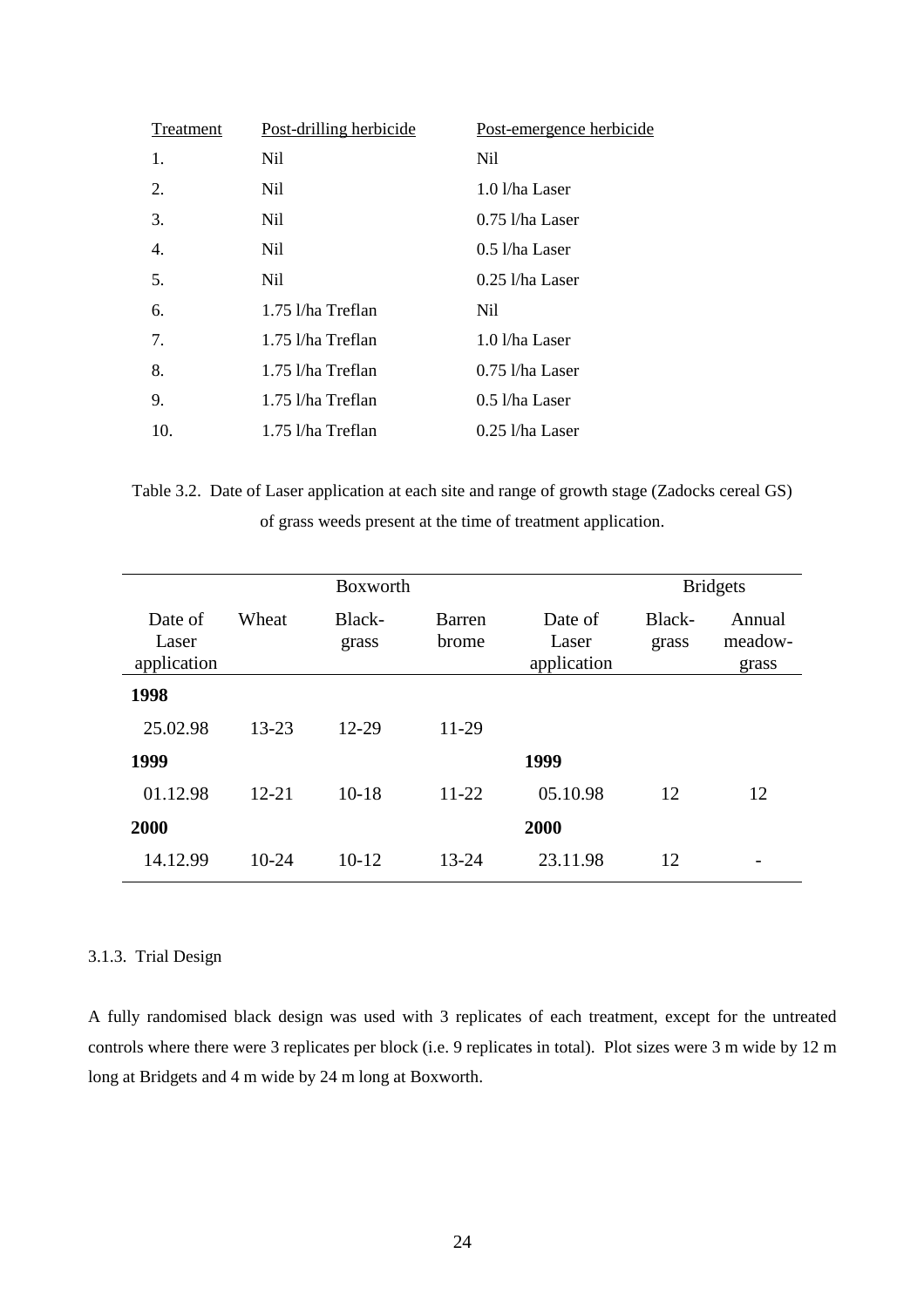| Treatment | Post-drilling herbicide | Post-emergence herbicide |
|---|---|---|
| 1. | Nil | Nil |
| 2. | Nil | 1.0 l/ha Laser |
| 3. | Nil | 0.75 l/ha Laser |
| 4. | Nil | 0.5 l/ha Laser |
| 5. | Nil | 0.25 l/ha Laser |
| 6. | 1.75 l/ha Treflan | Nil |
| 7. | 1.75 l/ha Treflan | 1.0 l/ha Laser |
| 8. | 1.75 l/ha Treflan | 0.75 l/ha Laser |
| 9. | 1.75 l/ha Treflan | 0.5 l/ha Laser |
| 10. | 1.75 l/ha Treflan | 0.25 l/ha Laser |

Table 3.2. Date of Laser application at each site and range of growth stage (Zadocks cereal GS) of grass weeds present at the time of treatment application.

| Boxworth | | | | Bridgets | | |
|---|---|---|---|---|---|---|
| Date of Laser application | Wheat | Black-grass | Barren brome | Date of Laser application | Black-grass | Annual meadow-grass |
| **1998** | | | | | | |
| 25.02.98 | 13-23 | 12-29 | 11-29 | | | |
| **1999** | | | | **1999** | | |
| 01.12.98 | 12-21 | 10-18 | 11-22 | 05.10.98 | 12 | 12 |
| **2000** | | | | **2000** | | |
| 14.12.99 | 10-24 | 10-12 | 13-24 | 23.11.98 | 12 | - |

### 3.1.3. Trial Design

A fully randomised black design was used with 3 replicates of each treatment, except for the untreated controls where there were 3 replicates per block (i.e. 9 replicates in total). Plot sizes were 3 m wide by 12 m long at Bridgets and 4 m wide by 24 m long at Boxworth.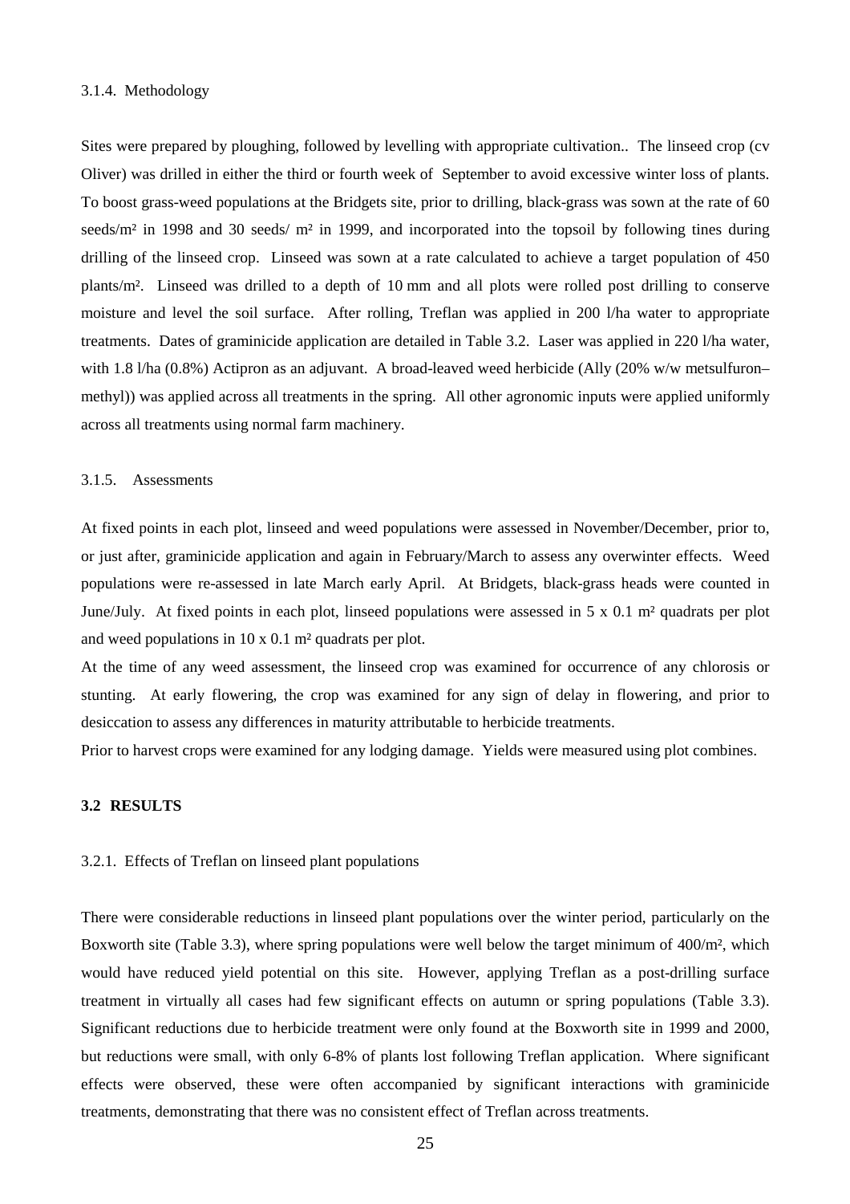3.1.4. Methodology

Sites were prepared by ploughing, followed by levelling with appropriate cultivation.. The linseed crop (cv Oliver) was drilled in either the third or fourth week of September to avoid excessive winter loss of plants. To boost grass-weed populations at the Bridgets site, prior to drilling, black-grass was sown at the rate of 60 seeds/m² in 1998 and 30 seeds/ m² in 1999, and incorporated into the topsoil by following tines during drilling of the linseed crop. Linseed was sown at a rate calculated to achieve a target population of 450 plants/m². Linseed was drilled to a depth of 10 mm and all plots were rolled post drilling to conserve moisture and level the soil surface. After rolling, Treflan was applied in 200 l/ha water to appropriate treatments. Dates of graminicide application are detailed in Table 3.2. Laser was applied in 220 l/ha water, with 1.8 l/ha (0.8%) Actipron as an adjuvant. A broad-leaved weed herbicide (Ally (20% w/w metsulfuron–methyl)) was applied across all treatments in the spring. All other agronomic inputs were applied uniformly across all treatments using normal farm machinery.

3.1.5. Assessments

At fixed points in each plot, linseed and weed populations were assessed in November/December, prior to, or just after, graminicide application and again in February/March to assess any overwinter effects. Weed populations were re-assessed in late March early April. At Bridgets, black-grass heads were counted in June/July. At fixed points in each plot, linseed populations were assessed in 5 x 0.1 m² quadrats per plot and weed populations in 10 x 0.1 m² quadrats per plot.

At the time of any weed assessment, the linseed crop was examined for occurrence of any chlorosis or stunting. At early flowering, the crop was examined for any sign of delay in flowering, and prior to desiccation to assess any differences in maturity attributable to herbicide treatments.

Prior to harvest crops were examined for any lodging damage. Yields were measured using plot combines.

**3.2 RESULTS**

3.2.1. Effects of Treflan on linseed plant populations

There were considerable reductions in linseed plant populations over the winter period, particularly on the Boxworth site (Table 3.3), where spring populations were well below the target minimum of 400/m², which would have reduced yield potential on this site. However, applying Treflan as a post-drilling surface treatment in virtually all cases had few significant effects on autumn or spring populations (Table 3.3). Significant reductions due to herbicide treatment were only found at the Boxworth site in 1999 and 2000, but reductions were small, with only 6-8% of plants lost following Treflan application. Where significant effects were observed, these were often accompanied by significant interactions with graminicide treatments, demonstrating that there was no consistent effect of Treflan across treatments.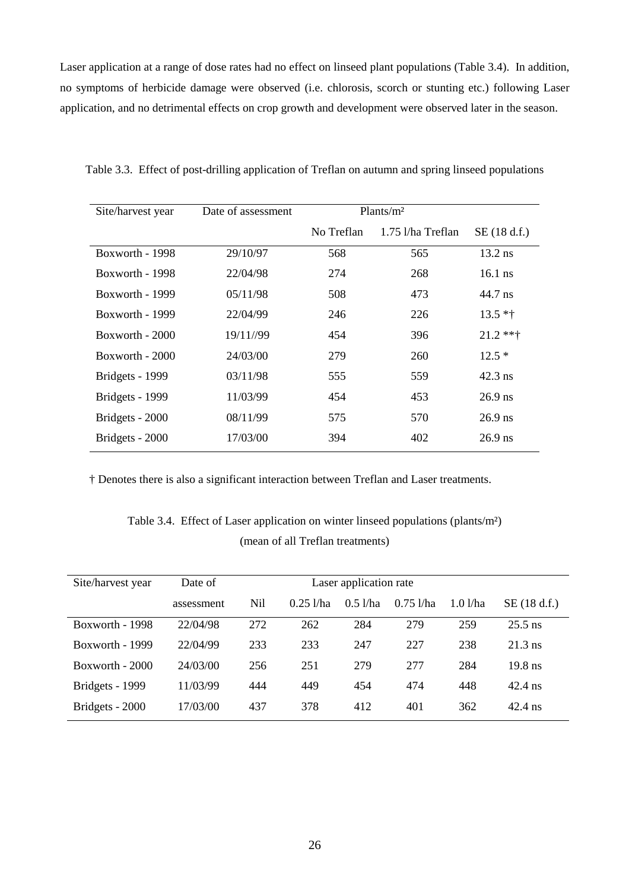Laser application at a range of dose rates had no effect on linseed plant populations (Table 3.4). In addition, no symptoms of herbicide damage were observed (i.e. chlorosis, scorch or stunting etc.) following Laser application, and no detrimental effects on crop growth and development were observed later in the season.

Table 3.3. Effect of post-drilling application of Treflan on autumn and spring linseed populations

| Site/harvest year | Date of assessment | Plants/m² | | |
|---|---|---|---|---|
| | | No Treflan | 1.75 l/ha Treflan | SE (18 d.f.) |
| Boxworth - 1998 | 29/10/97 | 568 | 565 | 13.2 ns |
| Boxworth - 1998 | 22/04/98 | 274 | 268 | 16.1 ns |
| Boxworth - 1999 | 05/11/98 | 508 | 473 | 44.7 ns |
| Boxworth - 1999 | 22/04/99 | 246 | 226 | 13.5 *† |
| Boxworth - 2000 | 19/11//99 | 454 | 396 | 21.2 **† |
| Boxworth - 2000 | 24/03/00 | 279 | 260 | 12.5 * |
| Bridgets - 1999 | 03/11/98 | 555 | 559 | 42.3 ns |
| Bridgets - 1999 | 11/03/99 | 454 | 453 | 26.9 ns |
| Bridgets - 2000 | 08/11/99 | 575 | 570 | 26.9 ns |
| Bridgets - 2000 | 17/03/00 | 394 | 402 | 26.9 ns |

† Denotes there is also a significant interaction between Treflan and Laser treatments.

Table 3.4. Effect of Laser application on winter linseed populations (plants/m²)
(mean of all Treflan treatments)

| Site/harvest year | Date of | Laser application rate | | | | | |
|---|---|---|---|---|---|---|---|
| | assessment | Nil | 0.25 l/ha | 0.5 l/ha | 0.75 l/ha | 1.0 l/ha | SE (18 d.f.) |
| Boxworth - 1998 | 22/04/98 | 272 | 262 | 284 | 279 | 259 | 25.5 ns |
| Boxworth - 1999 | 22/04/99 | 233 | 233 | 247 | 227 | 238 | 21.3 ns |
| Boxworth - 2000 | 24/03/00 | 256 | 251 | 279 | 277 | 284 | 19.8 ns |
| Bridgets - 1999 | 11/03/99 | 444 | 449 | 454 | 474 | 448 | 42.4 ns |
| Bridgets - 2000 | 17/03/00 | 437 | 378 | 412 | 401 | 362 | 42.4 ns |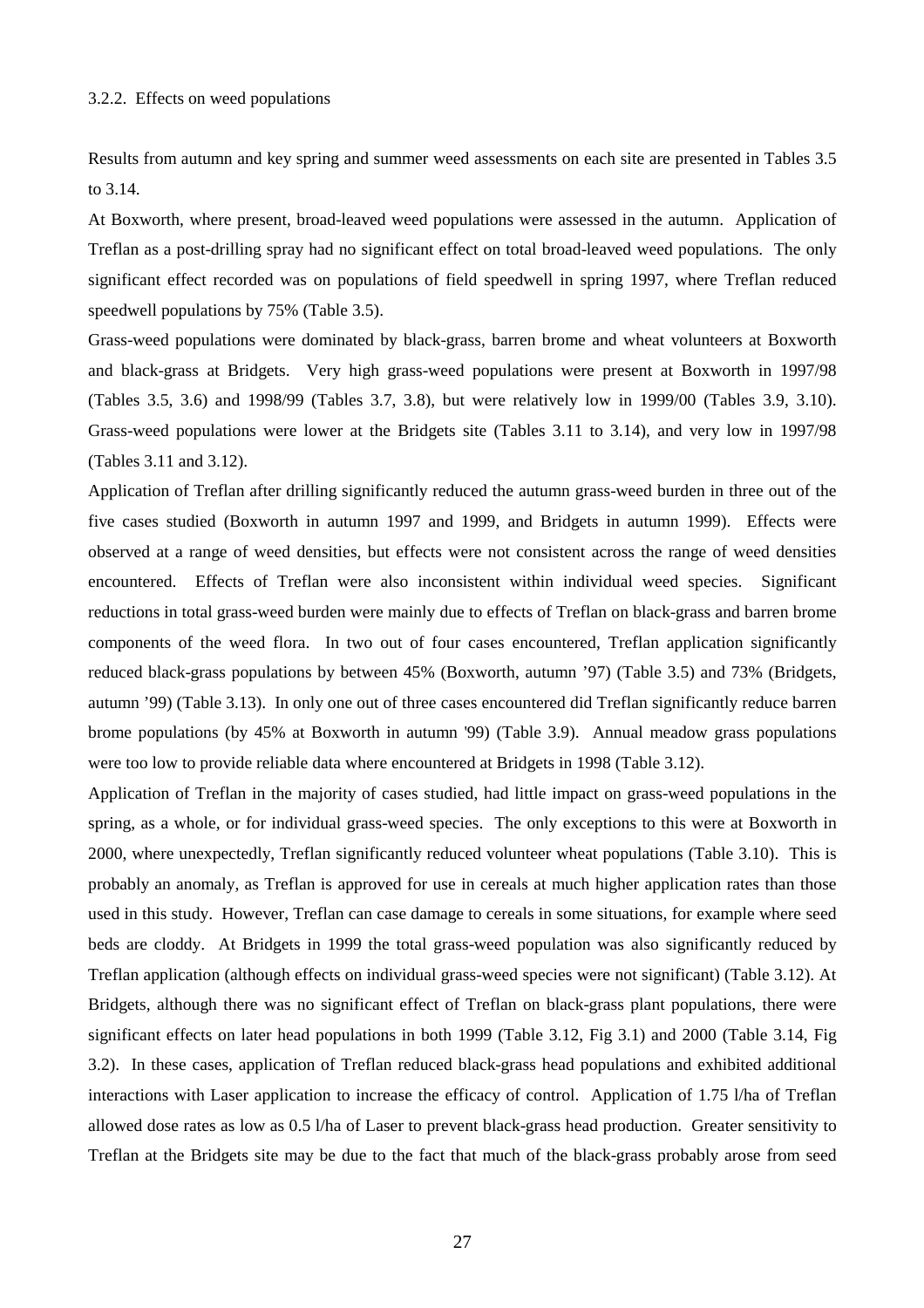### 3.2.2. Effects on weed populations

Results from autumn and key spring and summer weed assessments on each site are presented in Tables 3.5 to 3.14.

At Boxworth, where present, broad-leaved weed populations were assessed in the autumn. Application of Treflan as a post-drilling spray had no significant effect on total broad-leaved weed populations. The only significant effect recorded was on populations of field speedwell in spring 1997, where Treflan reduced speedwell populations by 75% (Table 3.5).

Grass-weed populations were dominated by black-grass, barren brome and wheat volunteers at Boxworth and black-grass at Bridgets. Very high grass-weed populations were present at Boxworth in 1997/98 (Tables 3.5, 3.6) and 1998/99 (Tables 3.7, 3.8), but were relatively low in 1999/00 (Tables 3.9, 3.10). Grass-weed populations were lower at the Bridgets site (Tables 3.11 to 3.14), and very low in 1997/98 (Tables 3.11 and 3.12).

Application of Treflan after drilling significantly reduced the autumn grass-weed burden in three out of the five cases studied (Boxworth in autumn 1997 and 1999, and Bridgets in autumn 1999). Effects were observed at a range of weed densities, but effects were not consistent across the range of weed densities encountered. Effects of Treflan were also inconsistent within individual weed species. Significant reductions in total grass-weed burden were mainly due to effects of Treflan on black-grass and barren brome components of the weed flora. In two out of four cases encountered, Treflan application significantly reduced black-grass populations by between 45% (Boxworth, autumn '97) (Table 3.5) and 73% (Bridgets, autumn '99) (Table 3.13). In only one out of three cases encountered did Treflan significantly reduce barren brome populations (by 45% at Boxworth in autumn '99) (Table 3.9). Annual meadow grass populations were too low to provide reliable data where encountered at Bridgets in 1998 (Table 3.12).

Application of Treflan in the majority of cases studied, had little impact on grass-weed populations in the spring, as a whole, or for individual grass-weed species. The only exceptions to this were at Boxworth in 2000, where unexpectedly, Treflan significantly reduced volunteer wheat populations (Table 3.10). This is probably an anomaly, as Treflan is approved for use in cereals at much higher application rates than those used in this study. However, Treflan can case damage to cereals in some situations, for example where seed beds are cloddy. At Bridgets in 1999 the total grass-weed population was also significantly reduced by Treflan application (although effects on individual grass-weed species were not significant) (Table 3.12). At Bridgets, although there was no significant effect of Treflan on black-grass plant populations, there were significant effects on later head populations in both 1999 (Table 3.12, Fig 3.1) and 2000 (Table 3.14, Fig 3.2). In these cases, application of Treflan reduced black-grass head populations and exhibited additional interactions with Laser application to increase the efficacy of control. Application of 1.75 l/ha of Treflan allowed dose rates as low as 0.5 l/ha of Laser to prevent black-grass head production. Greater sensitivity to Treflan at the Bridgets site may be due to the fact that much of the black-grass probably arose from seed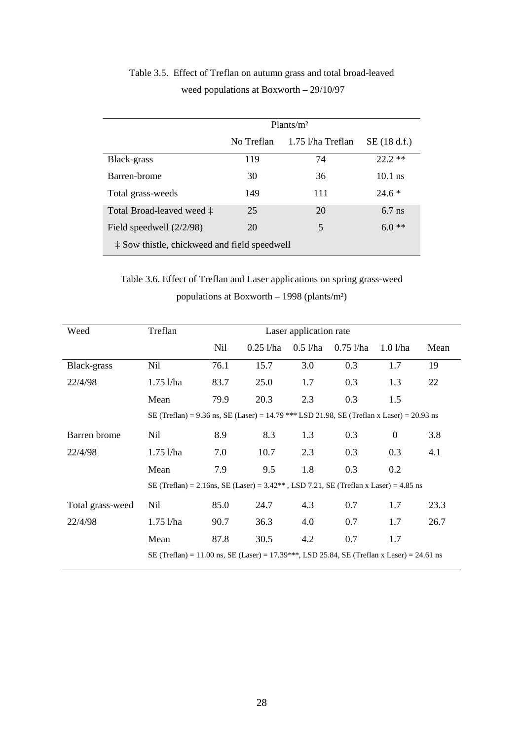Table 3.5. Effect of Treflan on autumn grass and total broad-leaved weed populations at Boxworth – 29/10/97

| | Plants/m² | | |
|---|---|---|---|
| | No Treflan | 1.75 l/ha Treflan | SE (18 d.f.) |
| Black-grass | 119 | 74 | 22.2 ** |
| Barren-brome | 30 | 36 | 10.1 ns |
| Total grass-weeds | 149 | 111 | 24.6 * |
| Total Broad-leaved weed ‡ | 25 | 20 | 6.7 ns |
| Field speedwell (2/2/98) | 20 | 5 | 6.0 ** |

‡ Sow thistle, chickweed and field speedwell

Table 3.6. Effect of Treflan and Laser applications on spring grass-weed populations at Boxworth – 1998 (plants/m²)

| Weed | Treflan | Laser application rate | | | | | |
|---|---|---|---|---|---|---|---|
| | | Nil | 0.25 l/ha | 0.5 l/ha | 0.75 l/ha | 1.0 l/ha | Mean |
| Black-grass | Nil | 76.1 | 15.7 | 3.0 | 0.3 | 1.7 | 19 |
| 22/4/98 | 1.75 l/ha | 83.7 | 25.0 | 1.7 | 0.3 | 1.3 | 22 |
| | Mean | 79.9 | 20.3 | 2.3 | 0.3 | 1.5 | |
| | SE (Treflan) = 9.36 ns, SE (Laser) = 14.79 *** LSD 21.98, SE (Treflan x Laser) = 20.93 ns | | | | | | |
| Barren brome | Nil | 8.9 | 8.3 | 1.3 | 0.3 | 0 | 3.8 |
| 22/4/98 | 1.75 l/ha | 7.0 | 10.7 | 2.3 | 0.3 | 0.3 | 4.1 |
| | Mean | 7.9 | 9.5 | 1.8 | 0.3 | 0.2 | |
| | SE (Treflan) = 2.16ns, SE (Laser) = 3.42** , LSD 7.21, SE (Treflan x Laser) = 4.85 ns | | | | | | |
| Total grass-weed | Nil | 85.0 | 24.7 | 4.3 | 0.7 | 1.7 | 23.3 |
| 22/4/98 | 1.75 l/ha | 90.7 | 36.3 | 4.0 | 0.7 | 1.7 | 26.7 |
| | Mean | 87.8 | 30.5 | 4.2 | 0.7 | 1.7 | |
| | SE (Treflan) = 11.00 ns, SE (Laser) = 17.39***, LSD 25.84, SE (Treflan x Laser) = 24.61 ns | | | | | | |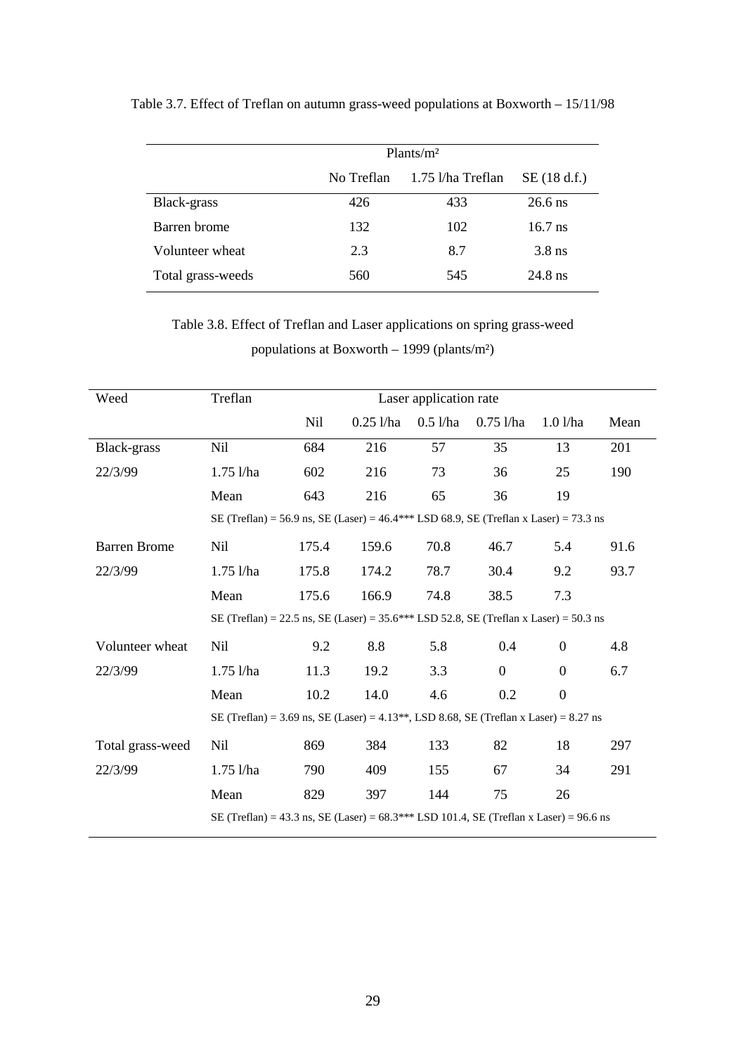Table 3.7. Effect of Treflan on autumn grass-weed populations at Boxworth – 15/11/98

| | Plants/m² | | |
|---|---|---|---|
| | No Treflan | 1.75 l/ha Treflan | SE (18 d.f.) |
| Black-grass | 426 | 433 | 26.6 ns |
| Barren brome | 132 | 102 | 16.7 ns |
| Volunteer wheat | 2.3 | 8.7 | 3.8 ns |
| Total grass-weeds | 560 | 545 | 24.8 ns |

Table 3.8. Effect of Treflan and Laser applications on spring grass-weed populations at Boxworth – 1999 (plants/m²)

| Weed | Treflan | Laser application rate | | | | | |
|---|---|---|---|---|---|---|---|
| | | Nil | 0.25 l/ha | 0.5 l/ha | 0.75 l/ha | 1.0 l/ha | Mean |
| Black-grass | Nil | 684 | 216 | 57 | 35 | 13 | 201 |
| 22/3/99 | 1.75 l/ha | 602 | 216 | 73 | 36 | 25 | 190 |
| | Mean | 643 | 216 | 65 | 36 | 19 | |
| | SE (Treflan) = 56.9 ns, SE (Laser) = 46.4*** LSD 68.9, SE (Treflan x Laser) = 73.3 ns | | | | | | |
| Barren Brome | Nil | 175.4 | 159.6 | 70.8 | 46.7 | 5.4 | 91.6 |
| 22/3/99 | 1.75 l/ha | 175.8 | 174.2 | 78.7 | 30.4 | 9.2 | 93.7 |
| | Mean | 175.6 | 166.9 | 74.8 | 38.5 | 7.3 | |
| | SE (Treflan) = 22.5 ns, SE (Laser) = 35.6*** LSD 52.8, SE (Treflan x Laser) = 50.3 ns | | | | | | |
| Volunteer wheat | Nil | 9.2 | 8.8 | 5.8 | 0.4 | 0 | 4.8 |
| 22/3/99 | 1.75 l/ha | 11.3 | 19.2 | 3.3 | 0 | 0 | 6.7 |
| | Mean | 10.2 | 14.0 | 4.6 | 0.2 | 0 | |
| | SE (Treflan) = 3.69 ns, SE (Laser) = 4.13**, LSD 8.68, SE (Treflan x Laser) = 8.27 ns | | | | | | |
| Total grass-weed | Nil | 869 | 384 | 133 | 82 | 18 | 297 |
| 22/3/99 | 1.75 l/ha | 790 | 409 | 155 | 67 | 34 | 291 |
| | Mean | 829 | 397 | 144 | 75 | 26 | |
| | SE (Treflan) = 43.3 ns, SE (Laser) = 68.3*** LSD 101.4, SE (Treflan x Laser) = 96.6 ns | | | | | | |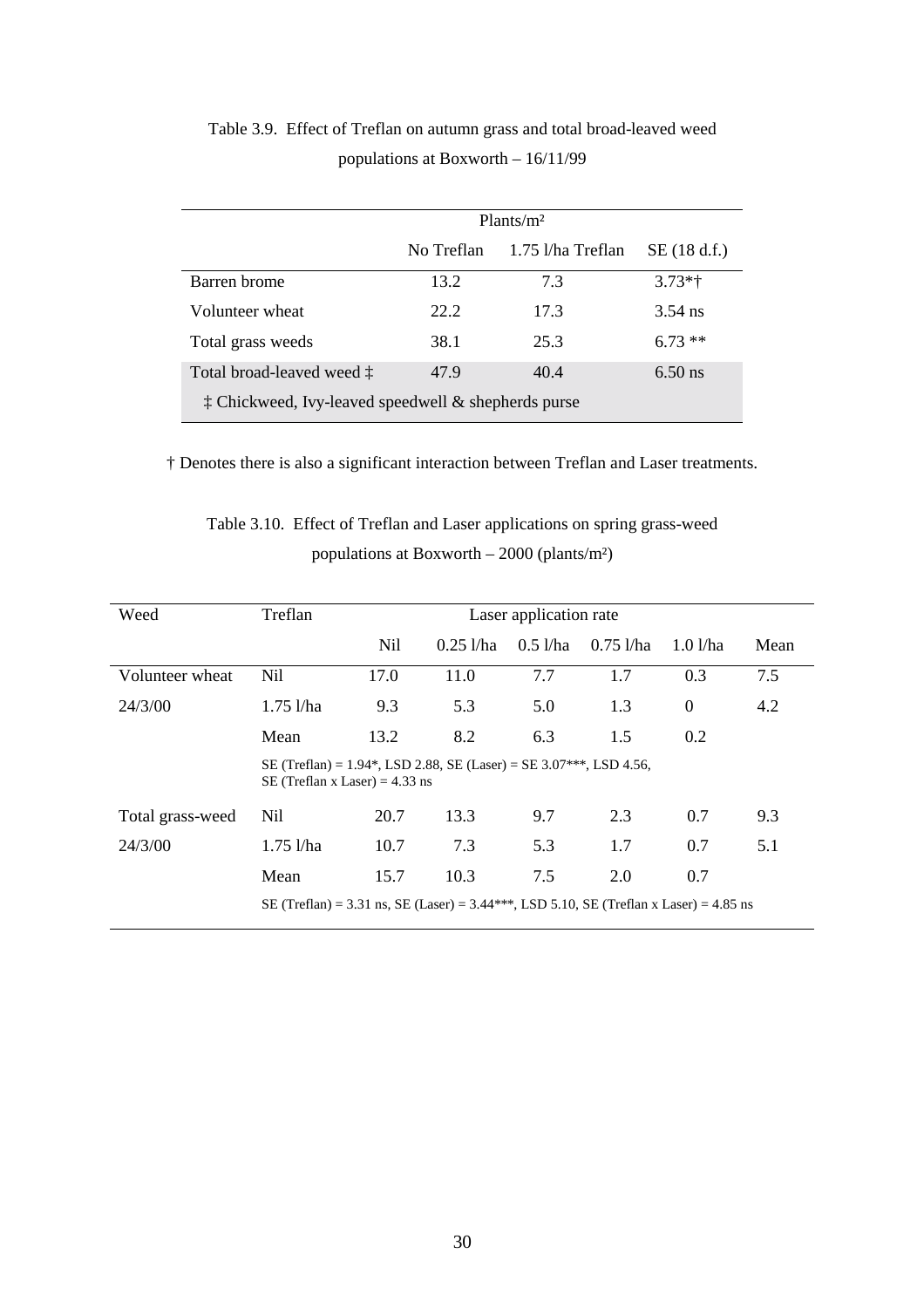Table 3.9. Effect of Treflan on autumn grass and total broad-leaved weed populations at Boxworth – 16/11/99

| | Plants/m² | | |
|---|---|---|---|
| | No Treflan | 1.75 l/ha Treflan | SE (18 d.f.) |
| Barren brome | 13.2 | 7.3 | 3.73*† |
| Volunteer wheat | 22.2 | 17.3 | 3.54 ns |
| Total grass weeds | 38.1 | 25.3 | 6.73 ** |
| Total broad-leaved weed ‡ | 47.9 | 40.4 | 6.50 ns |
| ‡ Chickweed, Ivy-leaved speedwell & shepherds purse | | | |

† Denotes there is also a significant interaction between Treflan and Laser treatments.

Table 3.10. Effect of Treflan and Laser applications on spring grass-weed populations at Boxworth – 2000 (plants/m²)

| Weed | Treflan | Laser application rate | | | | | |
|---|---|---|---|---|---|---|---|
| | | Nil | 0.25 l/ha | 0.5 l/ha | 0.75 l/ha | 1.0 l/ha | Mean |
| Volunteer wheat | Nil | 17.0 | 11.0 | 7.7 | 1.7 | 0.3 | 7.5 |
| 24/3/00 | 1.75 l/ha | 9.3 | 5.3 | 5.0 | 1.3 | 0 | 4.2 |
| | Mean | 13.2 | 8.2 | 6.3 | 1.5 | 0.2 | |
| | SE (Treflan) = 1.94*, LSD 2.88, SE (Laser) = SE 3.07***, LSD 4.56, SE (Treflan x Laser) = 4.33 ns | | | | | | |
| Total grass-weed | Nil | 20.7 | 13.3 | 9.7 | 2.3 | 0.7 | 9.3 |
| 24/3/00 | 1.75 l/ha | 10.7 | 7.3 | 5.3 | 1.7 | 0.7 | 5.1 |
| | Mean | 15.7 | 10.3 | 7.5 | 2.0 | 0.7 | |
| | SE (Treflan) = 3.31 ns, SE (Laser) = 3.44***, LSD 5.10, SE (Treflan x Laser) = 4.85 ns | | | | | | |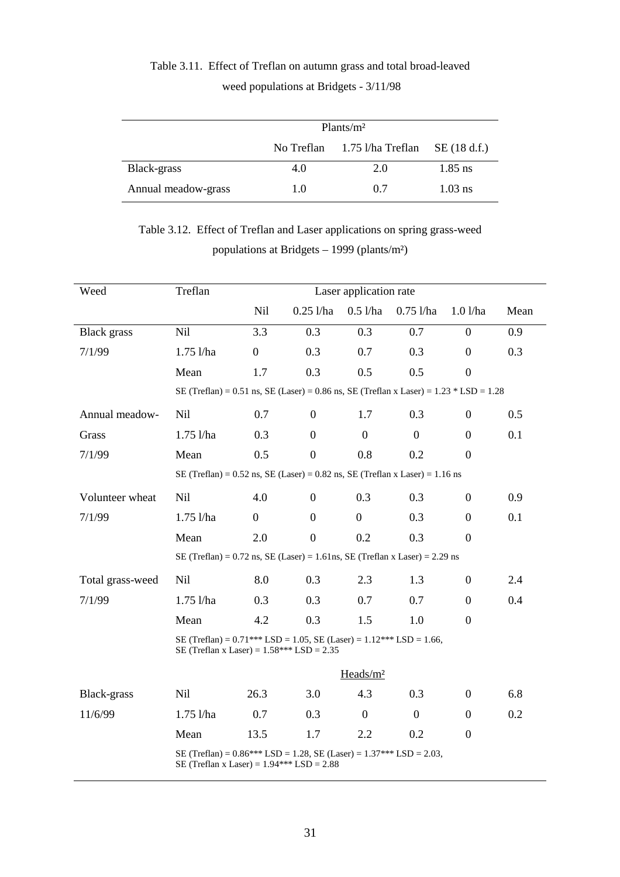Table 3.11. Effect of Treflan on autumn grass and total broad-leaved weed populations at Bridgets - 3/11/98

| | Plants/m² | | |
|---|---|---|---|
| | No Treflan | 1.75 l/ha Treflan | SE (18 d.f.) |
| Black-grass | 4.0 | 2.0 | 1.85 ns |
| Annual meadow-grass | 1.0 | 0.7 | 1.03 ns |

Table 3.12. Effect of Treflan and Laser applications on spring grass-weed populations at Bridgets – 1999 (plants/m²)

| Weed | Treflan | Laser application rate | | | | | |
|---|---|---|---|---|---|---|---|
| | | Nil | 0.25 l/ha | 0.5 l/ha | 0.75 l/ha | 1.0 l/ha | Mean |
| Black grass | Nil | 3.3 | 0.3 | 0.3 | 0.7 | 0 | 0.9 |
| 7/1/99 | 1.75 l/ha | 0 | 0.3 | 0.7 | 0.3 | 0 | 0.3 |
| | Mean | 1.7 | 0.3 | 0.5 | 0.5 | 0 | |
| | SE (Treflan) = 0.51 ns, SE (Laser) = 0.86 ns, SE (Treflan x Laser) = 1.23 * LSD = 1.28 | | | | | | |
| Annual meadow-Grass | Nil | 0.7 | 0 | 1.7 | 0.3 | 0 | 0.5 |
| 7/1/99 | 1.75 l/ha | 0.3 | 0 | 0 | 0 | 0 | 0.1 |
| | Mean | 0.5 | 0 | 0.8 | 0.2 | 0 | |
| | SE (Treflan) = 0.52 ns, SE (Laser) = 0.82 ns, SE (Treflan x Laser) = 1.16 ns | | | | | | |
| Volunteer wheat | Nil | 4.0 | 0 | 0.3 | 0.3 | 0 | 0.9 |
| 7/1/99 | 1.75 l/ha | 0 | 0 | 0 | 0.3 | 0 | 0.1 |
| | Mean | 2.0 | 0 | 0.2 | 0.3 | 0 | |
| | SE (Treflan) = 0.72 ns, SE (Laser) = 1.61ns, SE (Treflan x Laser) = 2.29 ns | | | | | | |
| Total grass-weed | Nil | 8.0 | 0.3 | 2.3 | 1.3 | 0 | 2.4 |
| 7/1/99 | 1.75 l/ha | 0.3 | 0.3 | 0.7 | 0.7 | 0 | 0.4 |
| | Mean | 4.2 | 0.3 | 1.5 | 1.0 | 0 | |
| | SE (Treflan) = 0.71*** LSD = 1.05, SE (Laser) = 1.12*** LSD = 1.66, SE (Treflan x Laser) = 1.58*** LSD = 2.35 | | | | | | |
| | | Heads/m² | | | | | |
| Black-grass | Nil | 26.3 | 3.0 | 4.3 | 0.3 | 0 | 6.8 |
| 11/6/99 | 1.75 l/ha | 0.7 | 0.3 | 0 | 0 | 0 | 0.2 |
| | Mean | 13.5 | 1.7 | 2.2 | 0.2 | 0 | |
| | SE (Treflan) = 0.86*** LSD = 1.28, SE (Laser) = 1.37*** LSD = 2.03, SE (Treflan x Laser) = 1.94*** LSD = 2.88 | | | | | | |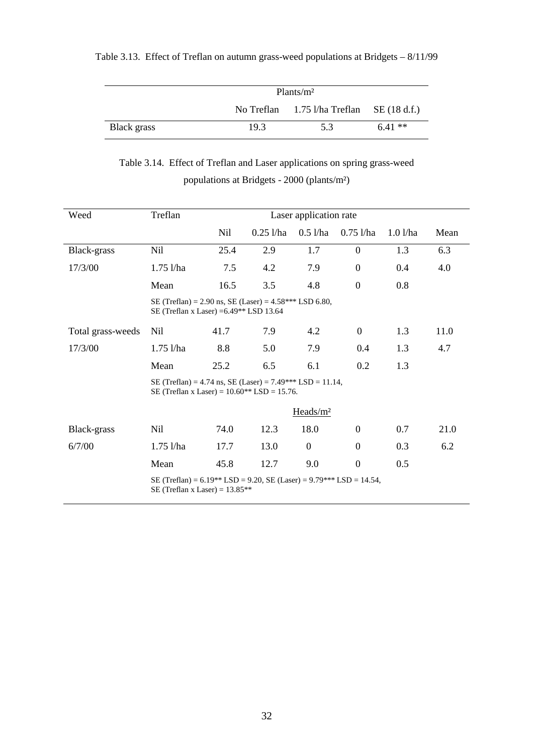Table 3.13. Effect of Treflan on autumn grass-weed populations at Bridgets – 8/11/99

| | Plants/m² | | |
|---|---|---|---|
| | No Treflan | 1.75 l/ha Treflan | SE (18 d.f.) |
| Black grass | 19.3 | 5.3 | 6.41 ** |

Table 3.14. Effect of Treflan and Laser applications on spring grass-weed populations at Bridgets - 2000 (plants/m²)

| Weed | Treflan | Laser application rate | | | | | |
|---|---|---|---|---|---|---|---|
| | | Nil | 0.25 l/ha | 0.5 l/ha | 0.75 l/ha | 1.0 l/ha | Mean |
| Black-grass | Nil | 25.4 | 2.9 | 1.7 | 0 | 1.3 | 6.3 |
| 17/3/00 | 1.75 l/ha | 7.5 | 4.2 | 7.9 | 0 | 0.4 | 4.0 |
| | Mean | 16.5 | 3.5 | 4.8 | 0 | 0.8 | |
| | SE (Treflan) = 2.90 ns, SE (Laser) = 4.58*** LSD 6.80, SE (Treflan x Laser) =6.49** LSD 13.64 | | | | | | |
| Total grass-weeds | Nil | 41.7 | 7.9 | 4.2 | 0 | 1.3 | 11.0 |
| 17/3/00 | 1.75 l/ha | 8.8 | 5.0 | 7.9 | 0.4 | 1.3 | 4.7 |
| | Mean | 25.2 | 6.5 | 6.1 | 0.2 | 1.3 | |
| | SE (Treflan) = 4.74 ns, SE (Laser) = 7.49*** LSD = 11.14, SE (Treflan x Laser) = 10.60** LSD = 15.76. | | | | | | |
| | | | | Heads/m² | | | |
| Black-grass | Nil | 74.0 | 12.3 | 18.0 | 0 | 0.7 | 21.0 |
| 6/7/00 | 1.75 l/ha | 17.7 | 13.0 | 0 | 0 | 0.3 | 6.2 |
| | Mean | 45.8 | 12.7 | 9.0 | 0 | 0.5 | |
| | SE (Treflan) = 6.19** LSD = 9.20, SE (Laser) = 9.79*** LSD = 14.54, SE (Treflan x Laser) = 13.85** | | | | | | |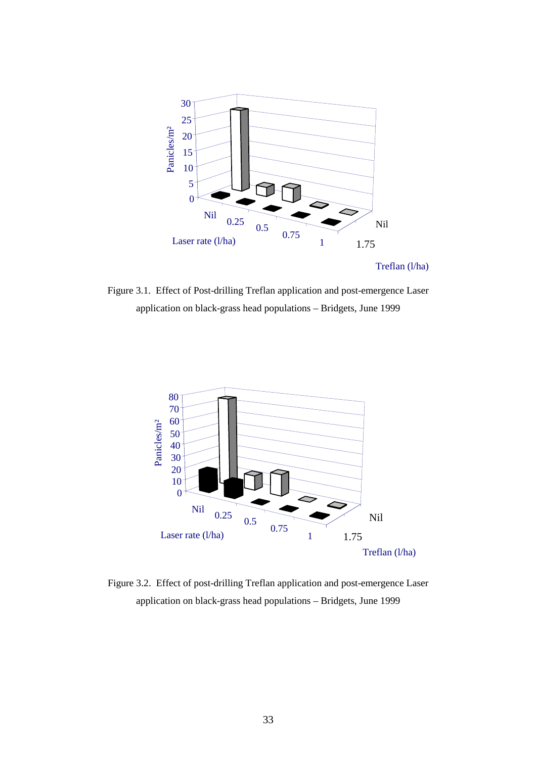Figure 3.1. Effect of Post-drilling Treflan application and post-emergence Laser application on black-grass head populations – Bridgets, June 1999

Figure 3.2. Effect of post-drilling Treflan application and post-emergence Laser application on black-grass head populations – Bridgets, June 1999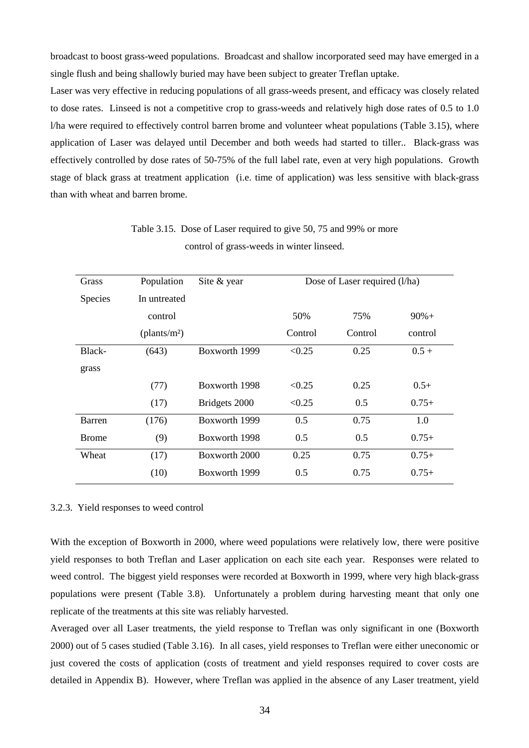broadcast to boost grass-weed populations. Broadcast and shallow incorporated seed may have emerged in a single flush and being shallowly buried may have been subject to greater Treflan uptake.

Laser was very effective in reducing populations of all grass-weeds present, and efficacy was closely related to dose rates. Linseed is not a competitive crop to grass-weeds and relatively high dose rates of 0.5 to 1.0 l/ha were required to effectively control barren brome and volunteer wheat populations (Table 3.15), where application of Laser was delayed until December and both weeds had started to tiller.. Black-grass was effectively controlled by dose rates of 50-75% of the full label rate, even at very high populations. Growth stage of black grass at treatment application (i.e. time of application) was less sensitive with black-grass than with wheat and barren brome.

Table 3.15. Dose of Laser required to give 50, 75 and 99% or more control of grass-weeds in winter linseed.

| Grass Species | Population In untreated control (plants/m²) | Site & year | Dose of Laser required (l/ha) | | |
|---|---|---|---|---|---|
| | | | 50% Control | 75% Control | 90%+ control |
| Black-grass | (643) | Boxworth 1999 | <0.25 | 0.25 | 0.5 + |
| | (77) | Boxworth 1998 | <0.25 | 0.25 | 0.5+ |
| | (17) | Bridgets 2000 | <0.25 | 0.5 | 0.75+ |
| Barren Brome | (176) | Boxworth 1999 | 0.5 | 0.75 | 1.0 |
| | (9) | Boxworth 1998 | 0.5 | 0.5 | 0.75+ |
| Wheat | (17) | Boxworth 2000 | 0.25 | 0.75 | 0.75+ |
| | (10) | Boxworth 1999 | 0.5 | 0.75 | 0.75+ |

### 3.2.3. Yield responses to weed control

With the exception of Boxworth in 2000, where weed populations were relatively low, there were positive yield responses to both Treflan and Laser application on each site each year. Responses were related to weed control. The biggest yield responses were recorded at Boxworth in 1999, where very high black-grass populations were present (Table 3.8). Unfortunately a problem during harvesting meant that only one replicate of the treatments at this site was reliably harvested.

Averaged over all Laser treatments, the yield response to Treflan was only significant in one (Boxworth 2000) out of 5 cases studied (Table 3.16). In all cases, yield responses to Treflan were either uneconomic or just covered the costs of application (costs of treatment and yield responses required to cover costs are detailed in Appendix B). However, where Treflan was applied in the absence of any Laser treatment, yield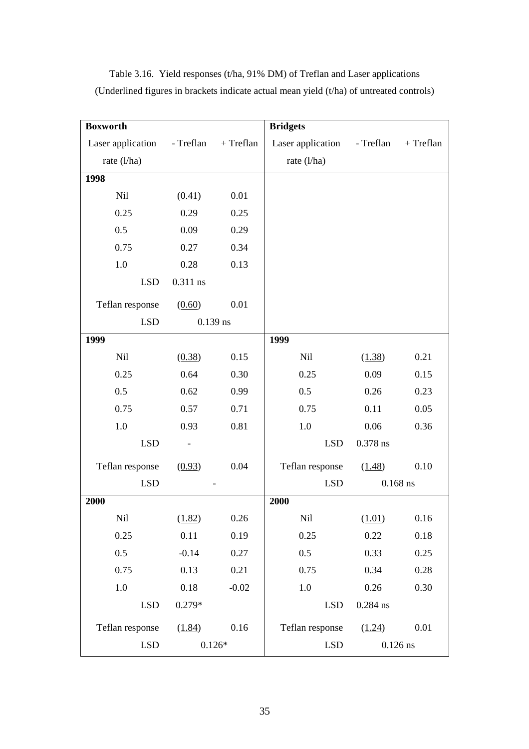Table 3.16. Yield responses (t/ha, 91% DM) of Treflan and Laser applications
(Underlined figures in brackets indicate actual mean yield (t/ha) of untreated controls)

| **Boxworth** | | | **Bridgets** | | |
|---|---|---|---|---|---|
| Laser application rate (l/ha) | - Treflan | + Treflan | Laser application rate (l/ha) | - Treflan | + Treflan |
| **1998** | | | | | |
| Nil | (0.41) | 0.01 | | | |
| 0.25 | 0.29 | 0.25 | | | |
| 0.5 | 0.09 | 0.29 | | | |
| 0.75 | 0.27 | 0.34 | | | |
| 1.0 | 0.28 | 0.13 | | | |
| LSD | 0.311 ns | | | | |
| Teflan response | (0.60) | 0.01 | | | |
| LSD | 0.139 ns | | | | |
| **1999** | | | **1999** | | |
| Nil | (0.38) | 0.15 | Nil | (1.38) | 0.21 |
| 0.25 | 0.64 | 0.30 | 0.25 | 0.09 | 0.15 |
| 0.5 | 0.62 | 0.99 | 0.5 | 0.26 | 0.23 |
| 0.75 | 0.57 | 0.71 | 0.75 | 0.11 | 0.05 |
| 1.0 | 0.93 | 0.81 | 1.0 | 0.06 | 0.36 |
| LSD | - | | LSD | 0.378 ns | |
| Teflan response | (0.93) | 0.04 | Teflan response | (1.48) | 0.10 |
| LSD | - | | LSD | 0.168 ns | |
| **2000** | | | **2000** | | |
| Nil | (1.82) | 0.26 | Nil | (1.01) | 0.16 |
| 0.25 | 0.11 | 0.19 | 0.25 | 0.22 | 0.18 |
| 0.5 | -0.14 | 0.27 | 0.5 | 0.33 | 0.25 |
| 0.75 | 0.13 | 0.21 | 0.75 | 0.34 | 0.28 |
| 1.0 | 0.18 | -0.02 | 1.0 | 0.26 | 0.30 |
| LSD | 0.279* | | LSD | 0.284 ns | |
| Teflan response | (1.84) | 0.16 | Teflan response | (1.24) | 0.01 |
| LSD | 0.126* | | LSD | 0.126 ns | |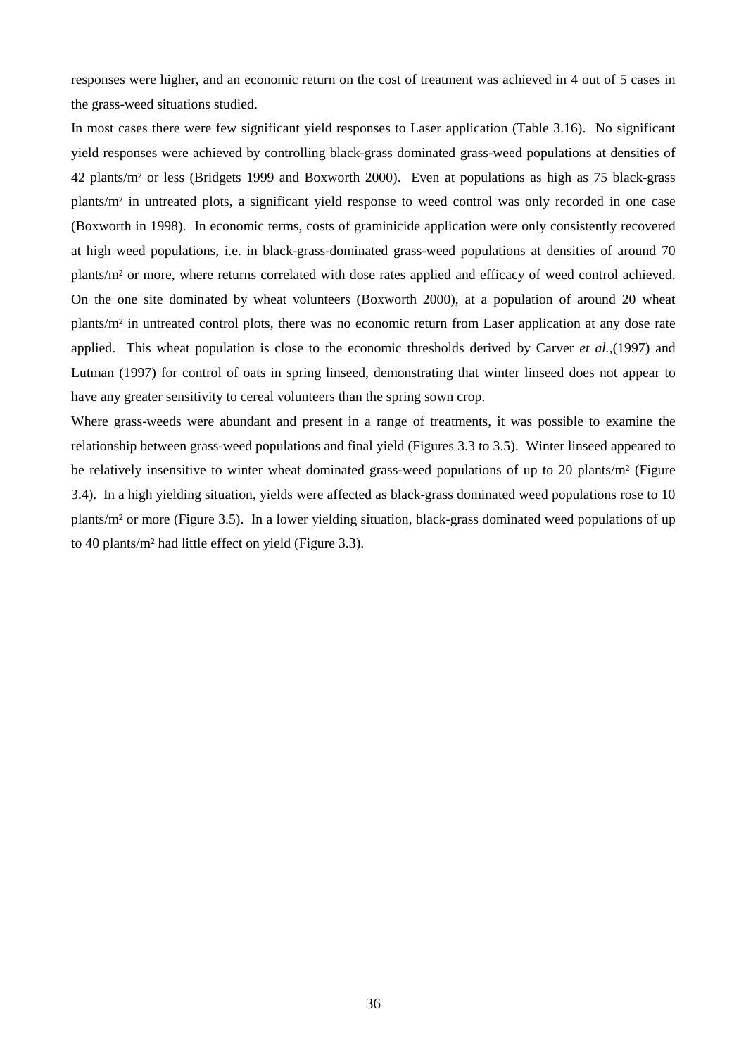responses were higher, and an economic return on the cost of treatment was achieved in 4 out of 5 cases in the grass-weed situations studied.

In most cases there were few significant yield responses to Laser application (Table 3.16). No significant yield responses were achieved by controlling black-grass dominated grass-weed populations at densities of 42 plants/m² or less (Bridgets 1999 and Boxworth 2000). Even at populations as high as 75 black-grass plants/m² in untreated plots, a significant yield response to weed control was only recorded in one case (Boxworth in 1998). In economic terms, costs of graminicide application were only consistently recovered at high weed populations, i.e. in black-grass-dominated grass-weed populations at densities of around 70 plants/m² or more, where returns correlated with dose rates applied and efficacy of weed control achieved. On the one site dominated by wheat volunteers (Boxworth 2000), at a population of around 20 wheat plants/m² in untreated control plots, there was no economic return from Laser application at any dose rate applied. This wheat population is close to the economic thresholds derived by Carver *et al.*,(1997) and Lutman (1997) for control of oats in spring linseed, demonstrating that winter linseed does not appear to have any greater sensitivity to cereal volunteers than the spring sown crop.

Where grass-weeds were abundant and present in a range of treatments, it was possible to examine the relationship between grass-weed populations and final yield (Figures 3.3 to 3.5). Winter linseed appeared to be relatively insensitive to winter wheat dominated grass-weed populations of up to 20 plants/m² (Figure 3.4). In a high yielding situation, yields were affected as black-grass dominated weed populations rose to 10 plants/m² or more (Figure 3.5). In a lower yielding situation, black-grass dominated weed populations of up to 40 plants/m² had little effect on yield (Figure 3.3).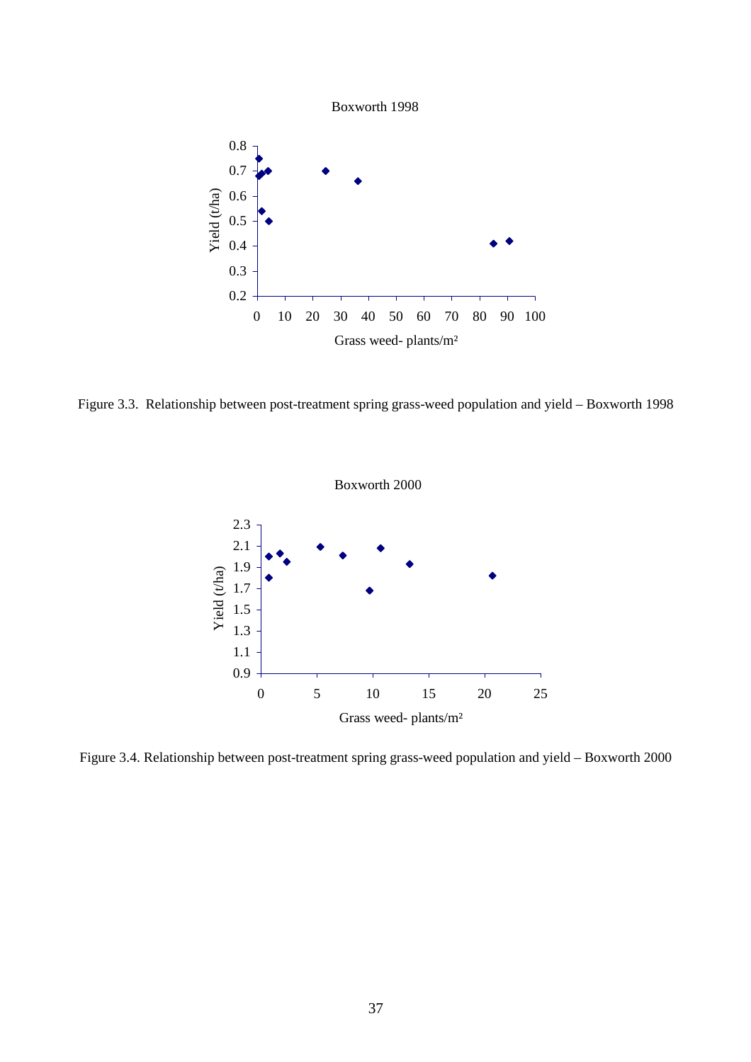Boxworth 1998

Figure 3.3. Relationship between post-treatment spring grass-weed population and yield – Boxworth 1998

Boxworth 2000

Figure 3.4. Relationship between post-treatment spring grass-weed population and yield – Boxworth 2000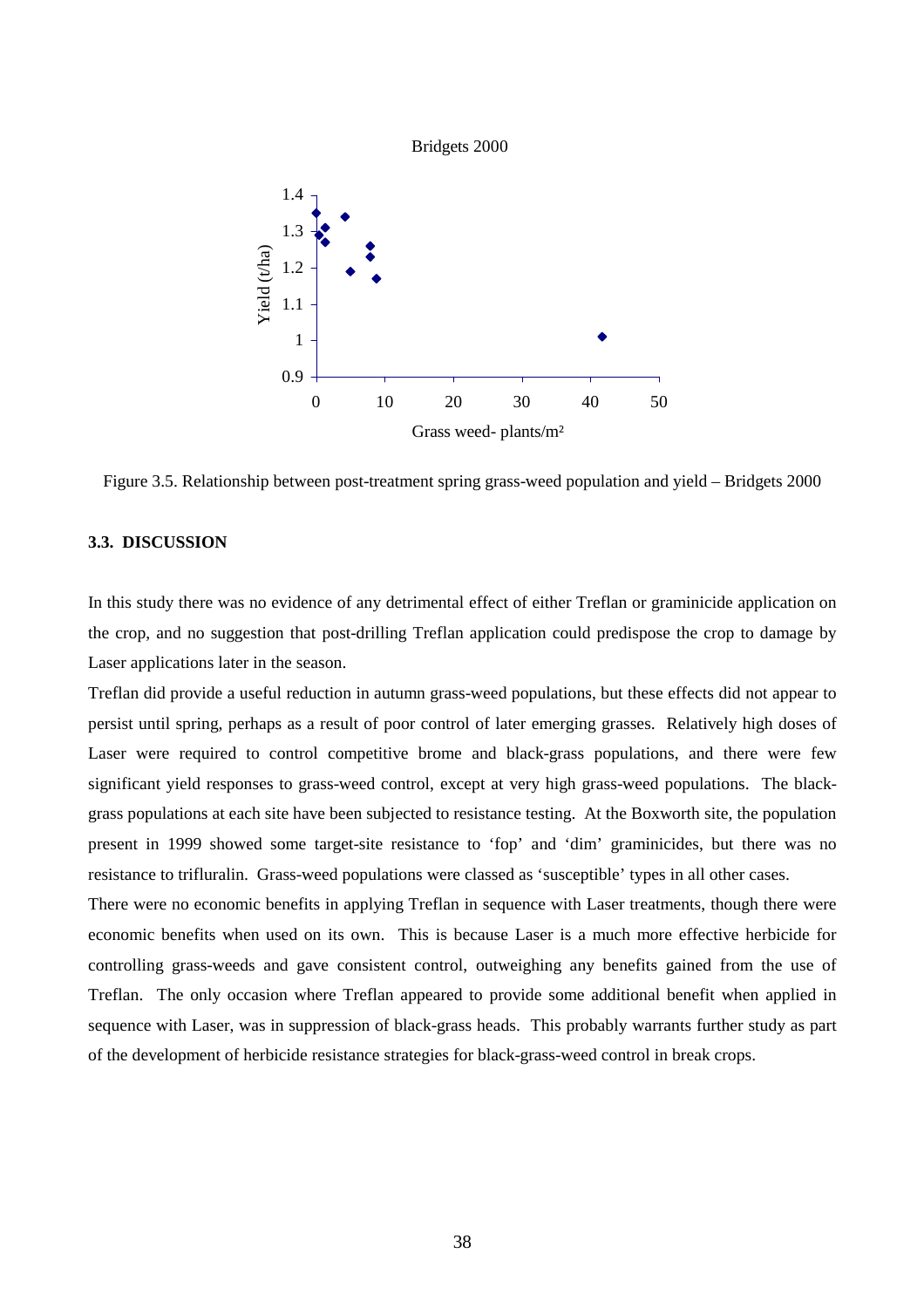Bridgets 2000

Figure 3.5. Relationship between post-treatment spring grass-weed population and yield – Bridgets 2000

### 3.3. DISCUSSION

In this study there was no evidence of any detrimental effect of either Treflan or graminicide application on the crop, and no suggestion that post-drilling Treflan application could predispose the crop to damage by Laser applications later in the season.

Treflan did provide a useful reduction in autumn grass-weed populations, but these effects did not appear to persist until spring, perhaps as a result of poor control of later emerging grasses. Relatively high doses of Laser were required to control competitive brome and black-grass populations, and there were few significant yield responses to grass-weed control, except at very high grass-weed populations. The black-grass populations at each site have been subjected to resistance testing. At the Boxworth site, the population present in 1999 showed some target-site resistance to 'fop' and 'dim' graminicides, but there was no resistance to trifluralin. Grass-weed populations were classed as 'susceptible' types in all other cases.

There were no economic benefits in applying Treflan in sequence with Laser treatments, though there were economic benefits when used on its own. This is because Laser is a much more effective herbicide for controlling grass-weeds and gave consistent control, outweighing any benefits gained from the use of Treflan. The only occasion where Treflan appeared to provide some additional benefit when applied in sequence with Laser, was in suppression of black-grass heads. This probably warrants further study as part of the development of herbicide resistance strategies for black-grass-weed control in break crops.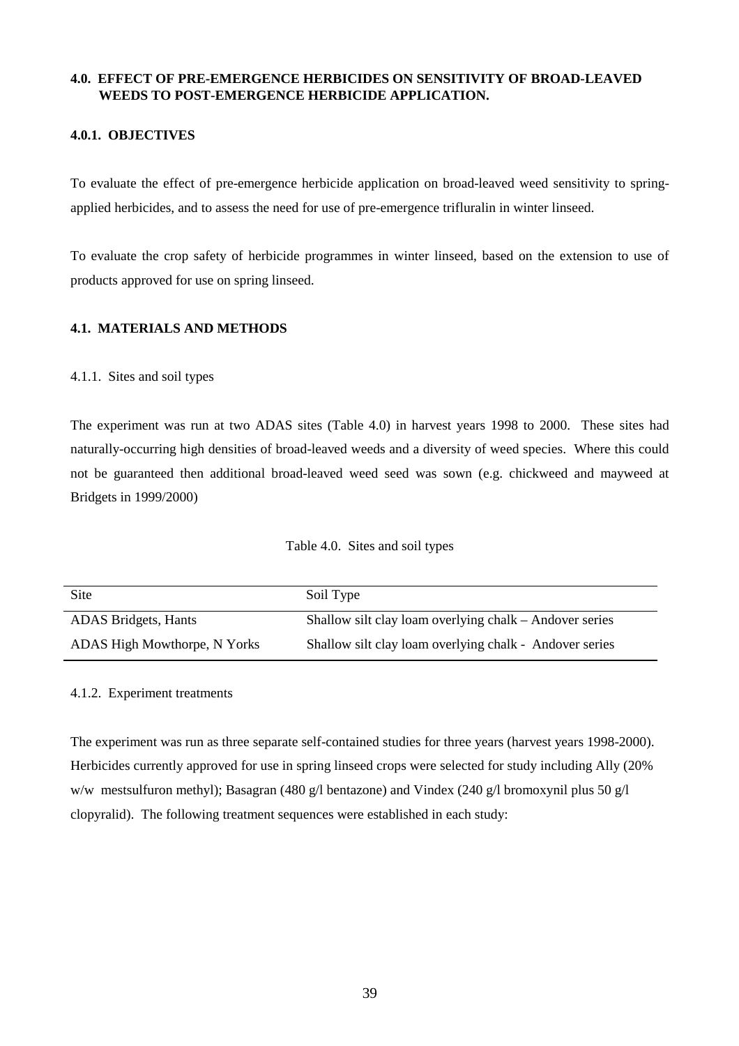## 4.0. EFFECT OF PRE-EMERGENCE HERBICIDES ON SENSITIVITY OF BROAD-LEAVED WEEDS TO POST-EMERGENCE HERBICIDE APPLICATION.

### 4.0.1. OBJECTIVES

To evaluate the effect of pre-emergence herbicide application on broad-leaved weed sensitivity to spring-applied herbicides, and to assess the need for use of pre-emergence trifluralin in winter linseed.

To evaluate the crop safety of herbicide programmes in winter linseed, based on the extension to use of products approved for use on spring linseed.

### 4.1. MATERIALS AND METHODS

4.1.1. Sites and soil types

The experiment was run at two ADAS sites (Table 4.0) in harvest years 1998 to 2000. These sites had naturally-occurring high densities of broad-leaved weeds and a diversity of weed species. Where this could not be guaranteed then additional broad-leaved weed seed was sown (e.g. chickweed and mayweed at Bridgets in 1999/2000)

Table 4.0. Sites and soil types

| Site | Soil Type |
|---|---|
| ADAS Bridgets, Hants | Shallow silt clay loam overlying chalk – Andover series |
| ADAS High Mowthorpe, N Yorks | Shallow silt clay loam overlying chalk - Andover series |

4.1.2. Experiment treatments

The experiment was run as three separate self-contained studies for three years (harvest years 1998-2000). Herbicides currently approved for use in spring linseed crops were selected for study including Ally (20% w/w mestsulfuron methyl); Basagran (480 g/l bentazone) and Vindex (240 g/l bromoxynil plus 50 g/l clopyralid). The following treatment sequences were established in each study: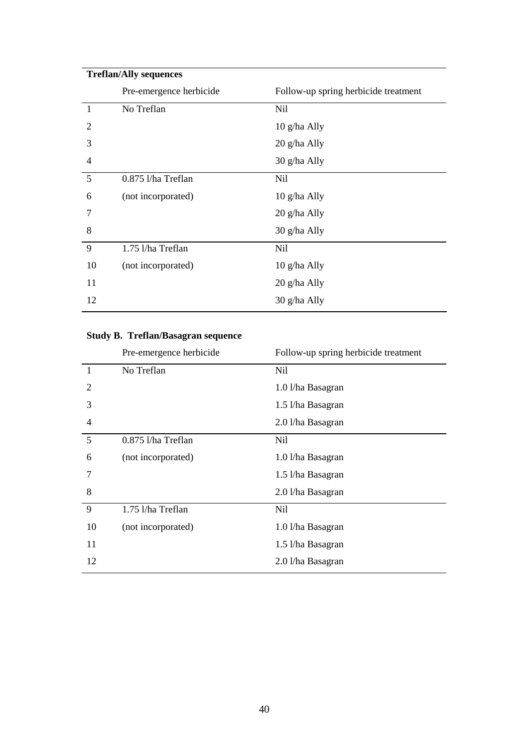**Treflan/Ally sequences**

| | Pre-emergence herbicide | Follow-up spring herbicide treatment |
|---|---|---|
| 1 | No Treflan | Nil |
| 2 | | 10 g/ha Ally |
| 3 | | 20 g/ha Ally |
| 4 | | 30 g/ha Ally |
| 5 | 0.875 l/ha Treflan | Nil |
| 6 | (not incorporated) | 10 g/ha Ally |
| 7 | | 20 g/ha Ally |
| 8 | | 30 g/ha Ally |
| 9 | 1.75 l/ha Treflan | Nil |
| 10 | (not incorporated) | 10 g/ha Ally |
| 11 | | 20 g/ha Ally |
| 12 | | 30 g/ha Ally |

**Study B. Treflan/Basagran sequence**

| | Pre-emergence herbicide | Follow-up spring herbicide treatment |
|---|---|---|
| 1 | No Treflan | Nil |
| 2 | | 1.0 l/ha Basagran |
| 3 | | 1.5 l/ha Basagran |
| 4 | | 2.0 l/ha Basagran |
| 5 | 0.875 l/ha Treflan | Nil |
| 6 | (not incorporated) | 1.0 l/ha Basagran |
| 7 | | 1.5 l/ha Basagran |
| 8 | | 2.0 l/ha Basagran |
| 9 | 1.75 l/ha Treflan | Nil |
| 10 | (not incorporated) | 1.0 l/ha Basagran |
| 11 | | 1.5 l/ha Basagran |
| 12 | | 2.0 l/ha Basagran |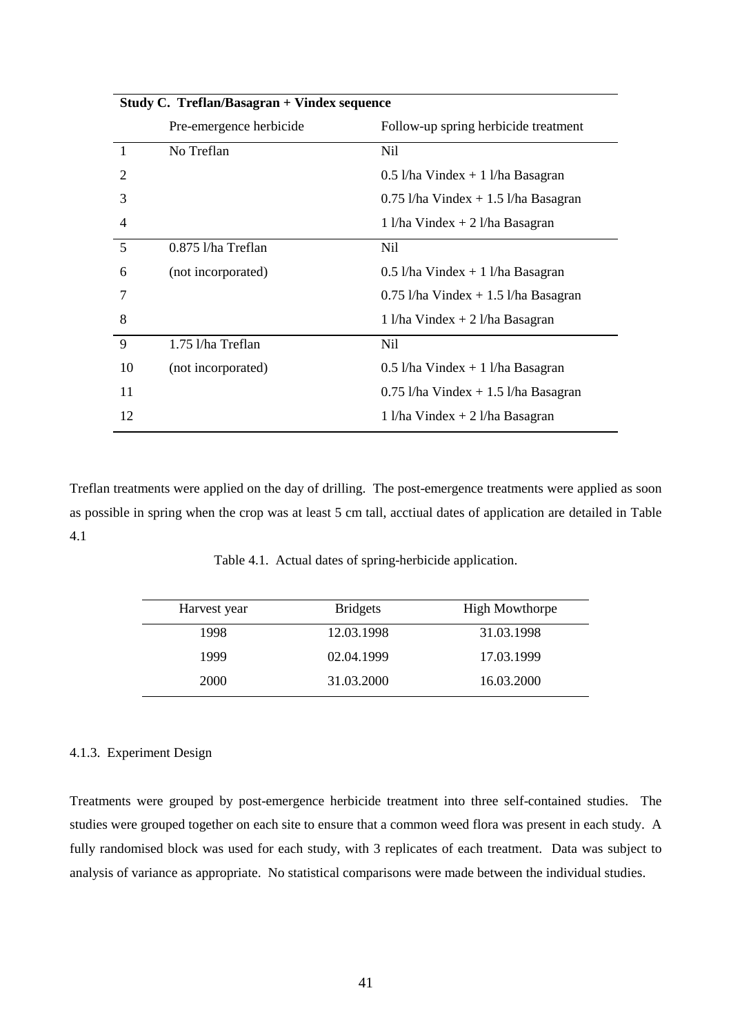| Study C. Treflan/Basagran + Vindex sequence | | |
|---|---|---|
| | Pre-emergence herbicide | Follow-up spring herbicide treatment |
| 1 | No Treflan | Nil |
| 2 | | 0.5 l/ha Vindex + 1 l/ha Basagran |
| 3 | | 0.75 l/ha Vindex + 1.5 l/ha Basagran |
| 4 | | 1 l/ha Vindex + 2 l/ha Basagran |
| 5 | 0.875 l/ha Treflan | Nil |
| 6 | (not incorporated) | 0.5 l/ha Vindex + 1 l/ha Basagran |
| 7 | | 0.75 l/ha Vindex + 1.5 l/ha Basagran |
| 8 | | 1 l/ha Vindex + 2 l/ha Basagran |
| 9 | 1.75 l/ha Treflan | Nil |
| 10 | (not incorporated) | 0.5 l/ha Vindex + 1 l/ha Basagran |
| 11 | | 0.75 l/ha Vindex + 1.5 l/ha Basagran |
| 12 | | 1 l/ha Vindex + 2 l/ha Basagran |

Treflan treatments were applied on the day of drilling. The post-emergence treatments were applied as soon as possible in spring when the crop was at least 5 cm tall, acctiual dates of application are detailed in Table 4.1

Table 4.1. Actual dates of spring-herbicide application.

| Harvest year | Bridgets | High Mowthorpe |
|---|---|---|
| 1998 | 12.03.1998 | 31.03.1998 |
| 1999 | 02.04.1999 | 17.03.1999 |
| 2000 | 31.03.2000 | 16.03.2000 |

### 4.1.3. Experiment Design

Treatments were grouped by post-emergence herbicide treatment into three self-contained studies. The studies were grouped together on each site to ensure that a common weed flora was present in each study. A fully randomised block was used for each study, with 3 replicates of each treatment. Data was subject to analysis of variance as appropriate. No statistical comparisons were made between the individual studies.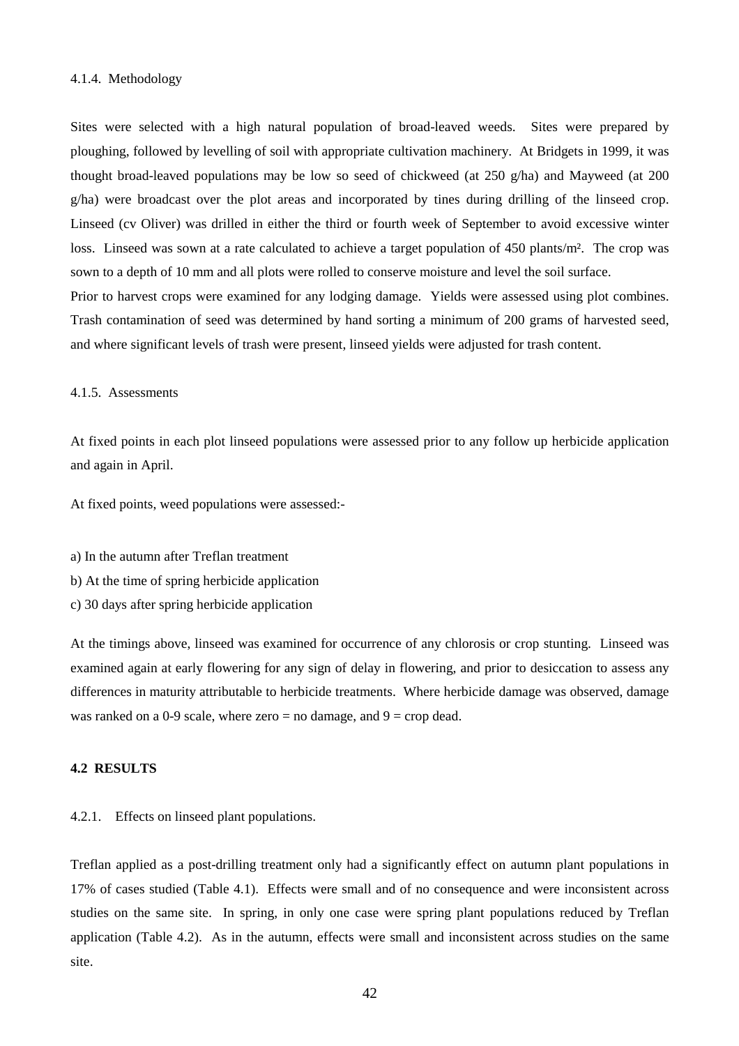4.1.4. Methodology

Sites were selected with a high natural population of broad-leaved weeds. Sites were prepared by ploughing, followed by levelling of soil with appropriate cultivation machinery. At Bridgets in 1999, it was thought broad-leaved populations may be low so seed of chickweed (at 250 g/ha) and Mayweed (at 200 g/ha) were broadcast over the plot areas and incorporated by tines during drilling of the linseed crop. Linseed (cv Oliver) was drilled in either the third or fourth week of September to avoid excessive winter loss. Linseed was sown at a rate calculated to achieve a target population of 450 plants/m². The crop was sown to a depth of 10 mm and all plots were rolled to conserve moisture and level the soil surface.

Prior to harvest crops were examined for any lodging damage. Yields were assessed using plot combines. Trash contamination of seed was determined by hand sorting a minimum of 200 grams of harvested seed, and where significant levels of trash were present, linseed yields were adjusted for trash content.

4.1.5. Assessments

At fixed points in each plot linseed populations were assessed prior to any follow up herbicide application and again in April.

At fixed points, weed populations were assessed:-

a) In the autumn after Treflan treatment
b) At the time of spring herbicide application
c) 30 days after spring herbicide application

At the timings above, linseed was examined for occurrence of any chlorosis or crop stunting. Linseed was examined again at early flowering for any sign of delay in flowering, and prior to desiccation to assess any differences in maturity attributable to herbicide treatments. Where herbicide damage was observed, damage was ranked on a 0-9 scale, where zero = no damage, and 9 = crop dead.

## 4.2 RESULTS

4.2.1. Effects on linseed plant populations.

Treflan applied as a post-drilling treatment only had a significantly effect on autumn plant populations in 17% of cases studied (Table 4.1). Effects were small and of no consequence and were inconsistent across studies on the same site. In spring, in only one case were spring plant populations reduced by Treflan application (Table 4.2). As in the autumn, effects were small and inconsistent across studies on the same site.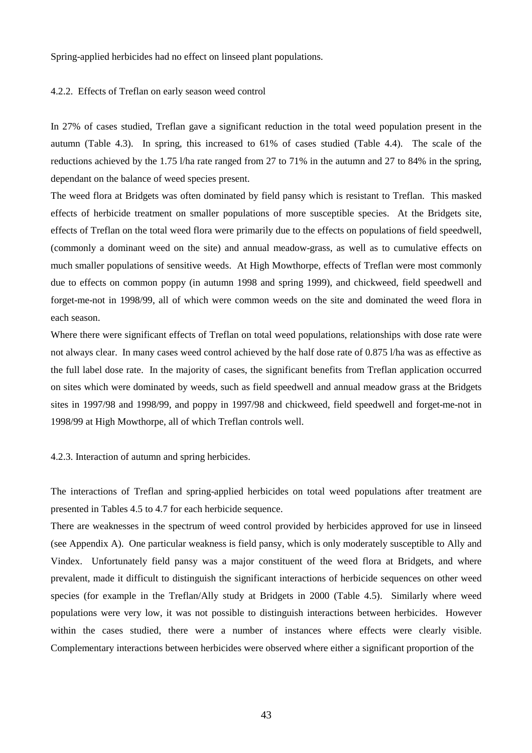Spring-applied herbicides had no effect on linseed plant populations.

### 4.2.2. Effects of Treflan on early season weed control

In 27% of cases studied, Treflan gave a significant reduction in the total weed population present in the autumn (Table 4.3). In spring, this increased to 61% of cases studied (Table 4.4). The scale of the reductions achieved by the 1.75 l/ha rate ranged from 27 to 71% in the autumn and 27 to 84% in the spring, dependant on the balance of weed species present.

The weed flora at Bridgets was often dominated by field pansy which is resistant to Treflan. This masked effects of herbicide treatment on smaller populations of more susceptible species. At the Bridgets site, effects of Treflan on the total weed flora were primarily due to the effects on populations of field speedwell, (commonly a dominant weed on the site) and annual meadow-grass, as well as to cumulative effects on much smaller populations of sensitive weeds. At High Mowthorpe, effects of Treflan were most commonly due to effects on common poppy (in autumn 1998 and spring 1999), and chickweed, field speedwell and forget-me-not in 1998/99, all of which were common weeds on the site and dominated the weed flora in each season.

Where there were significant effects of Treflan on total weed populations, relationships with dose rate were not always clear. In many cases weed control achieved by the half dose rate of 0.875 l/ha was as effective as the full label dose rate. In the majority of cases, the significant benefits from Treflan application occurred on sites which were dominated by weeds, such as field speedwell and annual meadow grass at the Bridgets sites in 1997/98 and 1998/99, and poppy in 1997/98 and chickweed, field speedwell and forget-me-not in 1998/99 at High Mowthorpe, all of which Treflan controls well.

### 4.2.3. Interaction of autumn and spring herbicides.

The interactions of Treflan and spring-applied herbicides on total weed populations after treatment are presented in Tables 4.5 to 4.7 for each herbicide sequence.

There are weaknesses in the spectrum of weed control provided by herbicides approved for use in linseed (see Appendix A). One particular weakness is field pansy, which is only moderately susceptible to Ally and Vindex. Unfortunately field pansy was a major constituent of the weed flora at Bridgets, and where prevalent, made it difficult to distinguish the significant interactions of herbicide sequences on other weed species (for example in the Treflan/Ally study at Bridgets in 2000 (Table 4.5). Similarly where weed populations were very low, it was not possible to distinguish interactions between herbicides. However within the cases studied, there were a number of instances where effects were clearly visible. Complementary interactions between herbicides were observed where either a significant proportion of the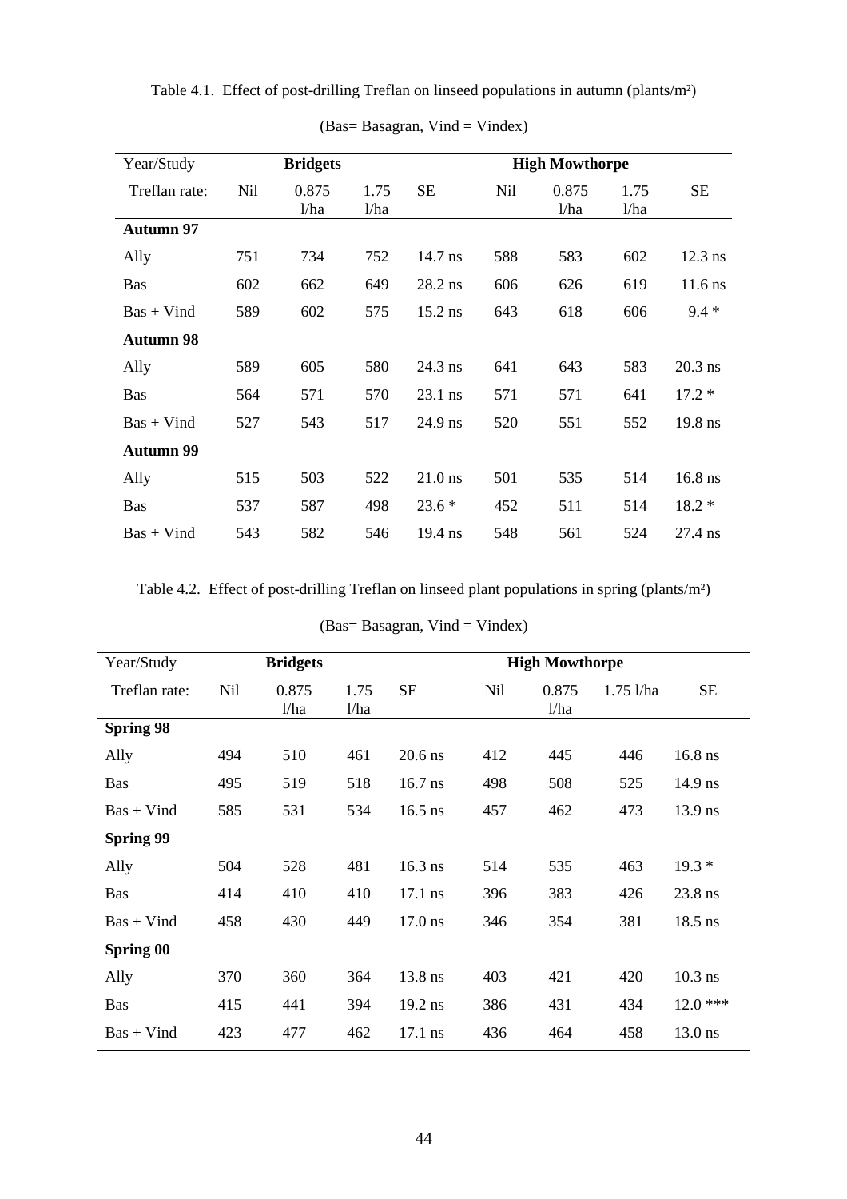Table 4.1. Effect of post-drilling Treflan on linseed populations in autumn (plants/m²)

(Bas= Basagran, Vind = Vindex)

| Year/Study | Bridgets | | | | High Mowthorpe | | | |
|---|---|---|---|---|---|---|---|---|
| Treflan rate: | Nil | 0.875 l/ha | 1.75 l/ha | SE | Nil | 0.875 l/ha | 1.75 l/ha | SE |
| **Autumn 97** | | | | | | | | |
| Ally | 751 | 734 | 752 | 14.7 ns | 588 | 583 | 602 | 12.3 ns |
| Bas | 602 | 662 | 649 | 28.2 ns | 606 | 626 | 619 | 11.6 ns |
| Bas + Vind | 589 | 602 | 575 | 15.2 ns | 643 | 618 | 606 | 9.4 * |
| **Autumn 98** | | | | | | | | |
| Ally | 589 | 605 | 580 | 24.3 ns | 641 | 643 | 583 | 20.3 ns |
| Bas | 564 | 571 | 570 | 23.1 ns | 571 | 571 | 641 | 17.2 * |
| Bas + Vind | 527 | 543 | 517 | 24.9 ns | 520 | 551 | 552 | 19.8 ns |
| **Autumn 99** | | | | | | | | |
| Ally | 515 | 503 | 522 | 21.0 ns | 501 | 535 | 514 | 16.8 ns |
| Bas | 537 | 587 | 498 | 23.6 * | 452 | 511 | 514 | 18.2 * |
| Bas + Vind | 543 | 582 | 546 | 19.4 ns | 548 | 561 | 524 | 27.4 ns |

Table 4.2. Effect of post-drilling Treflan on linseed plant populations in spring (plants/m²)

(Bas= Basagran, Vind = Vindex)

| Year/Study | Bridgets | | | | High Mowthorpe | | | |
|---|---|---|---|---|---|---|---|---|
| Treflan rate: | Nil | 0.875 l/ha | 1.75 l/ha | SE | Nil | 0.875 l/ha | 1.75 l/ha | SE |
| **Spring 98** | | | | | | | | |
| Ally | 494 | 510 | 461 | 20.6 ns | 412 | 445 | 446 | 16.8 ns |
| Bas | 495 | 519 | 518 | 16.7 ns | 498 | 508 | 525 | 14.9 ns |
| Bas + Vind | 585 | 531 | 534 | 16.5 ns | 457 | 462 | 473 | 13.9 ns |
| **Spring 99** | | | | | | | | |
| Ally | 504 | 528 | 481 | 16.3 ns | 514 | 535 | 463 | 19.3 * |
| Bas | 414 | 410 | 410 | 17.1 ns | 396 | 383 | 426 | 23.8 ns |
| Bas + Vind | 458 | 430 | 449 | 17.0 ns | 346 | 354 | 381 | 18.5 ns |
| **Spring 00** | | | | | | | | |
| Ally | 370 | 360 | 364 | 13.8 ns | 403 | 421 | 420 | 10.3 ns |
| Bas | 415 | 441 | 394 | 19.2 ns | 386 | 431 | 434 | 12.0 *** |
| Bas + Vind | 423 | 477 | 462 | 17.1 ns | 436 | 464 | 458 | 13.0 ns |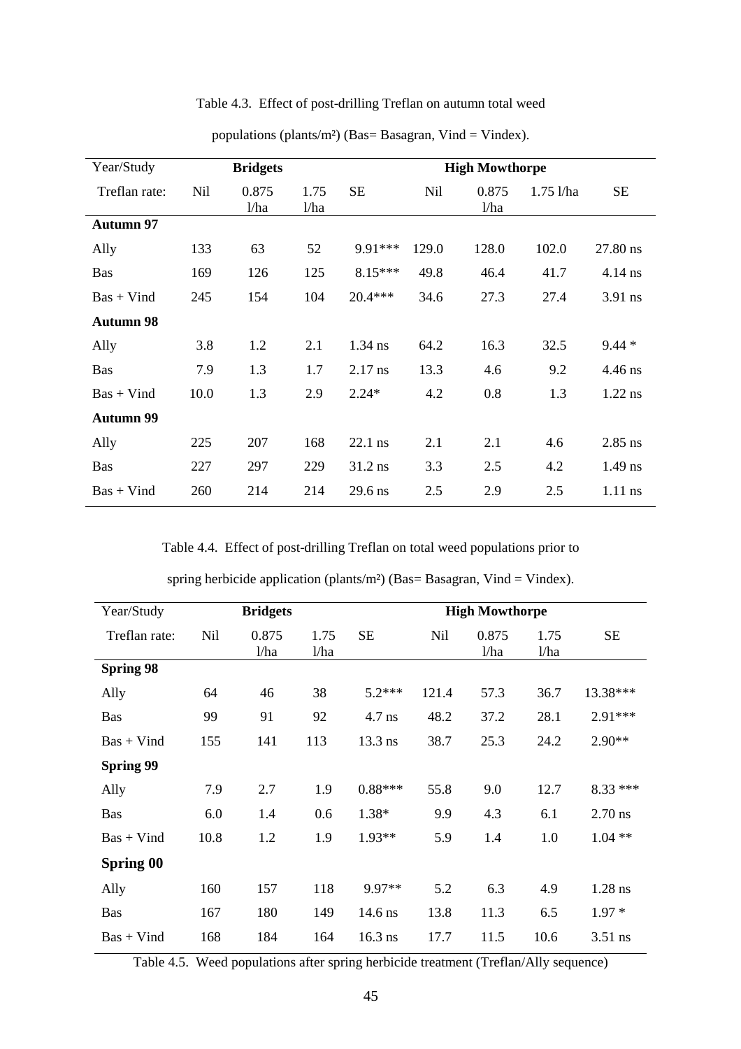Table 4.3. Effect of post-drilling Treflan on autumn total weed populations (plants/m²) (Bas= Basagran, Vind = Vindex).

| Year/Study | Bridgets | | | | High Mowthorpe | | | |
|---|---|---|---|---|---|---|---|---|
| Treflan rate: | Nil | 0.875 l/ha | 1.75 l/ha | SE | Nil | 0.875 l/ha | 1.75 l/ha | SE |
| **Autumn 97** | | | | | | | | |
| Ally | 133 | 63 | 52 | 9.91*** | 129.0 | 128.0 | 102.0 | 27.80 ns |
| Bas | 169 | 126 | 125 | 8.15*** | 49.8 | 46.4 | 41.7 | 4.14 ns |
| Bas + Vind | 245 | 154 | 104 | 20.4*** | 34.6 | 27.3 | 27.4 | 3.91 ns |
| **Autumn 98** | | | | | | | | |
| Ally | 3.8 | 1.2 | 2.1 | 1.34 ns | 64.2 | 16.3 | 32.5 | 9.44 * |
| Bas | 7.9 | 1.3 | 1.7 | 2.17 ns | 13.3 | 4.6 | 9.2 | 4.46 ns |
| Bas + Vind | 10.0 | 1.3 | 2.9 | 2.24* | 4.2 | 0.8 | 1.3 | 1.22 ns |
| **Autumn 99** | | | | | | | | |
| Ally | 225 | 207 | 168 | 22.1 ns | 2.1 | 2.1 | 4.6 | 2.85 ns |
| Bas | 227 | 297 | 229 | 31.2 ns | 3.3 | 2.5 | 4.2 | 1.49 ns |
| Bas + Vind | 260 | 214 | 214 | 29.6 ns | 2.5 | 2.9 | 2.5 | 1.11 ns |

Table 4.4. Effect of post-drilling Treflan on total weed populations prior to spring herbicide application (plants/m²) (Bas= Basagran, Vind = Vindex).

| Year/Study | Bridgets | | | | High Mowthorpe | | | |
|---|---|---|---|---|---|---|---|---|
| Treflan rate: | Nil | 0.875 l/ha | 1.75 l/ha | SE | Nil | 0.875 l/ha | 1.75 l/ha | SE |
| **Spring 98** | | | | | | | | |
| Ally | 64 | 46 | 38 | 5.2*** | 121.4 | 57.3 | 36.7 | 13.38*** |
| Bas | 99 | 91 | 92 | 4.7 ns | 48.2 | 37.2 | 28.1 | 2.91*** |
| Bas + Vind | 155 | 141 | 113 | 13.3 ns | 38.7 | 25.3 | 24.2 | 2.90** |
| **Spring 99** | | | | | | | | |
| Ally | 7.9 | 2.7 | 1.9 | 0.88*** | 55.8 | 9.0 | 12.7 | 8.33 *** |
| Bas | 6.0 | 1.4 | 0.6 | 1.38* | 9.9 | 4.3 | 6.1 | 2.70 ns |
| Bas + Vind | 10.8 | 1.2 | 1.9 | 1.93** | 5.9 | 1.4 | 1.0 | 1.04 ** |
| **Spring 00** | | | | | | | | |
| Ally | 160 | 157 | 118 | 9.97** | 5.2 | 6.3 | 4.9 | 1.28 ns |
| Bas | 167 | 180 | 149 | 14.6 ns | 13.8 | 11.3 | 6.5 | 1.97 * |
| Bas + Vind | 168 | 184 | 164 | 16.3 ns | 17.7 | 11.5 | 10.6 | 3.51 ns |

Table 4.5. Weed populations after spring herbicide treatment (Treflan/Ally sequence)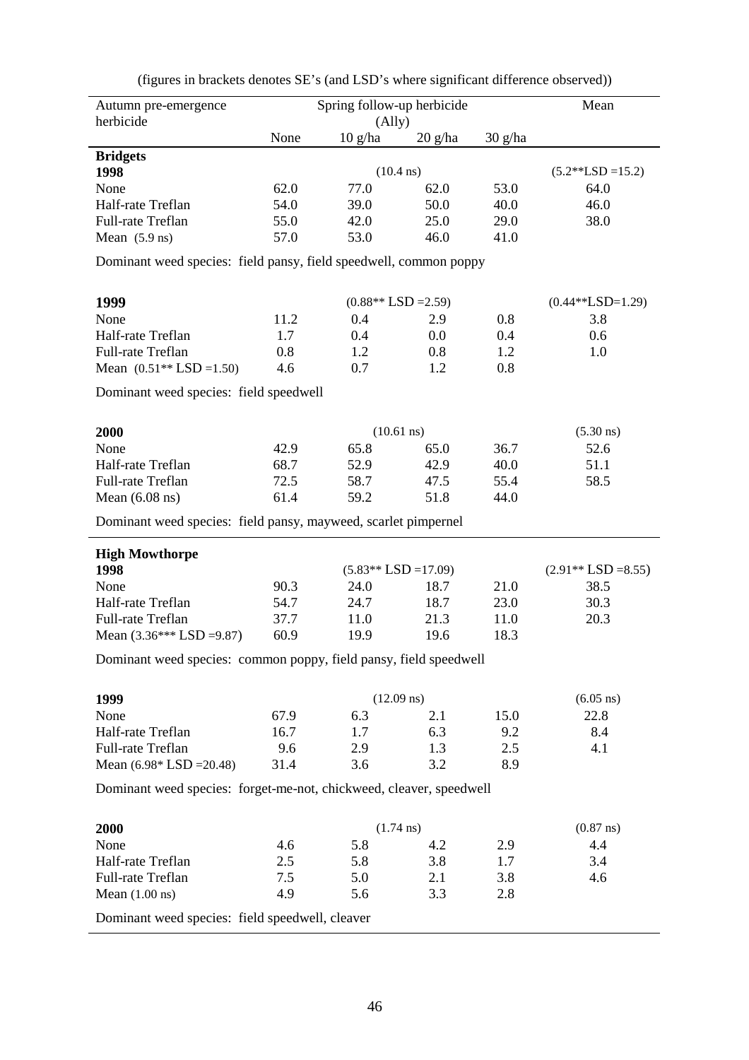(figures in brackets denotes SE's (and LSD's where significant difference observed))

| Autumn pre-emergence herbicide | Spring follow-up herbicide (Ally) | | | | Mean |
|---|---|---|---|---|---|
| | None | 10 g/ha | 20 g/ha | 30 g/ha | |
| **Bridgets** | | | | | |
| **1998** | | (10.4 ns) | | | (5.2**LSD =15.2) |
| None | 62.0 | 77.0 | 62.0 | 53.0 | 64.0 |
| Half-rate Treflan | 54.0 | 39.0 | 50.0 | 40.0 | 46.0 |
| Full-rate Treflan | 55.0 | 42.0 | 25.0 | 29.0 | 38.0 |
| Mean (5.9 ns) | 57.0 | 53.0 | 46.0 | 41.0 | |
| Dominant weed species: field pansy, field speedwell, common poppy | | | | | |
| **1999** | | (0.88** LSD =2.59) | | | (0.44**LSD=1.29) |
| None | 11.2 | 0.4 | 2.9 | 0.8 | 3.8 |
| Half-rate Treflan | 1.7 | 0.4 | 0.0 | 0.4 | 0.6 |
| Full-rate Treflan | 0.8 | 1.2 | 0.8 | 1.2 | 1.0 |
| Mean (0.51** LSD =1.50) | 4.6 | 0.7 | 1.2 | 0.8 | |
| Dominant weed species: field speedwell | | | | | |
| **2000** | | (10.61 ns) | | | (5.30 ns) |
| None | 42.9 | 65.8 | 65.0 | 36.7 | 52.6 |
| Half-rate Treflan | 68.7 | 52.9 | 42.9 | 40.0 | 51.1 |
| Full-rate Treflan | 72.5 | 58.7 | 47.5 | 55.4 | 58.5 |
| Mean (6.08 ns) | 61.4 | 59.2 | 51.8 | 44.0 | |
| Dominant weed species: field pansy, mayweed, scarlet pimpernel | | | | | |
| **High Mowthorpe** | | | | | |
| **1998** | | (5.83** LSD =17.09) | | | (2.91** LSD =8.55) |
| None | 90.3 | 24.0 | 18.7 | 21.0 | 38.5 |
| Half-rate Treflan | 54.7 | 24.7 | 18.7 | 23.0 | 30.3 |
| Full-rate Treflan | 37.7 | 11.0 | 21.3 | 11.0 | 20.3 |
| Mean (3.36*** LSD =9.87) | 60.9 | 19.9 | 19.6 | 18.3 | |
| Dominant weed species: common poppy, field pansy, field speedwell | | | | | |
| **1999** | | (12.09 ns) | | | (6.05 ns) |
| None | 67.9 | 6.3 | 2.1 | 15.0 | 22.8 |
| Half-rate Treflan | 16.7 | 1.7 | 6.3 | 9.2 | 8.4 |
| Full-rate Treflan | 9.6 | 2.9 | 1.3 | 2.5 | 4.1 |
| Mean (6.98* LSD =20.48) | 31.4 | 3.6 | 3.2 | 8.9 | |
| Dominant weed species: forget-me-not, chickweed, cleaver, speedwell | | | | | |
| **2000** | | (1.74 ns) | | | (0.87 ns) |
| None | 4.6 | 5.8 | 4.2 | 2.9 | 4.4 |
| Half-rate Treflan | 2.5 | 5.8 | 3.8 | 1.7 | 3.4 |
| Full-rate Treflan | 7.5 | 5.0 | 2.1 | 3.8 | 4.6 |
| Mean (1.00 ns) | 4.9 | 5.6 | 3.3 | 2.8 | |
| Dominant weed species: field speedwell, cleaver | | | | | |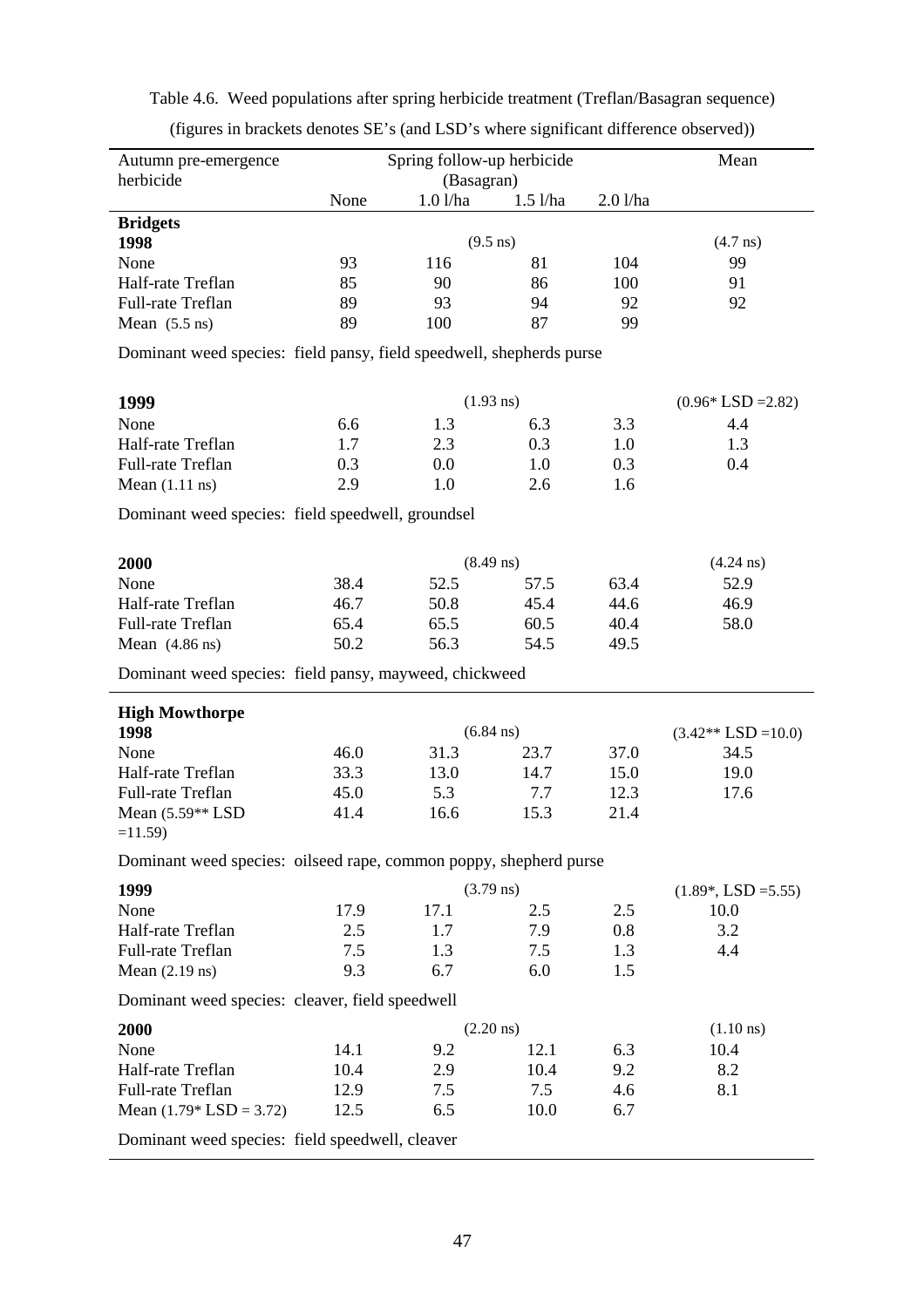Table 4.6. Weed populations after spring herbicide treatment (Treflan/Basagran sequence)

(figures in brackets denotes SE's (and LSD's where significant difference observed))

| Autumn pre-emergence herbicide | Spring follow-up herbicide (Basagran) | | | | Mean |
|---|---|---|---|---|---|
| | None | 1.0 l/ha | 1.5 l/ha | 2.0 l/ha | |
| **Bridgets** | | | | | |
| **1998** | | (9.5 ns) | | | (4.7 ns) |
| None | 93 | 116 | 81 | 104 | 99 |
| Half-rate Treflan | 85 | 90 | 86 | 100 | 91 |
| Full-rate Treflan | 89 | 93 | 94 | 92 | 92 |
| Mean (5.5 ns) | 89 | 100 | 87 | 99 | |
| Dominant weed species: field pansy, field speedwell, shepherds purse | | | | | |
| **1999** | | (1.93 ns) | | | (0.96* LSD =2.82) |
| None | 6.6 | 1.3 | 6.3 | 3.3 | 4.4 |
| Half-rate Treflan | 1.7 | 2.3 | 0.3 | 1.0 | 1.3 |
| Full-rate Treflan | 0.3 | 0.0 | 1.0 | 0.3 | 0.4 |
| Mean (1.11 ns) | 2.9 | 1.0 | 2.6 | 1.6 | |
| Dominant weed species: field speedwell, groundsel | | | | | |
| **2000** | | (8.49 ns) | | | (4.24 ns) |
| None | 38.4 | 52.5 | 57.5 | 63.4 | 52.9 |
| Half-rate Treflan | 46.7 | 50.8 | 45.4 | 44.6 | 46.9 |
| Full-rate Treflan | 65.4 | 65.5 | 60.5 | 40.4 | 58.0 |
| Mean (4.86 ns) | 50.2 | 56.3 | 54.5 | 49.5 | |
| Dominant weed species: field pansy, mayweed, chickweed | | | | | |
| **High Mowthorpe** | | | | | |
| **1998** | | (6.84 ns) | | | (3.42** LSD =10.0) |
| None | 46.0 | 31.3 | 23.7 | 37.0 | 34.5 |
| Half-rate Treflan | 33.3 | 13.0 | 14.7 | 15.0 | 19.0 |
| Full-rate Treflan | 45.0 | 5.3 | 7.7 | 12.3 | 17.6 |
| Mean (5.59** LSD =11.59) | 41.4 | 16.6 | 15.3 | 21.4 | |
| Dominant weed species: oilseed rape, common poppy, shepherd purse | | | | | |
| **1999** | | (3.79 ns) | | | (1.89*, LSD =5.55) |
| None | 17.9 | 17.1 | 2.5 | 2.5 | 10.0 |
| Half-rate Treflan | 2.5 | 1.7 | 7.9 | 0.8 | 3.2 |
| Full-rate Treflan | 7.5 | 1.3 | 7.5 | 1.3 | 4.4 |
| Mean (2.19 ns) | 9.3 | 6.7 | 6.0 | 1.5 | |
| Dominant weed species: cleaver, field speedwell | | | | | |
| **2000** | | (2.20 ns) | | | (1.10 ns) |
| None | 14.1 | 9.2 | 12.1 | 6.3 | 10.4 |
| Half-rate Treflan | 10.4 | 2.9 | 10.4 | 9.2 | 8.2 |
| Full-rate Treflan | 12.9 | 7.5 | 7.5 | 4.6 | 8.1 |
| Mean (1.79* LSD = 3.72) | 12.5 | 6.5 | 10.0 | 6.7 | |
| Dominant weed species: field speedwell, cleaver | | | | | |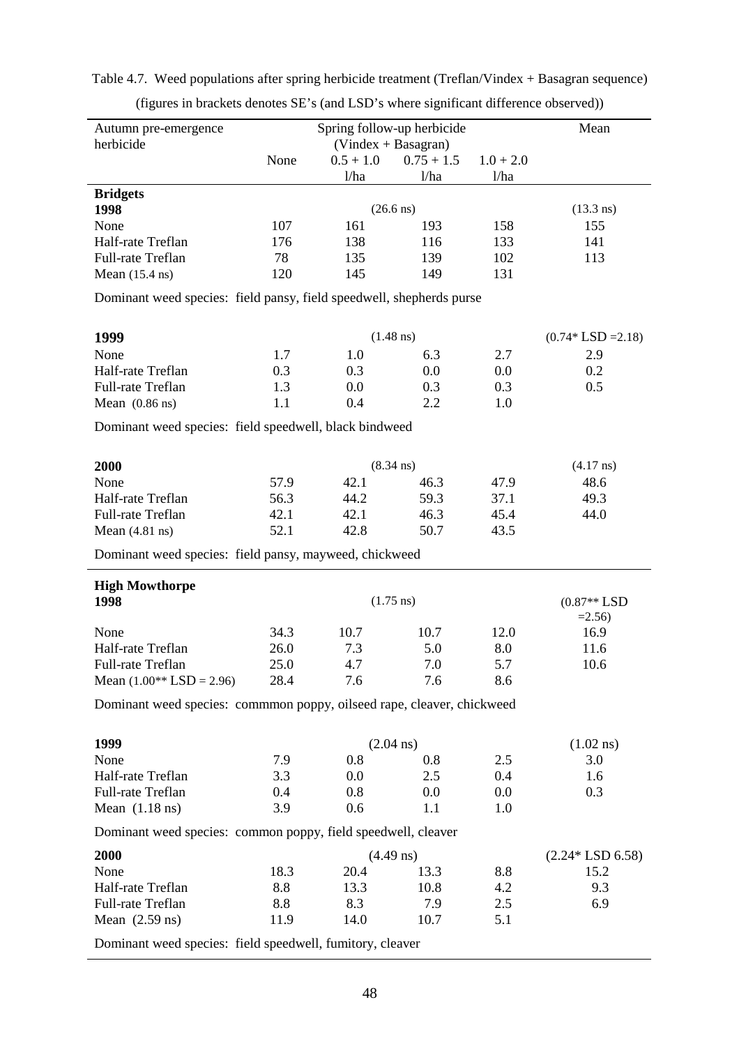Table 4.7. Weed populations after spring herbicide treatment (Treflan/Vindex + Basagran sequence)

(figures in brackets denotes SE's (and LSD's where significant difference observed))

| Autumn pre-emergence herbicide | Spring follow-up herbicide (Vindex + Basagran) | | | | Mean |
|---|---|---|---|---|---|
| | None | 0.5 + 1.0 l/ha | 0.75 + 1.5 l/ha | 1.0 + 2.0 l/ha | |
| **Bridgets** | | | | | |
| **1998** | | | (26.6 ns) | | (13.3 ns) |
| None | 107 | 161 | 193 | 158 | 155 |
| Half-rate Treflan | 176 | 138 | 116 | 133 | 141 |
| Full-rate Treflan | 78 | 135 | 139 | 102 | 113 |
| Mean (15.4 ns) | 120 | 145 | 149 | 131 | |
| Dominant weed species: field pansy, field speedwell, shepherds purse | | | | | |
| **1999** | | | (1.48 ns) | | (0.74* LSD =2.18) |
| None | 1.7 | 1.0 | 6.3 | 2.7 | 2.9 |
| Half-rate Treflan | 0.3 | 0.3 | 0.0 | 0.0 | 0.2 |
| Full-rate Treflan | 1.3 | 0.0 | 0.3 | 0.3 | 0.5 |
| Mean (0.86 ns) | 1.1 | 0.4 | 2.2 | 1.0 | |
| Dominant weed species: field speedwell, black bindweed | | | | | |
| **2000** | | | (8.34 ns) | | (4.17 ns) |
| None | 57.9 | 42.1 | 46.3 | 47.9 | 48.6 |
| Half-rate Treflan | 56.3 | 44.2 | 59.3 | 37.1 | 49.3 |
| Full-rate Treflan | 42.1 | 42.1 | 46.3 | 45.4 | 44.0 |
| Mean (4.81 ns) | 52.1 | 42.8 | 50.7 | 43.5 | |
| Dominant weed species: field pansy, mayweed, chickweed | | | | | |
| **High Mowthorpe** | | | | | |
| **1998** | | | (1.75 ns) | | (0.87** LSD =2.56) |
| None | 34.3 | 10.7 | 10.7 | 12.0 | 16.9 |
| Half-rate Treflan | 26.0 | 7.3 | 5.0 | 8.0 | 11.6 |
| Full-rate Treflan | 25.0 | 4.7 | 7.0 | 5.7 | 10.6 |
| Mean (1.00** LSD = 2.96) | 28.4 | 7.6 | 7.6 | 8.6 | |
| Dominant weed species: commmon poppy, oilseed rape, cleaver, chickweed | | | | | |
| **1999** | | | (2.04 ns) | | (1.02 ns) |
| None | 7.9 | 0.8 | 0.8 | 2.5 | 3.0 |
| Half-rate Treflan | 3.3 | 0.0 | 2.5 | 0.4 | 1.6 |
| Full-rate Treflan | 0.4 | 0.8 | 0.0 | 0.0 | 0.3 |
| Mean (1.18 ns) | 3.9 | 0.6 | 1.1 | 1.0 | |
| Dominant weed species: common poppy, field speedwell, cleaver | | | | | |
| **2000** | | | (4.49 ns) | | (2.24* LSD 6.58) |
| None | 18.3 | 20.4 | 13.3 | 8.8 | 15.2 |
| Half-rate Treflan | 8.8 | 13.3 | 10.8 | 4.2 | 9.3 |
| Full-rate Treflan | 8.8 | 8.3 | 7.9 | 2.5 | 6.9 |
| Mean (2.59 ns) | 11.9 | 14.0 | 10.7 | 5.1 | |
| Dominant weed species: field speedwell, fumitory, cleaver | | | | | |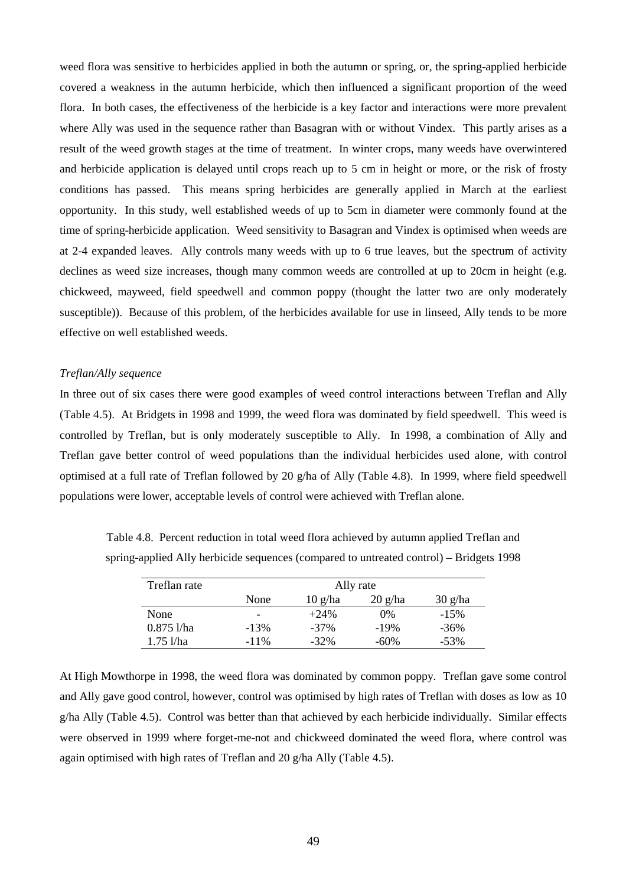weed flora was sensitive to herbicides applied in both the autumn or spring, or, the spring-applied herbicide covered a weakness in the autumn herbicide, which then influenced a significant proportion of the weed flora. In both cases, the effectiveness of the herbicide is a key factor and interactions were more prevalent where Ally was used in the sequence rather than Basagran with or without Vindex. This partly arises as a result of the weed growth stages at the time of treatment. In winter crops, many weeds have overwintered and herbicide application is delayed until crops reach up to 5 cm in height or more, or the risk of frosty conditions has passed. This means spring herbicides are generally applied in March at the earliest opportunity. In this study, well established weeds of up to 5cm in diameter were commonly found at the time of spring-herbicide application. Weed sensitivity to Basagran and Vindex is optimised when weeds are at 2-4 expanded leaves. Ally controls many weeds with up to 6 true leaves, but the spectrum of activity declines as weed size increases, though many common weeds are controlled at up to 20cm in height (e.g. chickweed, mayweed, field speedwell and common poppy (thought the latter two are only moderately susceptible)). Because of this problem, of the herbicides available for use in linseed, Ally tends to be more effective on well established weeds.

*Treflan/Ally sequence*

In three out of six cases there were good examples of weed control interactions between Treflan and Ally (Table 4.5). At Bridgets in 1998 and 1999, the weed flora was dominated by field speedwell. This weed is controlled by Treflan, but is only moderately susceptible to Ally. In 1998, a combination of Ally and Treflan gave better control of weed populations than the individual herbicides used alone, with control optimised at a full rate of Treflan followed by 20 g/ha of Ally (Table 4.8). In 1999, where field speedwell populations were lower, acceptable levels of control were achieved with Treflan alone.

Table 4.8. Percent reduction in total weed flora achieved by autumn applied Treflan and spring-applied Ally herbicide sequences (compared to untreated control) – Bridgets 1998

| Treflan rate | Ally rate | | | |
|---|---|---|---|---|
| | None | 10 g/ha | 20 g/ha | 30 g/ha |
| None | - | +24% | 0% | -15% |
| 0.875 l/ha | -13% | -37% | -19% | -36% |
| 1.75 l/ha | -11% | -32% | -60% | -53% |

At High Mowthorpe in 1998, the weed flora was dominated by common poppy. Treflan gave some control and Ally gave good control, however, control was optimised by high rates of Treflan with doses as low as 10 g/ha Ally (Table 4.5). Control was better than that achieved by each herbicide individually. Similar effects were observed in 1999 where forget-me-not and chickweed dominated the weed flora, where control was again optimised with high rates of Treflan and 20 g/ha Ally (Table 4.5).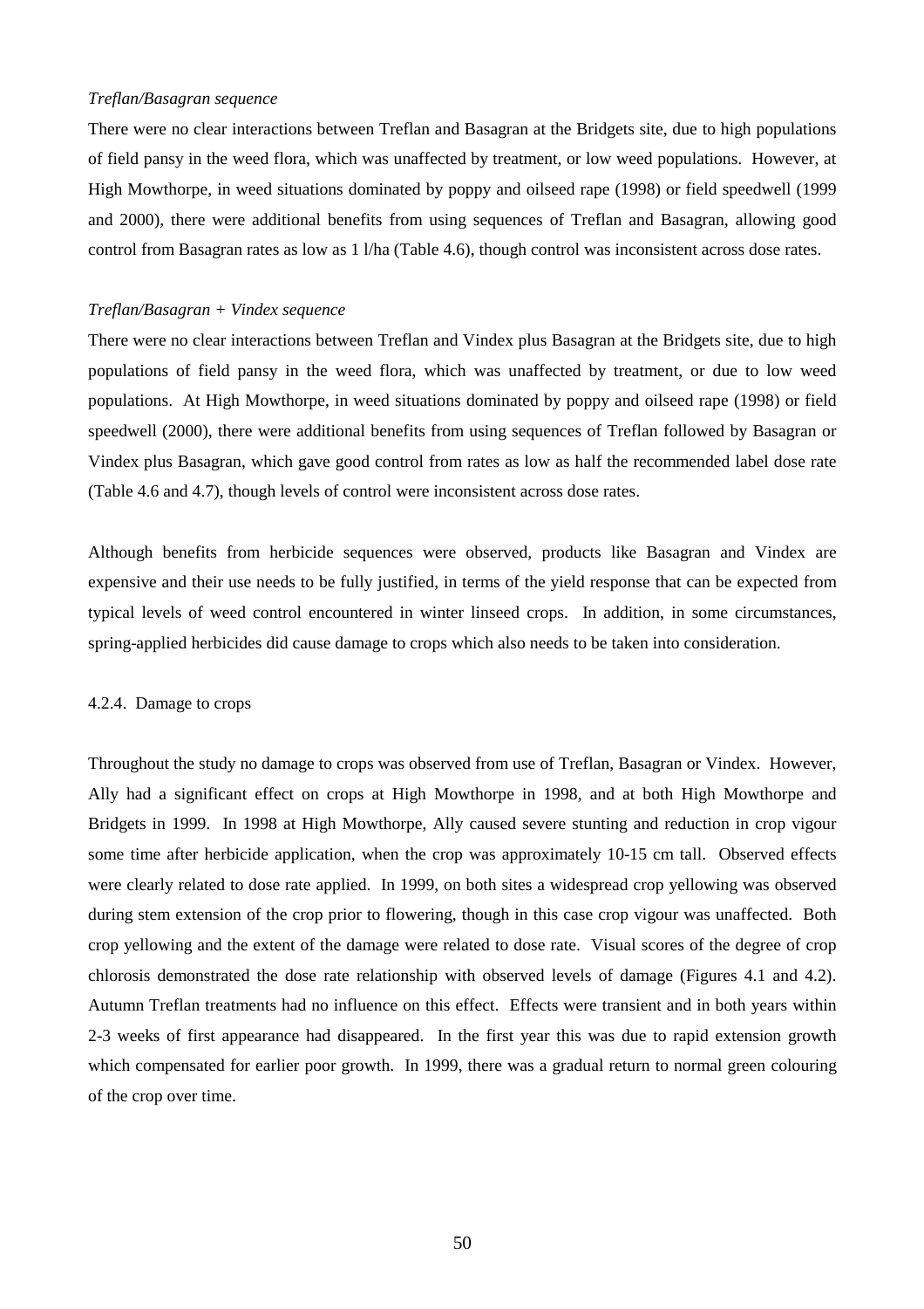*Treflan/Basagran sequence*

There were no clear interactions between Treflan and Basagran at the Bridgets site, due to high populations of field pansy in the weed flora, which was unaffected by treatment, or low weed populations. However, at High Mowthorpe, in weed situations dominated by poppy and oilseed rape (1998) or field speedwell (1999 and 2000), there were additional benefits from using sequences of Treflan and Basagran, allowing good control from Basagran rates as low as 1 l/ha (Table 4.6), though control was inconsistent across dose rates.

*Treflan/Basagran + Vindex sequence*

There were no clear interactions between Treflan and Vindex plus Basagran at the Bridgets site, due to high populations of field pansy in the weed flora, which was unaffected by treatment, or due to low weed populations. At High Mowthorpe, in weed situations dominated by poppy and oilseed rape (1998) or field speedwell (2000), there were additional benefits from using sequences of Treflan followed by Basagran or Vindex plus Basagran, which gave good control from rates as low as half the recommended label dose rate (Table 4.6 and 4.7), though levels of control were inconsistent across dose rates.

Although benefits from herbicide sequences were observed, products like Basagran and Vindex are expensive and their use needs to be fully justified, in terms of the yield response that can be expected from typical levels of weed control encountered in winter linseed crops. In addition, in some circumstances, spring-applied herbicides did cause damage to crops which also needs to be taken into consideration.

#### 4.2.4. Damage to crops

Throughout the study no damage to crops was observed from use of Treflan, Basagran or Vindex. However, Ally had a significant effect on crops at High Mowthorpe in 1998, and at both High Mowthorpe and Bridgets in 1999. In 1998 at High Mowthorpe, Ally caused severe stunting and reduction in crop vigour some time after herbicide application, when the crop was approximately 10-15 cm tall. Observed effects were clearly related to dose rate applied. In 1999, on both sites a widespread crop yellowing was observed during stem extension of the crop prior to flowering, though in this case crop vigour was unaffected. Both crop yellowing and the extent of the damage were related to dose rate. Visual scores of the degree of crop chlorosis demonstrated the dose rate relationship with observed levels of damage (Figures 4.1 and 4.2). Autumn Treflan treatments had no influence on this effect. Effects were transient and in both years within 2-3 weeks of first appearance had disappeared. In the first year this was due to rapid extension growth which compensated for earlier poor growth. In 1999, there was a gradual return to normal green colouring of the crop over time.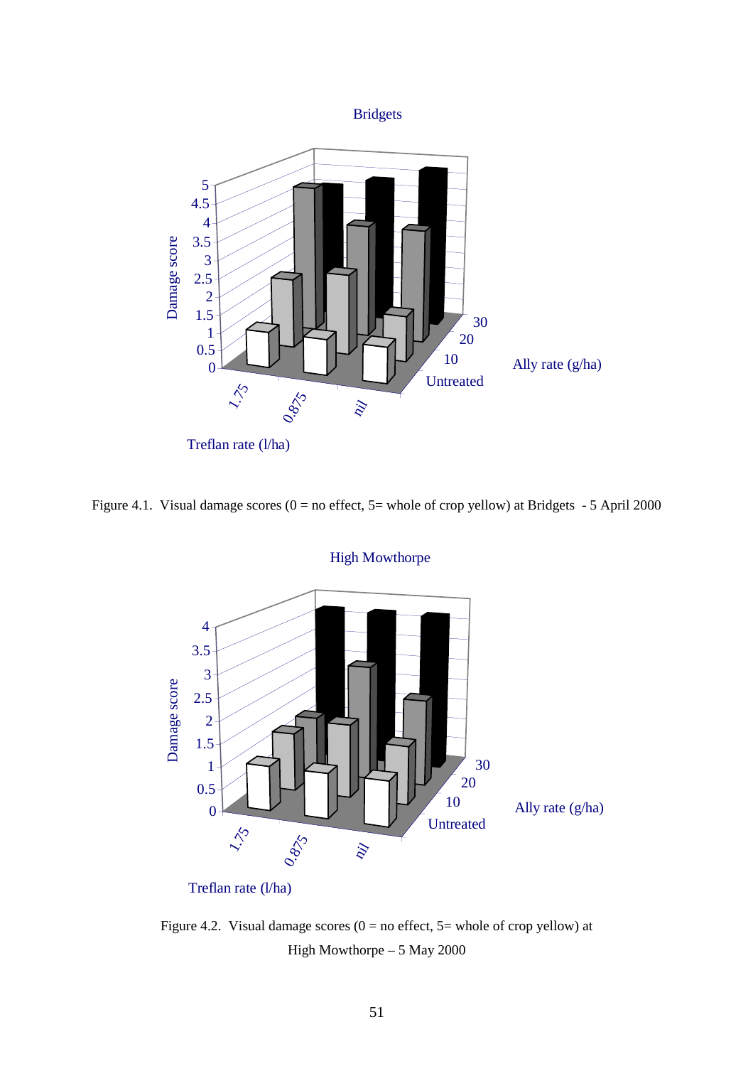Bridgets

Damage score

Treflan rate (l/ha)

Ally rate (g/ha)

Figure 4.1. Visual damage scores (0 = no effect, 5= whole of crop yellow) at Bridgets - 5 April 2000

High Mowthorpe

Damage score

Treflan rate (l/ha)

Ally rate (g/ha)

Figure 4.2. Visual damage scores (0 = no effect, 5= whole of crop yellow) at High Mowthorpe – 5 May 2000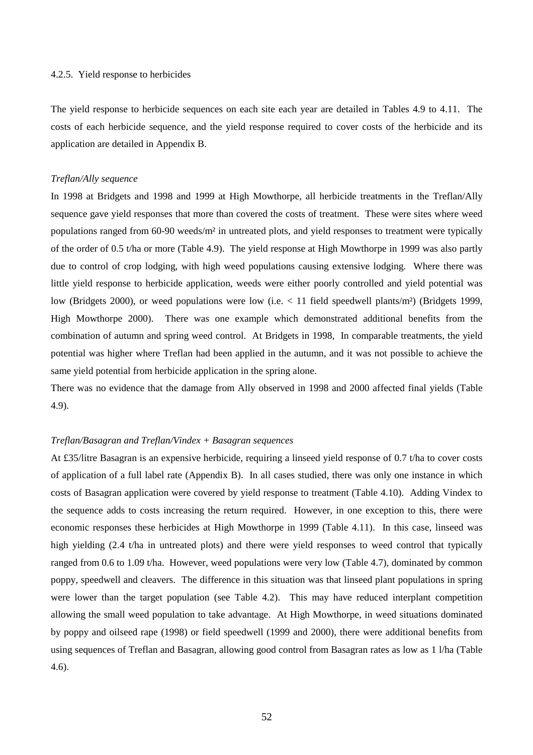4.2.5. Yield response to herbicides

The yield response to herbicide sequences on each site each year are detailed in Tables 4.9 to 4.11. The costs of each herbicide sequence, and the yield response required to cover costs of the herbicide and its application are detailed in Appendix B.

*Treflan/Ally sequence*

In 1998 at Bridgets and 1998 and 1999 at High Mowthorpe, all herbicide treatments in the Treflan/Ally sequence gave yield responses that more than covered the costs of treatment. These were sites where weed populations ranged from 60-90 weeds/m² in untreated plots, and yield responses to treatment were typically of the order of 0.5 t/ha or more (Table 4.9). The yield response at High Mowthorpe in 1999 was also partly due to control of crop lodging, with high weed populations causing extensive lodging. Where there was little yield response to herbicide application, weeds were either poorly controlled and yield potential was low (Bridgets 2000), or weed populations were low (i.e. < 11 field speedwell plants/m²) (Bridgets 1999, High Mowthorpe 2000). There was one example which demonstrated additional benefits from the combination of autumn and spring weed control. At Bridgets in 1998, In comparable treatments, the yield potential was higher where Treflan had been applied in the autumn, and it was not possible to achieve the same yield potential from herbicide application in the spring alone.

There was no evidence that the damage from Ally observed in 1998 and 2000 affected final yields (Table 4.9).

*Treflan/Basagran and Treflan/Vindex + Basagran sequences*

At £35/litre Basagran is an expensive herbicide, requiring a linseed yield response of 0.7 t/ha to cover costs of application of a full label rate (Appendix B). In all cases studied, there was only one instance in which costs of Basagran application were covered by yield response to treatment (Table 4.10). Adding Vindex to the sequence adds to costs increasing the return required. However, in one exception to this, there were economic responses these herbicides at High Mowthorpe in 1999 (Table 4.11). In this case, linseed was high yielding (2.4 t/ha in untreated plots) and there were yield responses to weed control that typically ranged from 0.6 to 1.09 t/ha. However, weed populations were very low (Table 4.7), dominated by common poppy, speedwell and cleavers. The difference in this situation was that linseed plant populations in spring were lower than the target population (see Table 4.2). This may have reduced interplant competition allowing the small weed population to take advantage. At High Mowthorpe, in weed situations dominated by poppy and oilseed rape (1998) or field speedwell (1999 and 2000), there were additional benefits from using sequences of Treflan and Basagran, allowing good control from Basagran rates as low as 1 l/ha (Table 4.6).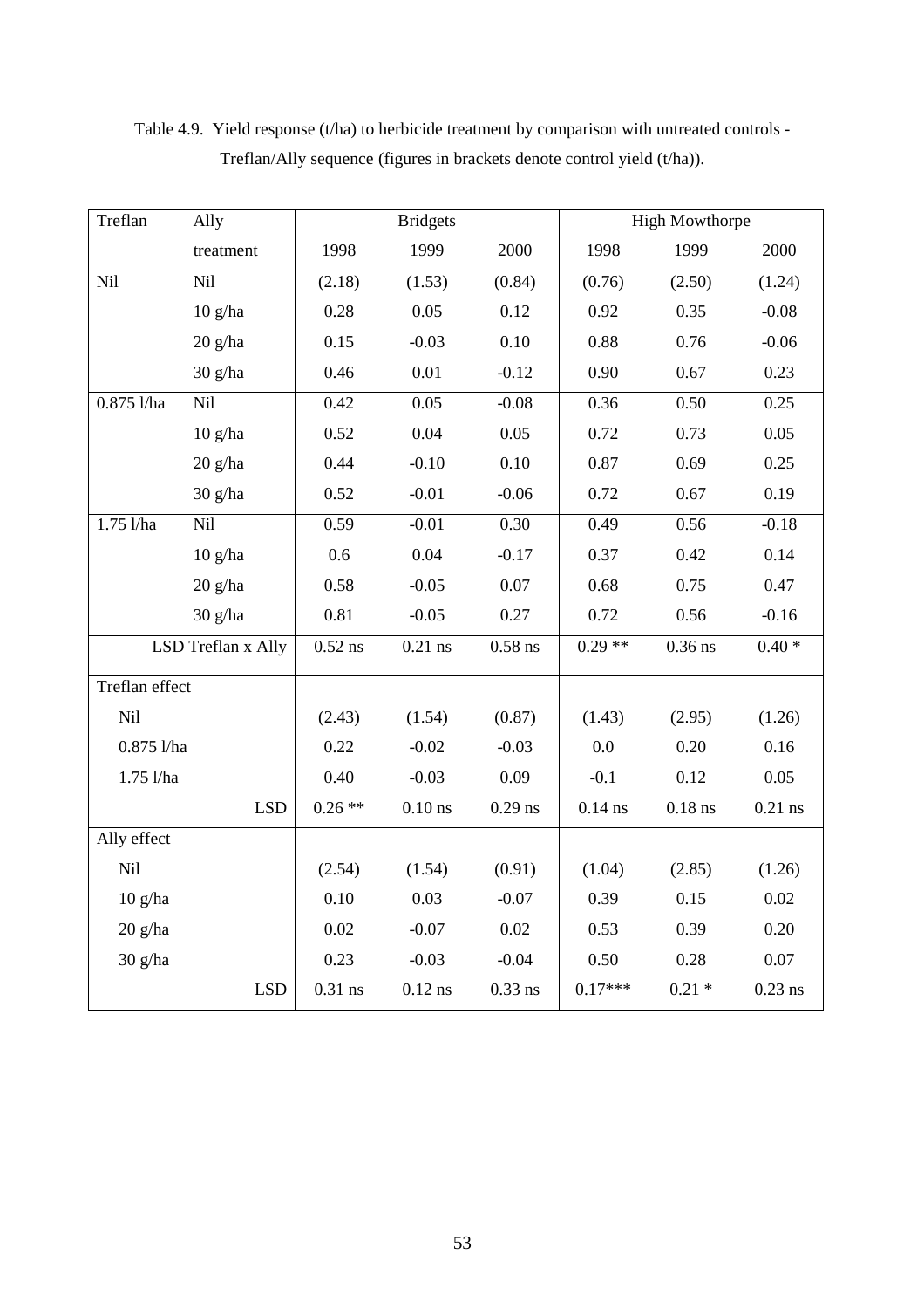Table 4.9. Yield response (t/ha) to herbicide treatment by comparison with untreated controls - Treflan/Ally sequence (figures in brackets denote control yield (t/ha)).

| Treflan | Ally treatment | Bridgets 1998 | Bridgets 1999 | Bridgets 2000 | High Mowthorpe 1998 | High Mowthorpe 1999 | High Mowthorpe 2000 |
|---|---|---|---|---|---|---|---|
| Nil | Nil | (2.18) | (1.53) | (0.84) | (0.76) | (2.50) | (1.24) |
| | 10 g/ha | 0.28 | 0.05 | 0.12 | 0.92 | 0.35 | -0.08 |
| | 20 g/ha | 0.15 | -0.03 | 0.10 | 0.88 | 0.76 | -0.06 |
| | 30 g/ha | 0.46 | 0.01 | -0.12 | 0.90 | 0.67 | 0.23 |
| 0.875 l/ha | Nil | 0.42 | 0.05 | -0.08 | 0.36 | 0.50 | 0.25 |
| | 10 g/ha | 0.52 | 0.04 | 0.05 | 0.72 | 0.73 | 0.05 |
| | 20 g/ha | 0.44 | -0.10 | 0.10 | 0.87 | 0.69 | 0.25 |
| | 30 g/ha | 0.52 | -0.01 | -0.06 | 0.72 | 0.67 | 0.19 |
| 1.75 l/ha | Nil | 0.59 | -0.01 | 0.30 | 0.49 | 0.56 | -0.18 |
| | 10 g/ha | 0.6 | 0.04 | -0.17 | 0.37 | 0.42 | 0.14 |
| | 20 g/ha | 0.58 | -0.05 | 0.07 | 0.68 | 0.75 | 0.47 |
| | 30 g/ha | 0.81 | -0.05 | 0.27 | 0.72 | 0.56 | -0.16 |
| | LSD Treflan x Ally | 0.52 ns | 0.21 ns | 0.58 ns | 0.29 ** | 0.36 ns | 0.40 * |
| Treflan effect | | | | | | | |
| Nil | | (2.43) | (1.54) | (0.87) | (1.43) | (2.95) | (1.26) |
| 0.875 l/ha | | 0.22 | -0.02 | -0.03 | 0.0 | 0.20 | 0.16 |
| 1.75 l/ha | | 0.40 | -0.03 | 0.09 | -0.1 | 0.12 | 0.05 |
| | LSD | 0.26 ** | 0.10 ns | 0.29 ns | 0.14 ns | 0.18 ns | 0.21 ns |
| Ally effect | | | | | | | |
| Nil | | (2.54) | (1.54) | (0.91) | (1.04) | (2.85) | (1.26) |
| 10 g/ha | | 0.10 | 0.03 | -0.07 | 0.39 | 0.15 | 0.02 |
| 20 g/ha | | 0.02 | -0.07 | 0.02 | 0.53 | 0.39 | 0.20 |
| 30 g/ha | | 0.23 | -0.03 | -0.04 | 0.50 | 0.28 | 0.07 |
| | LSD | 0.31 ns | 0.12 ns | 0.33 ns | 0.17*** | 0.21 * | 0.23 ns |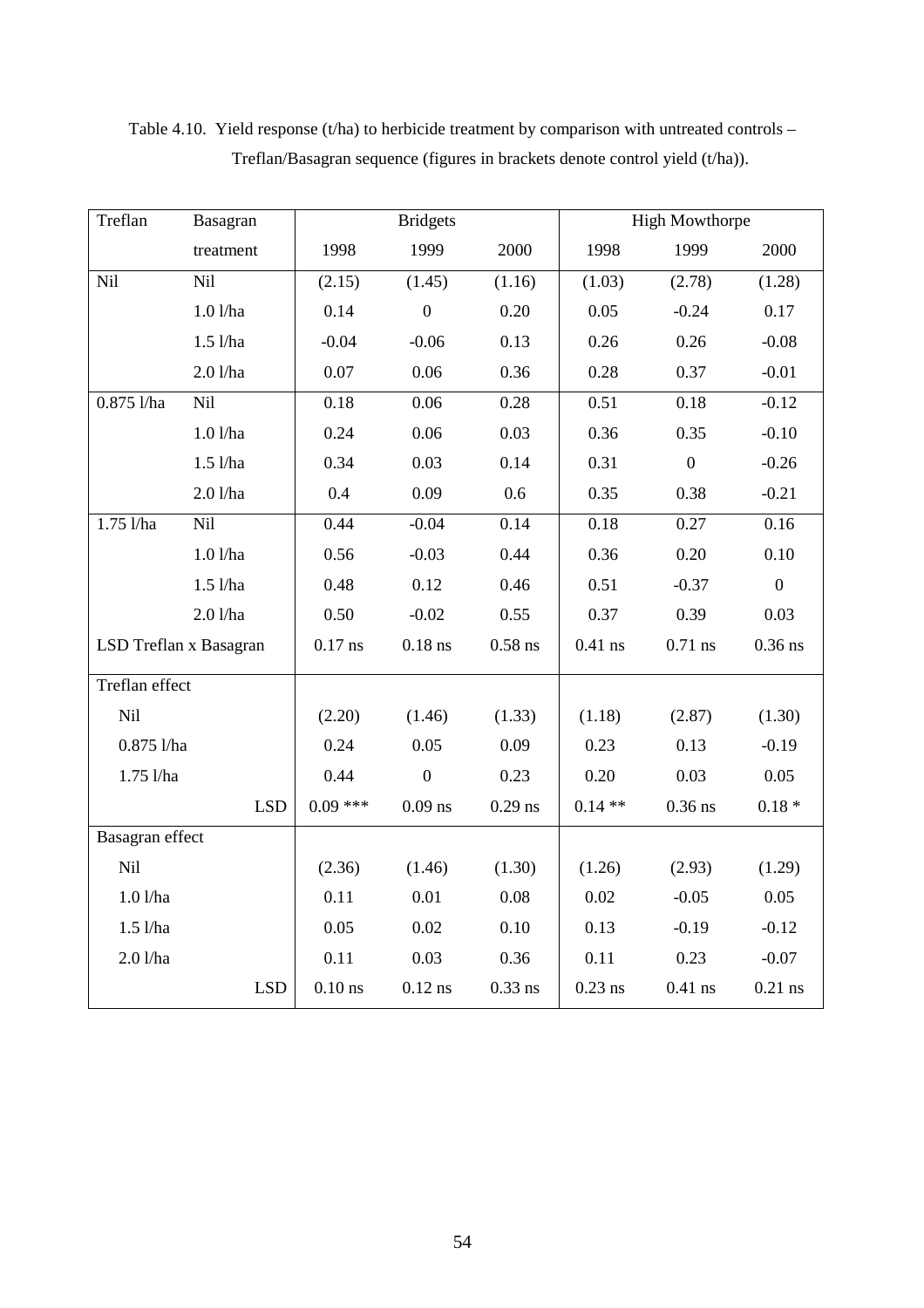Table 4.10. Yield response (t/ha) to herbicide treatment by comparison with untreated controls – Treflan/Basagran sequence (figures in brackets denote control yield (t/ha)).

| Treflan | Basagran treatment | Bridgets 1998 | Bridgets 1999 | Bridgets 2000 | High Mowthorpe 1998 | High Mowthorpe 1999 | High Mowthorpe 2000 |
|---|---|---|---|---|---|---|---|
| Nil | Nil | (2.15) | (1.45) | (1.16) | (1.03) | (2.78) | (1.28) |
| | 1.0 l/ha | 0.14 | 0 | 0.20 | 0.05 | -0.24 | 0.17 |
| | 1.5 l/ha | -0.04 | -0.06 | 0.13 | 0.26 | 0.26 | -0.08 |
| | 2.0 l/ha | 0.07 | 0.06 | 0.36 | 0.28 | 0.37 | -0.01 |
| 0.875 l/ha | Nil | 0.18 | 0.06 | 0.28 | 0.51 | 0.18 | -0.12 |
| | 1.0 l/ha | 0.24 | 0.06 | 0.03 | 0.36 | 0.35 | -0.10 |
| | 1.5 l/ha | 0.34 | 0.03 | 0.14 | 0.31 | 0 | -0.26 |
| | 2.0 l/ha | 0.4 | 0.09 | 0.6 | 0.35 | 0.38 | -0.21 |
| 1.75 l/ha | Nil | 0.44 | -0.04 | 0.14 | 0.18 | 0.27 | 0.16 |
| | 1.0 l/ha | 0.56 | -0.03 | 0.44 | 0.36 | 0.20 | 0.10 |
| | 1.5 l/ha | 0.48 | 0.12 | 0.46 | 0.51 | -0.37 | 0 |
| | 2.0 l/ha | 0.50 | -0.02 | 0.55 | 0.37 | 0.39 | 0.03 |
| LSD Treflan x Basagran | | 0.17 ns | 0.18 ns | 0.58 ns | 0.41 ns | 0.71 ns | 0.36 ns |
| Treflan effect | | | | | | | |
| Nil | | (2.20) | (1.46) | (1.33) | (1.18) | (2.87) | (1.30) |
| 0.875 l/ha | | 0.24 | 0.05 | 0.09 | 0.23 | 0.13 | -0.19 |
| 1.75 l/ha | | 0.44 | 0 | 0.23 | 0.20 | 0.03 | 0.05 |
| | LSD | 0.09 *** | 0.09 ns | 0.29 ns | 0.14 ** | 0.36 ns | 0.18 * |
| Basagran effect | | | | | | | |
| Nil | | (2.36) | (1.46) | (1.30) | (1.26) | (2.93) | (1.29) |
| 1.0 l/ha | | 0.11 | 0.01 | 0.08 | 0.02 | -0.05 | 0.05 |
| 1.5 l/ha | | 0.05 | 0.02 | 0.10 | 0.13 | -0.19 | -0.12 |
| 2.0 l/ha | | 0.11 | 0.03 | 0.36 | 0.11 | 0.23 | -0.07 |
| | LSD | 0.10 ns | 0.12 ns | 0.33 ns | 0.23 ns | 0.41 ns | 0.21 ns |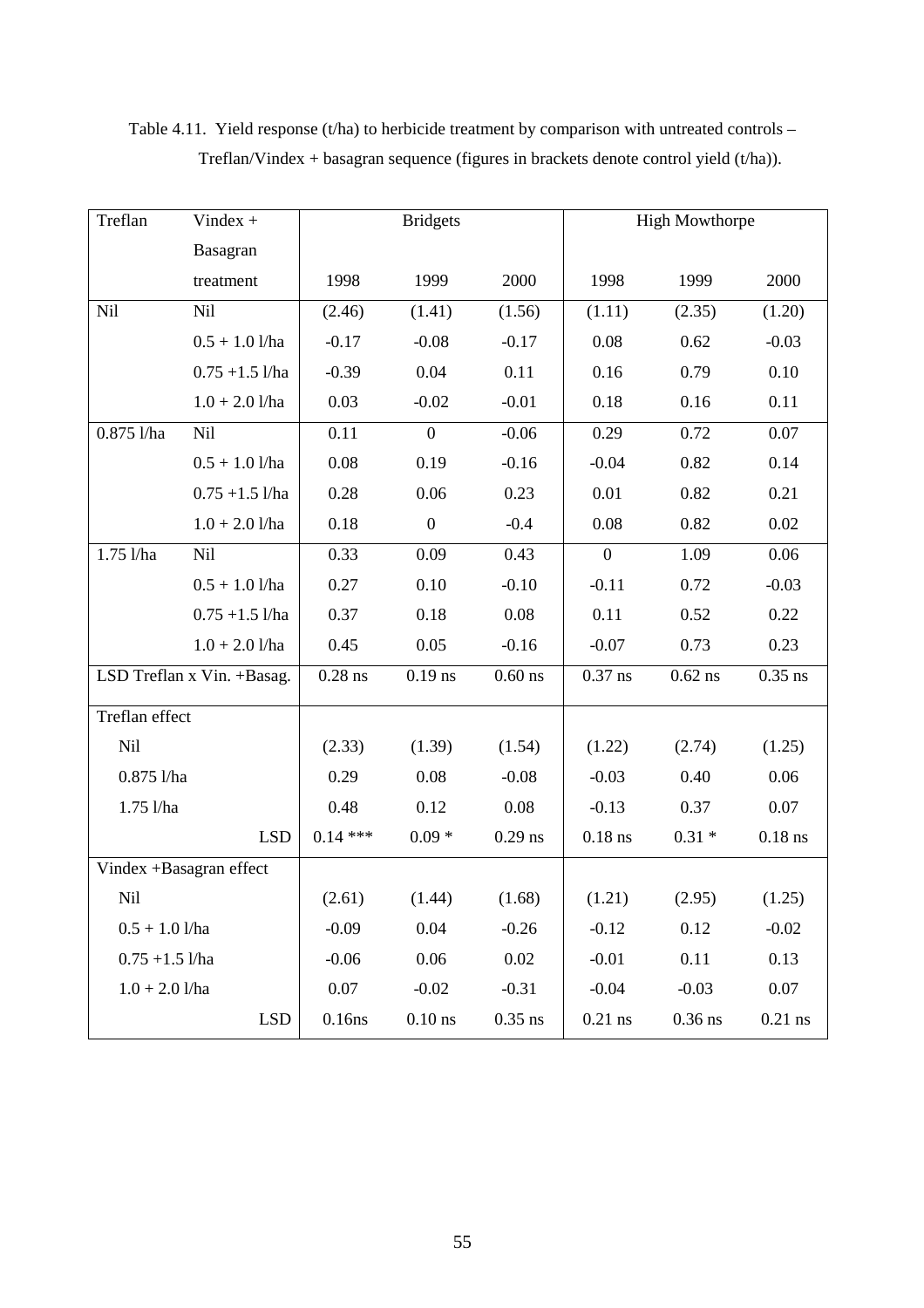Table 4.11. Yield response (t/ha) to herbicide treatment by comparison with untreated controls – Treflan/Vindex + basagran sequence (figures in brackets denote control yield (t/ha)).

| Treflan | Vindex + Basagran treatment | Bridgets | | | High Mowthorpe | | |
|---|---|---|---|---|---|---|---|
| | | 1998 | 1999 | 2000 | 1998 | 1999 | 2000 |
| Nil | Nil | (2.46) | (1.41) | (1.56) | (1.11) | (2.35) | (1.20) |
| | 0.5 + 1.0 l/ha | -0.17 | -0.08 | -0.17 | 0.08 | 0.62 | -0.03 |
| | 0.75 +1.5 l/ha | -0.39 | 0.04 | 0.11 | 0.16 | 0.79 | 0.10 |
| | 1.0 + 2.0 l/ha | 0.03 | -0.02 | -0.01 | 0.18 | 0.16 | 0.11 |
| 0.875 l/ha | Nil | 0.11 | 0 | -0.06 | 0.29 | 0.72 | 0.07 |
| | 0.5 + 1.0 l/ha | 0.08 | 0.19 | -0.16 | -0.04 | 0.82 | 0.14 |
| | 0.75 +1.5 l/ha | 0.28 | 0.06 | 0.23 | 0.01 | 0.82 | 0.21 |
| | 1.0 + 2.0 l/ha | 0.18 | 0 | -0.4 | 0.08 | 0.82 | 0.02 |
| 1.75 l/ha | Nil | 0.33 | 0.09 | 0.43 | 0 | 1.09 | 0.06 |
| | 0.5 + 1.0 l/ha | 0.27 | 0.10 | -0.10 | -0.11 | 0.72 | -0.03 |
| | 0.75 +1.5 l/ha | 0.37 | 0.18 | 0.08 | 0.11 | 0.52 | 0.22 |
| | 1.0 + 2.0 l/ha | 0.45 | 0.05 | -0.16 | -0.07 | 0.73 | 0.23 |
| LSD Treflan x Vin. +Basag. | | 0.28 ns | 0.19 ns | 0.60 ns | 0.37 ns | 0.62 ns | 0.35 ns |
| Treflan effect | | | | | | | |
| Nil | | (2.33) | (1.39) | (1.54) | (1.22) | (2.74) | (1.25) |
| 0.875 l/ha | | 0.29 | 0.08 | -0.08 | -0.03 | 0.40 | 0.06 |
| 1.75 l/ha | | 0.48 | 0.12 | 0.08 | -0.13 | 0.37 | 0.07 |
| | LSD | 0.14 *** | 0.09 * | 0.29 ns | 0.18 ns | 0.31 * | 0.18 ns |
| Vindex +Basagran effect | | | | | | | |
| Nil | | (2.61) | (1.44) | (1.68) | (1.21) | (2.95) | (1.25) |
| 0.5 + 1.0 l/ha | | -0.09 | 0.04 | -0.26 | -0.12 | 0.12 | -0.02 |
| 0.75 +1.5 l/ha | | -0.06 | 0.06 | 0.02 | -0.01 | 0.11 | 0.13 |
| 1.0 + 2.0 l/ha | | 0.07 | -0.02 | -0.31 | -0.04 | -0.03 | 0.07 |
| | LSD | 0.16ns | 0.10 ns | 0.35 ns | 0.21 ns | 0.36 ns | 0.21 ns |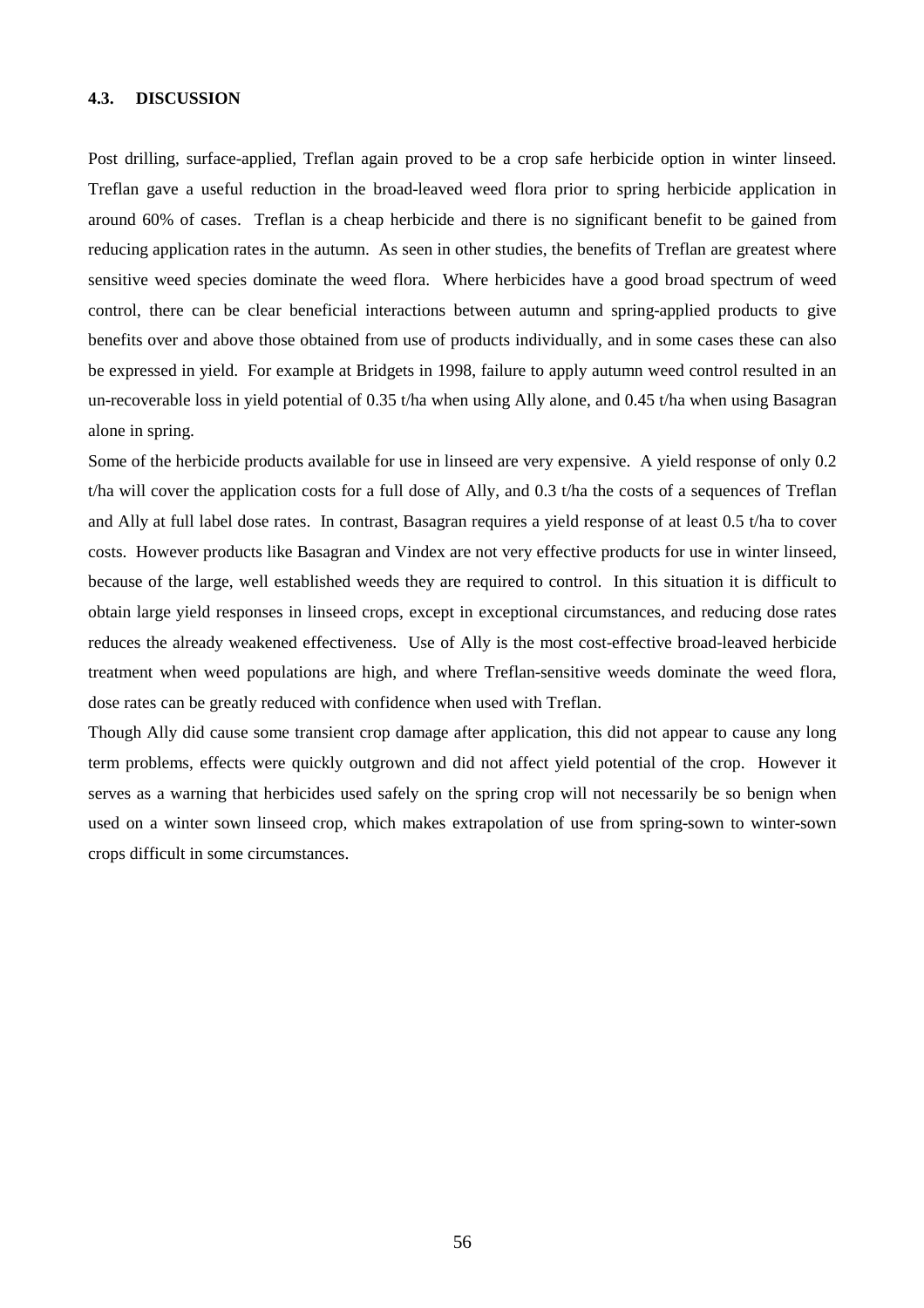### 4.3. DISCUSSION

Post drilling, surface-applied, Treflan again proved to be a crop safe herbicide option in winter linseed. Treflan gave a useful reduction in the broad-leaved weed flora prior to spring herbicide application in around 60% of cases. Treflan is a cheap herbicide and there is no significant benefit to be gained from reducing application rates in the autumn. As seen in other studies, the benefits of Treflan are greatest where sensitive weed species dominate the weed flora. Where herbicides have a good broad spectrum of weed control, there can be clear beneficial interactions between autumn and spring-applied products to give benefits over and above those obtained from use of products individually, and in some cases these can also be expressed in yield. For example at Bridgets in 1998, failure to apply autumn weed control resulted in an un-recoverable loss in yield potential of 0.35 t/ha when using Ally alone, and 0.45 t/ha when using Basagran alone in spring.

Some of the herbicide products available for use in linseed are very expensive. A yield response of only 0.2 t/ha will cover the application costs for a full dose of Ally, and 0.3 t/ha the costs of a sequences of Treflan and Ally at full label dose rates. In contrast, Basagran requires a yield response of at least 0.5 t/ha to cover costs. However products like Basagran and Vindex are not very effective products for use in winter linseed, because of the large, well established weeds they are required to control. In this situation it is difficult to obtain large yield responses in linseed crops, except in exceptional circumstances, and reducing dose rates reduces the already weakened effectiveness. Use of Ally is the most cost-effective broad-leaved herbicide treatment when weed populations are high, and where Treflan-sensitive weeds dominate the weed flora, dose rates can be greatly reduced with confidence when used with Treflan.

Though Ally did cause some transient crop damage after application, this did not appear to cause any long term problems, effects were quickly outgrown and did not affect yield potential of the crop. However it serves as a warning that herbicides used safely on the spring crop will not necessarily be so benign when used on a winter sown linseed crop, which makes extrapolation of use from spring-sown to winter-sown crops difficult in some circumstances.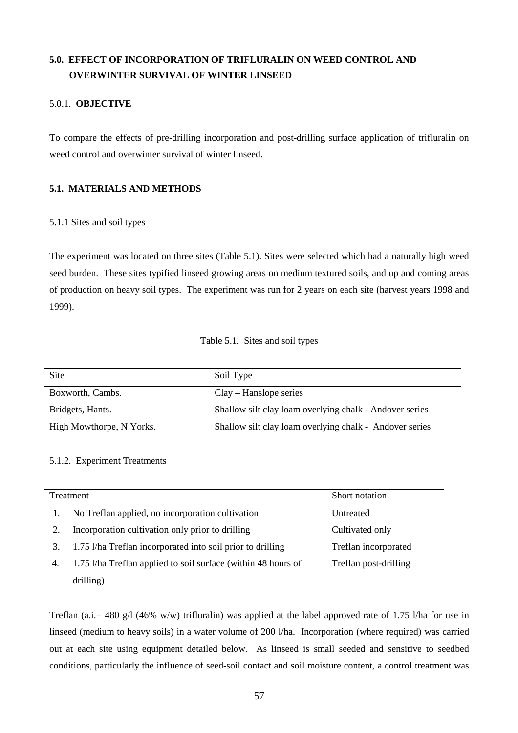## 5.0. EFFECT OF INCORPORATION OF TRIFLURALIN ON WEED CONTROL AND OVERWINTER SURVIVAL OF WINTER LINSEED

### 5.0.1. OBJECTIVE

To compare the effects of pre-drilling incorporation and post-drilling surface application of trifluralin on weed control and overwinter survival of winter linseed.

## 5.1. MATERIALS AND METHODS

### 5.1.1 Sites and soil types

The experiment was located on three sites (Table 5.1). Sites were selected which had a naturally high weed seed burden. These sites typified linseed growing areas on medium textured soils, and up and coming areas of production on heavy soil types. The experiment was run for 2 years on each site (harvest years 1998 and 1999).

Table 5.1. Sites and soil types

| Site | Soil Type |
|---|---|
| Boxworth, Cambs. | Clay – Hanslope series |
| Bridgets, Hants. | Shallow silt clay loam overlying chalk - Andover series |
| High Mowthorpe, N Yorks. | Shallow silt clay loam overlying chalk - Andover series |

### 5.1.2. Experiment Treatments

| | Treatment | Short notation |
|---|---|---|
| 1. | No Treflan applied, no incorporation cultivation | Untreated |
| 2. | Incorporation cultivation only prior to drilling | Cultivated only |
| 3. | 1.75 l/ha Treflan incorporated into soil prior to drilling | Treflan incorporated |
| 4. | 1.75 l/ha Treflan applied to soil surface (within 48 hours of drilling) | Treflan post-drilling |

Treflan (a.i.= 480 g/l (46% w/w) trifluralin) was applied at the label approved rate of 1.75 l/ha for use in linseed (medium to heavy soils) in a water volume of 200 l/ha. Incorporation (where required) was carried out at each site using equipment detailed below. As linseed is small seeded and sensitive to seedbed conditions, particularly the influence of seed-soil contact and soil moisture content, a control treatment was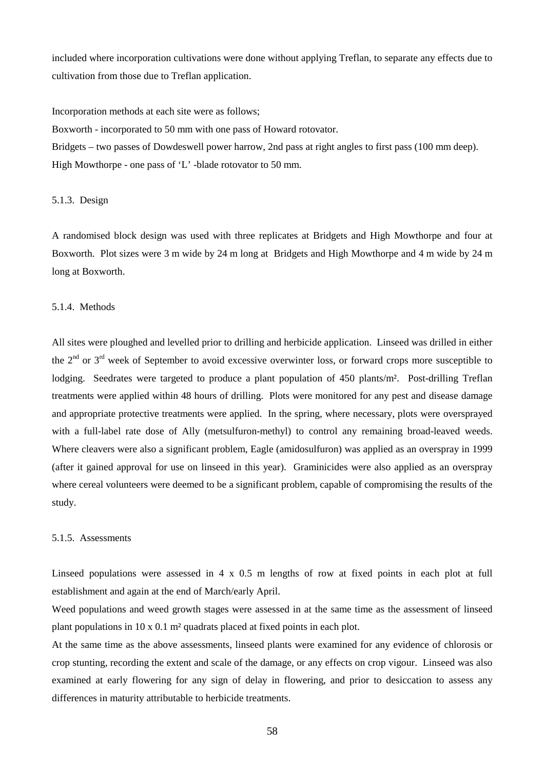included where incorporation cultivations were done without applying Treflan, to separate any effects due to cultivation from those due to Treflan application.

Incorporation methods at each site were as follows;

Boxworth - incorporated to 50 mm with one pass of Howard rotovator.

Bridgets – two passes of Dowdeswell power harrow, 2nd pass at right angles to first pass (100 mm deep).

High Mowthorpe - one pass of 'L' -blade rotovator to 50 mm.

### 5.1.3. Design

A randomised block design was used with three replicates at Bridgets and High Mowthorpe and four at Boxworth. Plot sizes were 3 m wide by 24 m long at Bridgets and High Mowthorpe and 4 m wide by 24 m long at Boxworth.

### 5.1.4. Methods

All sites were ploughed and levelled prior to drilling and herbicide application. Linseed was drilled in either the 2nd or 3rd week of September to avoid excessive overwinter loss, or forward crops more susceptible to lodging. Seedrates were targeted to produce a plant population of 450 plants/m². Post-drilling Treflan treatments were applied within 48 hours of drilling. Plots were monitored for any pest and disease damage and appropriate protective treatments were applied. In the spring, where necessary, plots were oversprayed with a full-label rate dose of Ally (metsulfuron-methyl) to control any remaining broad-leaved weeds. Where cleavers were also a significant problem, Eagle (amidosulfuron) was applied as an overspray in 1999 (after it gained approval for use on linseed in this year). Graminicides were also applied as an overspray where cereal volunteers were deemed to be a significant problem, capable of compromising the results of the study.

### 5.1.5. Assessments

Linseed populations were assessed in 4 x 0.5 m lengths of row at fixed points in each plot at full establishment and again at the end of March/early April.

Weed populations and weed growth stages were assessed in at the same time as the assessment of linseed plant populations in 10 x 0.1 m² quadrats placed at fixed points in each plot.

At the same time as the above assessments, linseed plants were examined for any evidence of chlorosis or crop stunting, recording the extent and scale of the damage, or any effects on crop vigour. Linseed was also examined at early flowering for any sign of delay in flowering, and prior to desiccation to assess any differences in maturity attributable to herbicide treatments.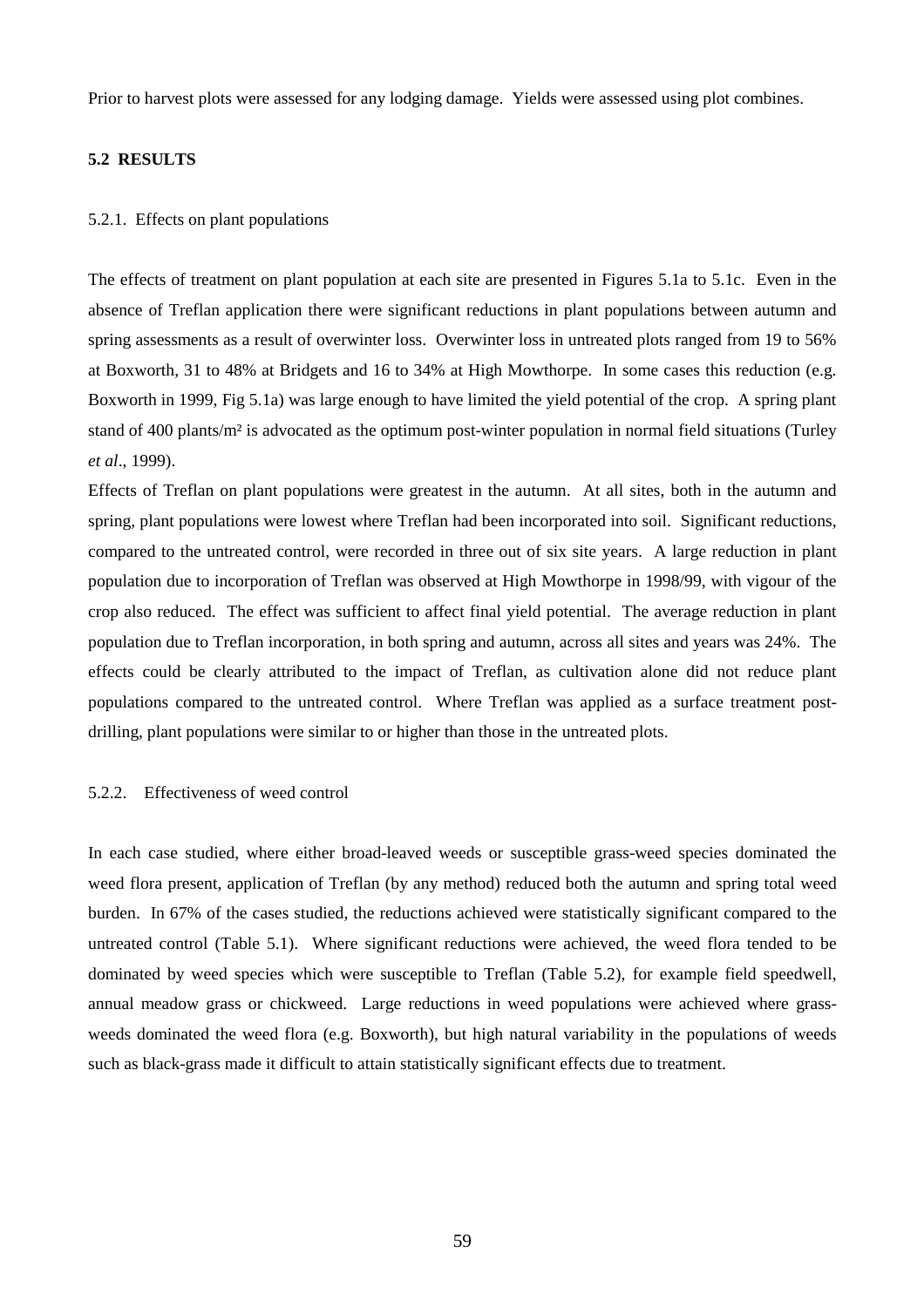Prior to harvest plots were assessed for any lodging damage. Yields were assessed using plot combines.

## 5.2 RESULTS

### 5.2.1. Effects on plant populations

The effects of treatment on plant population at each site are presented in Figures 5.1a to 5.1c. Even in the absence of Treflan application there were significant reductions in plant populations between autumn and spring assessments as a result of overwinter loss. Overwinter loss in untreated plots ranged from 19 to 56% at Boxworth, 31 to 48% at Bridgets and 16 to 34% at High Mowthorpe. In some cases this reduction (e.g. Boxworth in 1999, Fig 5.1a) was large enough to have limited the yield potential of the crop. A spring plant stand of 400 plants/m² is advocated as the optimum post-winter population in normal field situations (Turley *et al*., 1999).

Effects of Treflan on plant populations were greatest in the autumn. At all sites, both in the autumn and spring, plant populations were lowest where Treflan had been incorporated into soil. Significant reductions, compared to the untreated control, were recorded in three out of six site years. A large reduction in plant population due to incorporation of Treflan was observed at High Mowthorpe in 1998/99, with vigour of the crop also reduced. The effect was sufficient to affect final yield potential. The average reduction in plant population due to Treflan incorporation, in both spring and autumn, across all sites and years was 24%. The effects could be clearly attributed to the impact of Treflan, as cultivation alone did not reduce plant populations compared to the untreated control. Where Treflan was applied as a surface treatment post-drilling, plant populations were similar to or higher than those in the untreated plots.

### 5.2.2. Effectiveness of weed control

In each case studied, where either broad-leaved weeds or susceptible grass-weed species dominated the weed flora present, application of Treflan (by any method) reduced both the autumn and spring total weed burden. In 67% of the cases studied, the reductions achieved were statistically significant compared to the untreated control (Table 5.1). Where significant reductions were achieved, the weed flora tended to be dominated by weed species which were susceptible to Treflan (Table 5.2), for example field speedwell, annual meadow grass or chickweed. Large reductions in weed populations were achieved where grass-weeds dominated the weed flora (e.g. Boxworth), but high natural variability in the populations of weeds such as black-grass made it difficult to attain statistically significant effects due to treatment.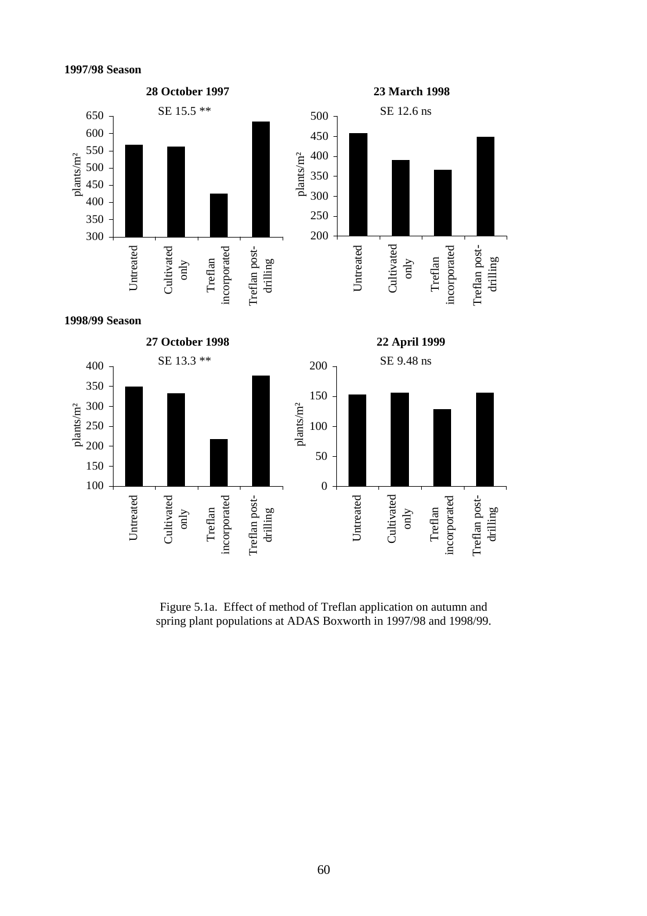**1997/98 Season**

**28 October 1997**

SE 15.5 **

**23 March 1998**

SE 12.6 ns

**1998/99 Season**

**27 October 1998**

SE 13.3 **

**22 April 1999**

SE 9.48 ns

Figure 5.1a. Effect of method of Treflan application on autumn and spring plant populations at ADAS Boxworth in 1997/98 and 1998/99.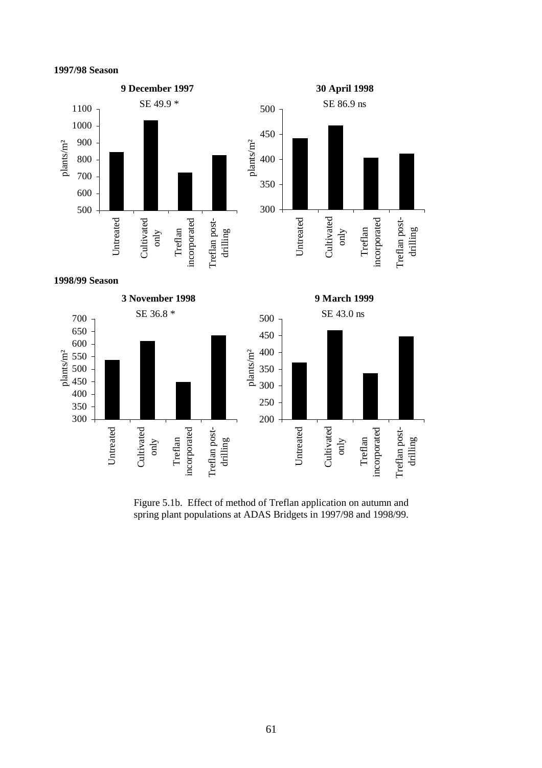**1997/98 Season**

**9 December 1997**

SE 49.9 *

**30 April 1998**

SE 86.9 ns

**1998/99 Season**

**3 November 1998**

SE 36.8 *

**9 March 1999**

SE 43.0 ns

Figure 5.1b. Effect of method of Treflan application on autumn and spring plant populations at ADAS Bridgets in 1997/98 and 1998/99.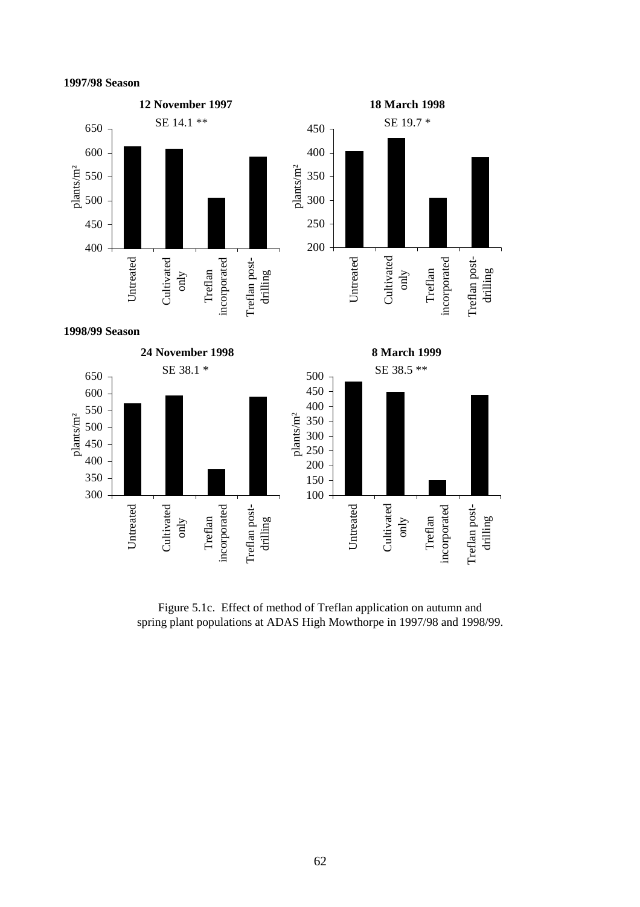**1997/98 Season**

**12 November 1997**

SE 14.1 **

**18 March 1998**

SE 19.7 *

**1998/99 Season**

**24 November 1998**

SE 38.1 *

**8 March 1999**

SE 38.5 **

Figure 5.1c. Effect of method of Treflan application on autumn and spring plant populations at ADAS High Mowthorpe in 1997/98 and 1998/99.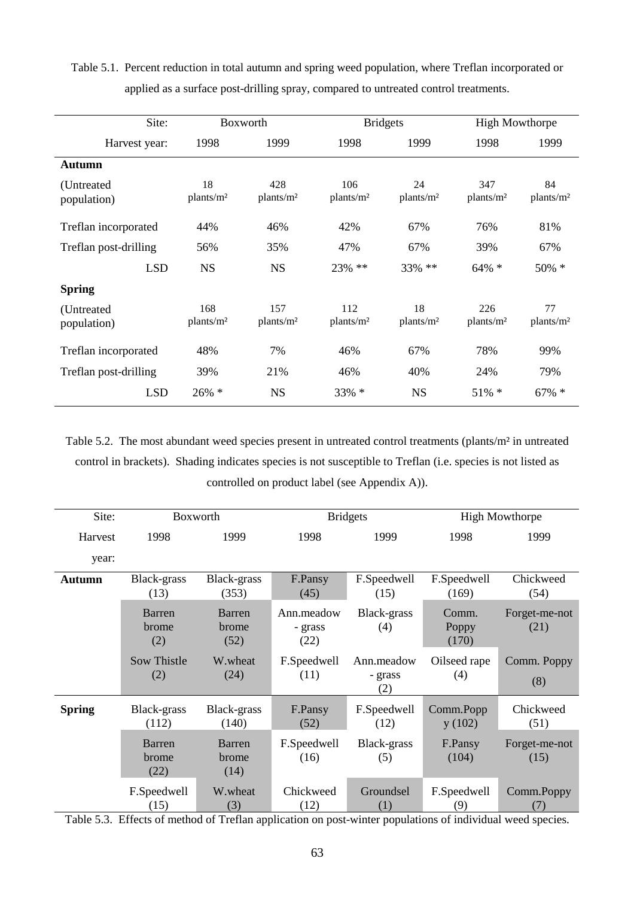Table 5.1. Percent reduction in total autumn and spring weed population, where Treflan incorporated or applied as a surface post-drilling spray, compared to untreated control treatments.

| Site: | Boxworth | | Bridgets | | High Mowthorpe | |
|---|---|---|---|---|---|---|
| Harvest year: | 1998 | 1999 | 1998 | 1999 | 1998 | 1999 |
| **Autumn** | | | | | | |
| (Untreated population) | 18 plants/m² | 428 plants/m² | 106 plants/m² | 24 plants/m² | 347 plants/m² | 84 plants/m² |
| Treflan incorporated | 44% | 46% | 42% | 67% | 76% | 81% |
| Treflan post-drilling | 56% | 35% | 47% | 67% | 39% | 67% |
| LSD | NS | NS | 23% ** | 33% ** | 64% * | 50% * |
| **Spring** | | | | | | |
| (Untreated population) | 168 plants/m² | 157 plants/m² | 112 plants/m² | 18 plants/m² | 226 plants/m² | 77 plants/m² |
| Treflan incorporated | 48% | 7% | 46% | 67% | 78% | 99% |
| Treflan post-drilling | 39% | 21% | 46% | 40% | 24% | 79% |
| LSD | 26% * | NS | 33% * | NS | 51% * | 67% * |

Table 5.2. The most abundant weed species present in untreated control treatments (plants/m² in untreated control in brackets). Shading indicates species is not susceptible to Treflan (i.e. species is not listed as controlled on product label (see Appendix A)).

| Site: | Boxworth | | Bridgets | | High Mowthorpe | |
|---|---|---|---|---|---|---|
| Harvest year: | 1998 | 1999 | 1998 | 1999 | 1998 | 1999 |
| **Autumn** | Black-grass (13) | Black-grass (353) | F.Pansy (45) | F.Speedwell (15) | F.Speedwell (169) | Chickweed (54) |
| | Barren brome (2) | Barren brome (52) | Ann.meadow - grass (22) | Black-grass (4) | Comm. Poppy (170) | Forget-me-not (21) |
| | Sow Thistle (2) | W.wheat (24) | F.Speedwell (11) | Ann.meadow - grass (2) | Oilseed rape (4) | Comm. Poppy (8) |
| **Spring** | Black-grass (112) | Black-grass (140) | F.Pansy (52) | F.Speedwell (12) | Comm.Poppy (102) | Chickweed (51) |
| | Barren brome (22) | Barren brome (14) | F.Speedwell (16) | Black-grass (5) | F.Pansy (104) | Forget-me-not (15) |
| | F.Speedwell (15) | W.wheat (3) | Chickweed (12) | Groundsel (1) | F.Speedwell (9) | Comm.Poppy (7) |

Table 5.3. Effects of method of Treflan application on post-winter populations of individual weed species.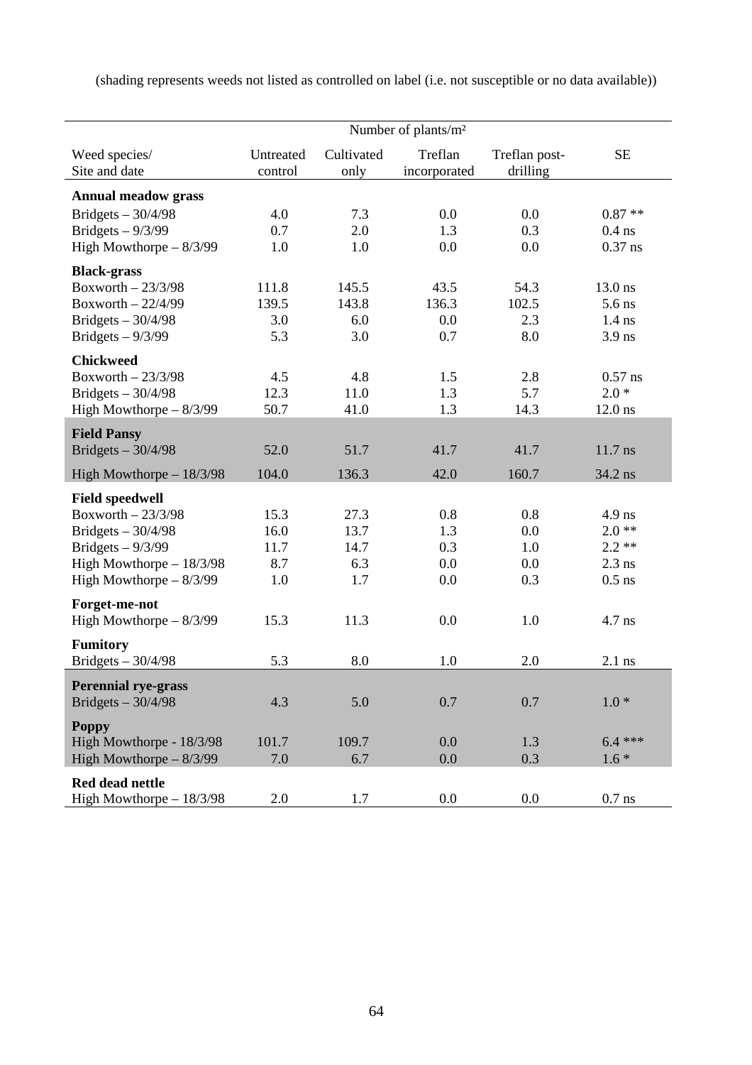(shading represents weeds not listed as controlled on label (i.e. not susceptible or no data available))

| Weed species/ Site and date | Number of plants/m² Untreated control | Cultivated only | Treflan incorporated | Treflan post-drilling | SE |
|---|---|---|---|---|---|
| **Annual meadow grass** | | | | | |
| Bridgets – 30/4/98 | 4.0 | 7.3 | 0.0 | 0.0 | 0.87 ** |
| Bridgets – 9/3/99 | 0.7 | 2.0 | 1.3 | 0.3 | 0.4 ns |
| High Mowthorpe – 8/3/99 | 1.0 | 1.0 | 0.0 | 0.0 | 0.37 ns |
| **Black-grass** | | | | | |
| Boxworth – 23/3/98 | 111.8 | 145.5 | 43.5 | 54.3 | 13.0 ns |
| Boxworth – 22/4/99 | 139.5 | 143.8 | 136.3 | 102.5 | 5.6 ns |
| Bridgets – 30/4/98 | 3.0 | 6.0 | 0.0 | 2.3 | 1.4 ns |
| Bridgets – 9/3/99 | 5.3 | 3.0 | 0.7 | 8.0 | 3.9 ns |
| **Chickweed** | | | | | |
| Boxworth – 23/3/98 | 4.5 | 4.8 | 1.5 | 2.8 | 0.57 ns |
| Bridgets – 30/4/98 | 12.3 | 11.0 | 1.3 | 5.7 | 2.0 * |
| High Mowthorpe – 8/3/99 | 50.7 | 41.0 | 1.3 | 14.3 | 12.0 ns |
| **Field Pansy** | | | | | |
| Bridgets – 30/4/98 | 52.0 | 51.7 | 41.7 | 41.7 | 11.7 ns |
| High Mowthorpe – 18/3/98 | 104.0 | 136.3 | 42.0 | 160.7 | 34.2 ns |
| **Field speedwell** | | | | | |
| Boxworth – 23/3/98 | 15.3 | 27.3 | 0.8 | 0.8 | 4.9 ns |
| Bridgets – 30/4/98 | 16.0 | 13.7 | 1.3 | 0.0 | 2.0 ** |
| Bridgets – 9/3/99 | 11.7 | 14.7 | 0.3 | 1.0 | 2.2 ** |
| High Mowthorpe – 18/3/98 | 8.7 | 6.3 | 0.0 | 0.0 | 2.3 ns |
| High Mowthorpe – 8/3/99 | 1.0 | 1.7 | 0.0 | 0.3 | 0.5 ns |
| **Forget-me-not** | | | | | |
| High Mowthorpe – 8/3/99 | 15.3 | 11.3 | 0.0 | 1.0 | 4.7 ns |
| **Fumitory** | | | | | |
| Bridgets – 30/4/98 | 5.3 | 8.0 | 1.0 | 2.0 | 2.1 ns |
| **Perennial rye-grass** | | | | | |
| Bridgets – 30/4/98 | 4.3 | 5.0 | 0.7 | 0.7 | 1.0 * |
| **Poppy** | | | | | |
| High Mowthorpe - 18/3/98 | 101.7 | 109.7 | 0.0 | 1.3 | 6.4 *** |
| High Mowthorpe – 8/3/99 | 7.0 | 6.7 | 0.0 | 0.3 | 1.6 * |
| **Red dead nettle** | | | | | |
| High Mowthorpe – 18/3/98 | 2.0 | 1.7 | 0.0 | 0.0 | 0.7 ns |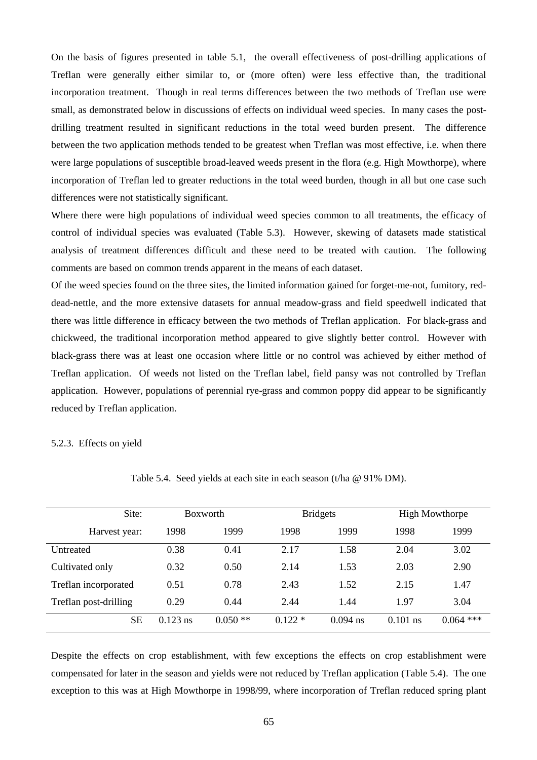On the basis of figures presented in table 5.1, the overall effectiveness of post-drilling applications of Treflan were generally either similar to, or (more often) were less effective than, the traditional incorporation treatment. Though in real terms differences between the two methods of Treflan use were small, as demonstrated below in discussions of effects on individual weed species. In many cases the post-drilling treatment resulted in significant reductions in the total weed burden present. The difference between the two application methods tended to be greatest when Treflan was most effective, i.e. when there were large populations of susceptible broad-leaved weeds present in the flora (e.g. High Mowthorpe), where incorporation of Treflan led to greater reductions in the total weed burden, though in all but one case such differences were not statistically significant.

Where there were high populations of individual weed species common to all treatments, the efficacy of control of individual species was evaluated (Table 5.3). However, skewing of datasets made statistical analysis of treatment differences difficult and these need to be treated with caution. The following comments are based on common trends apparent in the means of each dataset.

Of the weed species found on the three sites, the limited information gained for forget-me-not, fumitory, red-dead-nettle, and the more extensive datasets for annual meadow-grass and field speedwell indicated that there was little difference in efficacy between the two methods of Treflan application. For black-grass and chickweed, the traditional incorporation method appeared to give slightly better control. However with black-grass there was at least one occasion where little or no control was achieved by either method of Treflan application. Of weeds not listed on the Treflan label, field pansy was not controlled by Treflan application. However, populations of perennial rye-grass and common poppy did appear to be significantly reduced by Treflan application.

5.2.3. Effects on yield

Table 5.4. Seed yields at each site in each season (t/ha @ 91% DM).

| Site: | Boxworth | | Bridgets | | High Mowthorpe | |
|---|---|---|---|---|---|---|
| Harvest year: | 1998 | 1999 | 1998 | 1999 | 1998 | 1999 |
| Untreated | 0.38 | 0.41 | 2.17 | 1.58 | 2.04 | 3.02 |
| Cultivated only | 0.32 | 0.50 | 2.14 | 1.53 | 2.03 | 2.90 |
| Treflan incorporated | 0.51 | 0.78 | 2.43 | 1.52 | 2.15 | 1.47 |
| Treflan post-drilling | 0.29 | 0.44 | 2.44 | 1.44 | 1.97 | 3.04 |
| SE | 0.123 ns | 0.050 ** | 0.122 * | 0.094 ns | 0.101 ns | 0.064 *** |

Despite the effects on crop establishment, with few exceptions the effects on crop establishment were compensated for later in the season and yields were not reduced by Treflan application (Table 5.4). The one exception to this was at High Mowthorpe in 1998/99, where incorporation of Treflan reduced spring plant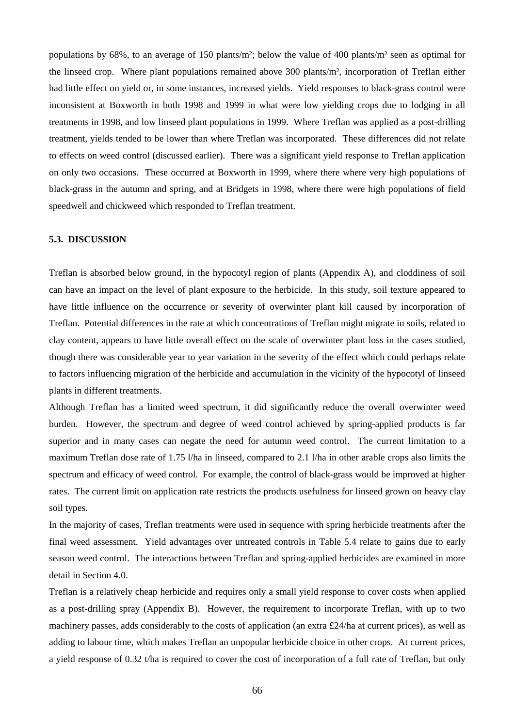populations by 68%, to an average of 150 plants/m²; below the value of 400 plants/m² seen as optimal for the linseed crop. Where plant populations remained above 300 plants/m², incorporation of Treflan either had little effect on yield or, in some instances, increased yields. Yield responses to black-grass control were inconsistent at Boxworth in both 1998 and 1999 in what were low yielding crops due to lodging in all treatments in 1998, and low linseed plant populations in 1999. Where Treflan was applied as a post-drilling treatment, yields tended to be lower than where Treflan was incorporated. These differences did not relate to effects on weed control (discussed earlier). There was a significant yield response to Treflan application on only two occasions. These occurred at Boxworth in 1999, where there where very high populations of black-grass in the autumn and spring, and at Bridgets in 1998, where there were high populations of field speedwell and chickweed which responded to Treflan treatment.

#### 5.3. DISCUSSION

Treflan is absorbed below ground, in the hypocotyl region of plants (Appendix A), and cloddiness of soil can have an impact on the level of plant exposure to the herbicide. In this study, soil texture appeared to have little influence on the occurrence or severity of overwinter plant kill caused by incorporation of Treflan. Potential differences in the rate at which concentrations of Treflan might migrate in soils, related to clay content, appears to have little overall effect on the scale of overwinter plant loss in the cases studied, though there was considerable year to year variation in the severity of the effect which could perhaps relate to factors influencing migration of the herbicide and accumulation in the vicinity of the hypocotyl of linseed plants in different treatments.

Although Treflan has a limited weed spectrum, it did significantly reduce the overall overwinter weed burden. However, the spectrum and degree of weed control achieved by spring-applied products is far superior and in many cases can negate the need for autumn weed control. The current limitation to a maximum Treflan dose rate of 1.75 l/ha in linseed, compared to 2.1 l/ha in other arable crops also limits the spectrum and efficacy of weed control. For example, the control of black-grass would be improved at higher rates. The current limit on application rate restricts the products usefulness for linseed grown on heavy clay soil types.

In the majority of cases, Treflan treatments were used in sequence with spring herbicide treatments after the final weed assessment. Yield advantages over untreated controls in Table 5.4 relate to gains due to early season weed control. The interactions between Treflan and spring-applied herbicides are examined in more detail in Section 4.0.

Treflan is a relatively cheap herbicide and requires only a small yield response to cover costs when applied as a post-drilling spray (Appendix B). However, the requirement to incorporate Treflan, with up to two machinery passes, adds considerably to the costs of application (an extra £24/ha at current prices), as well as adding to labour time, which makes Treflan an unpopular herbicide choice in other crops. At current prices, a yield response of 0.32 t/ha is required to cover the cost of incorporation of a full rate of Treflan, but only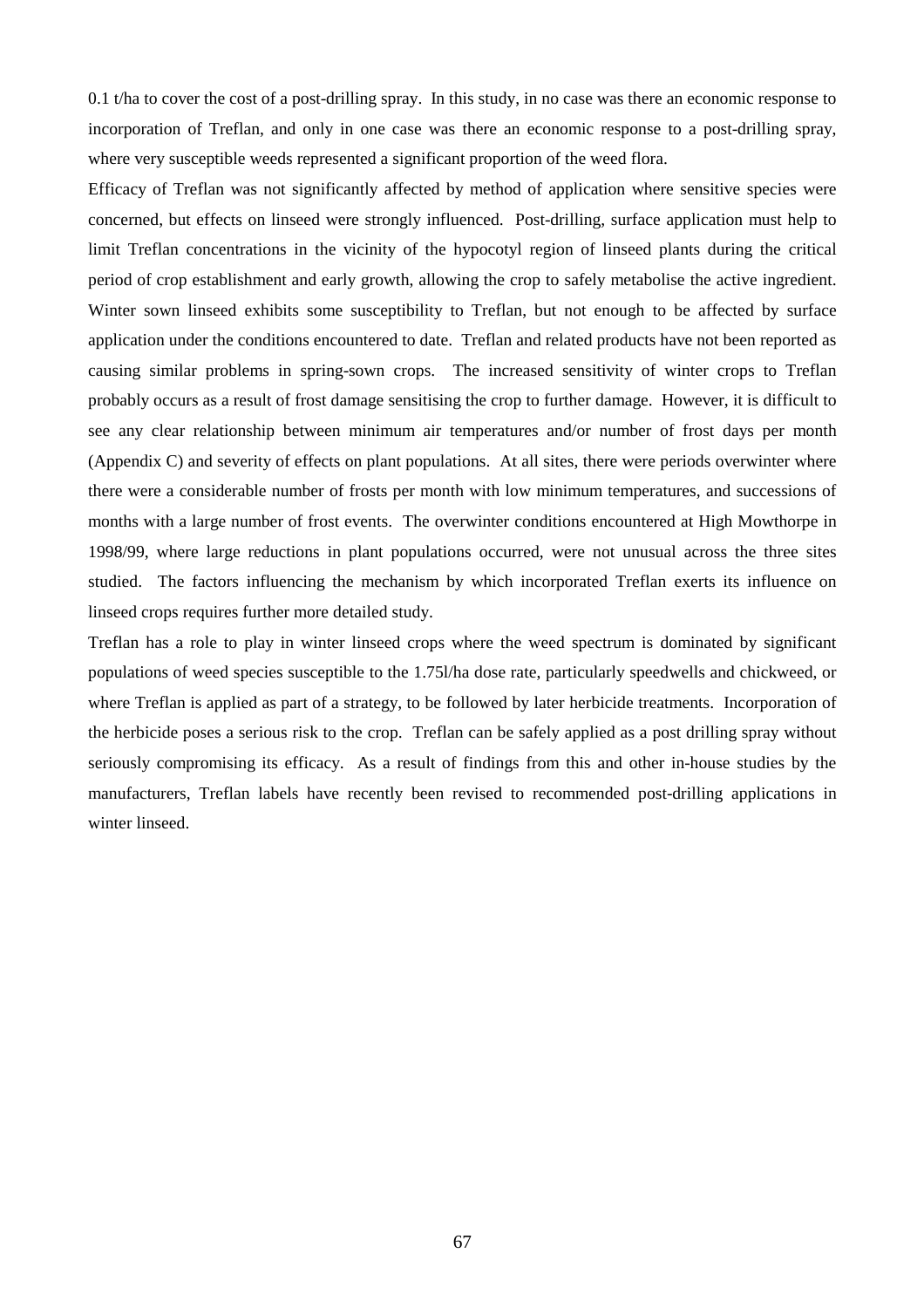0.1 t/ha to cover the cost of a post-drilling spray. In this study, in no case was there an economic response to incorporation of Treflan, and only in one case was there an economic response to a post-drilling spray, where very susceptible weeds represented a significant proportion of the weed flora.

Efficacy of Treflan was not significantly affected by method of application where sensitive species were concerned, but effects on linseed were strongly influenced. Post-drilling, surface application must help to limit Treflan concentrations in the vicinity of the hypocotyl region of linseed plants during the critical period of crop establishment and early growth, allowing the crop to safely metabolise the active ingredient. Winter sown linseed exhibits some susceptibility to Treflan, but not enough to be affected by surface application under the conditions encountered to date. Treflan and related products have not been reported as causing similar problems in spring-sown crops. The increased sensitivity of winter crops to Treflan probably occurs as a result of frost damage sensitising the crop to further damage. However, it is difficult to see any clear relationship between minimum air temperatures and/or number of frost days per month (Appendix C) and severity of effects on plant populations. At all sites, there were periods overwinter where there were a considerable number of frosts per month with low minimum temperatures, and successions of months with a large number of frost events. The overwinter conditions encountered at High Mowthorpe in 1998/99, where large reductions in plant populations occurred, were not unusual across the three sites studied. The factors influencing the mechanism by which incorporated Treflan exerts its influence on linseed crops requires further more detailed study.

Treflan has a role to play in winter linseed crops where the weed spectrum is dominated by significant populations of weed species susceptible to the 1.75l/ha dose rate, particularly speedwells and chickweed, or where Treflan is applied as part of a strategy, to be followed by later herbicide treatments. Incorporation of the herbicide poses a serious risk to the crop. Treflan can be safely applied as a post drilling spray without seriously compromising its efficacy. As a result of findings from this and other in-house studies by the manufacturers, Treflan labels have recently been revised to recommended post-drilling applications in winter linseed.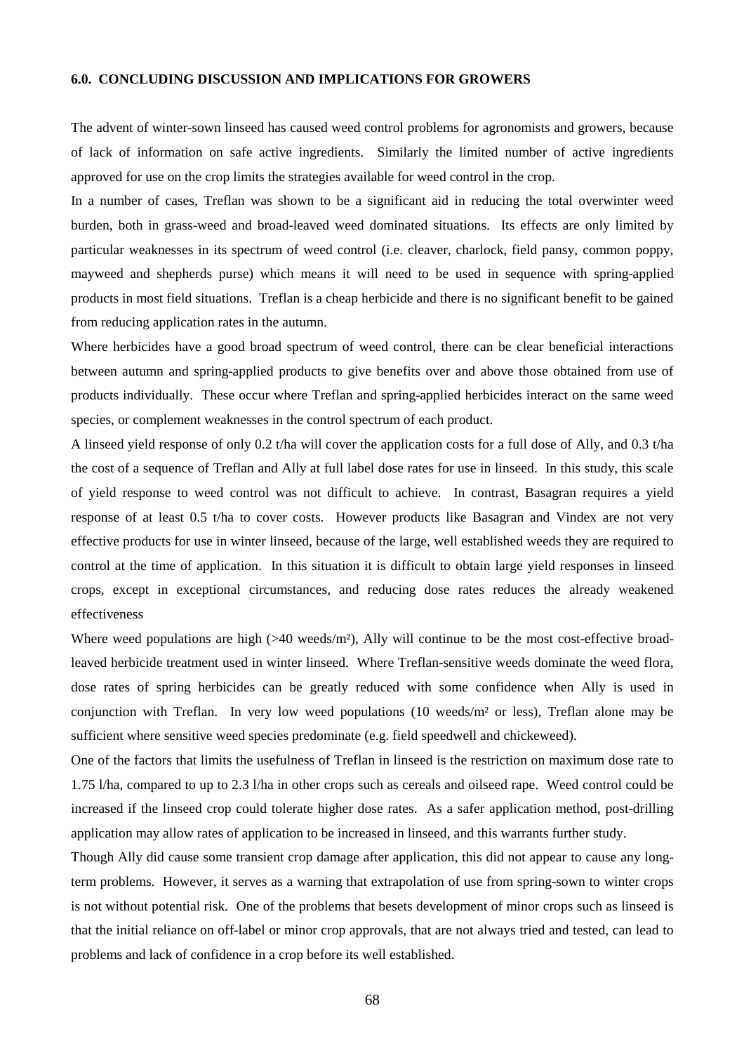## 6.0. CONCLUDING DISCUSSION AND IMPLICATIONS FOR GROWERS

The advent of winter-sown linseed has caused weed control problems for agronomists and growers, because of lack of information on safe active ingredients. Similarly the limited number of active ingredients approved for use on the crop limits the strategies available for weed control in the crop.

In a number of cases, Treflan was shown to be a significant aid in reducing the total overwinter weed burden, both in grass-weed and broad-leaved weed dominated situations. Its effects are only limited by particular weaknesses in its spectrum of weed control (i.e. cleaver, charlock, field pansy, common poppy, mayweed and shepherds purse) which means it will need to be used in sequence with spring-applied products in most field situations. Treflan is a cheap herbicide and there is no significant benefit to be gained from reducing application rates in the autumn.

Where herbicides have a good broad spectrum of weed control, there can be clear beneficial interactions between autumn and spring-applied products to give benefits over and above those obtained from use of products individually. These occur where Treflan and spring-applied herbicides interact on the same weed species, or complement weaknesses in the control spectrum of each product.

A linseed yield response of only 0.2 t/ha will cover the application costs for a full dose of Ally, and 0.3 t/ha the cost of a sequence of Treflan and Ally at full label dose rates for use in linseed. In this study, this scale of yield response to weed control was not difficult to achieve. In contrast, Basagran requires a yield response of at least 0.5 t/ha to cover costs. However products like Basagran and Vindex are not very effective products for use in winter linseed, because of the large, well established weeds they are required to control at the time of application. In this situation it is difficult to obtain large yield responses in linseed crops, except in exceptional circumstances, and reducing dose rates reduces the already weakened effectiveness

Where weed populations are high (>40 weeds/m²), Ally will continue to be the most cost-effective broad-leaved herbicide treatment used in winter linseed. Where Treflan-sensitive weeds dominate the weed flora, dose rates of spring herbicides can be greatly reduced with some confidence when Ally is used in conjunction with Treflan. In very low weed populations (10 weeds/m² or less), Treflan alone may be sufficient where sensitive weed species predominate (e.g. field speedwell and chickeweed).

One of the factors that limits the usefulness of Treflan in linseed is the restriction on maximum dose rate to 1.75 l/ha, compared to up to 2.3 l/ha in other crops such as cereals and oilseed rape. Weed control could be increased if the linseed crop could tolerate higher dose rates. As a safer application method, post-drilling application may allow rates of application to be increased in linseed, and this warrants further study.

Though Ally did cause some transient crop damage after application, this did not appear to cause any long-term problems. However, it serves as a warning that extrapolation of use from spring-sown to winter crops is not without potential risk. One of the problems that besets development of minor crops such as linseed is that the initial reliance on off-label or minor crop approvals, that are not always tried and tested, can lead to problems and lack of confidence in a crop before its well established.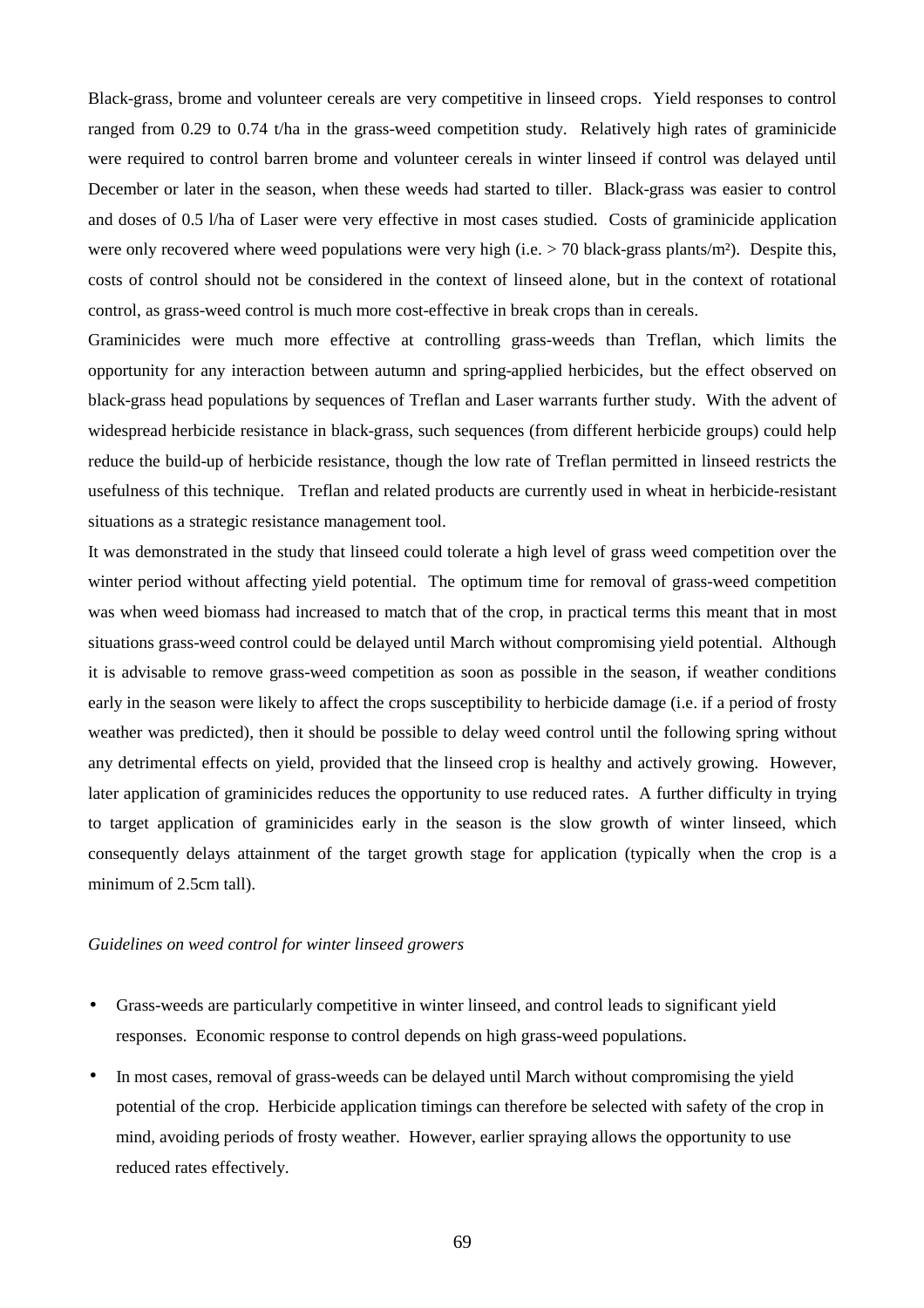Black-grass, brome and volunteer cereals are very competitive in linseed crops. Yield responses to control ranged from 0.29 to 0.74 t/ha in the grass-weed competition study. Relatively high rates of graminicide were required to control barren brome and volunteer cereals in winter linseed if control was delayed until December or later in the season, when these weeds had started to tiller. Black-grass was easier to control and doses of 0.5 l/ha of Laser were very effective in most cases studied. Costs of graminicide application were only recovered where weed populations were very high (i.e. > 70 black-grass plants/m²). Despite this, costs of control should not be considered in the context of linseed alone, but in the context of rotational control, as grass-weed control is much more cost-effective in break crops than in cereals.

Graminicides were much more effective at controlling grass-weeds than Treflan, which limits the opportunity for any interaction between autumn and spring-applied herbicides, but the effect observed on black-grass head populations by sequences of Treflan and Laser warrants further study. With the advent of widespread herbicide resistance in black-grass, such sequences (from different herbicide groups) could help reduce the build-up of herbicide resistance, though the low rate of Treflan permitted in linseed restricts the usefulness of this technique. Treflan and related products are currently used in wheat in herbicide-resistant situations as a strategic resistance management tool.

It was demonstrated in the study that linseed could tolerate a high level of grass weed competition over the winter period without affecting yield potential. The optimum time for removal of grass-weed competition was when weed biomass had increased to match that of the crop, in practical terms this meant that in most situations grass-weed control could be delayed until March without compromising yield potential. Although it is advisable to remove grass-weed competition as soon as possible in the season, if weather conditions early in the season were likely to affect the crops susceptibility to herbicide damage (i.e. if a period of frosty weather was predicted), then it should be possible to delay weed control until the following spring without any detrimental effects on yield, provided that the linseed crop is healthy and actively growing. However, later application of graminicides reduces the opportunity to use reduced rates. A further difficulty in trying to target application of graminicides early in the season is the slow growth of winter linseed, which consequently delays attainment of the target growth stage for application (typically when the crop is a minimum of 2.5cm tall).

*Guidelines on weed control for winter linseed growers*

- Grass-weeds are particularly competitive in winter linseed, and control leads to significant yield responses. Economic response to control depends on high grass-weed populations.
- In most cases, removal of grass-weeds can be delayed until March without compromising the yield potential of the crop. Herbicide application timings can therefore be selected with safety of the crop in mind, avoiding periods of frosty weather. However, earlier spraying allows the opportunity to use reduced rates effectively.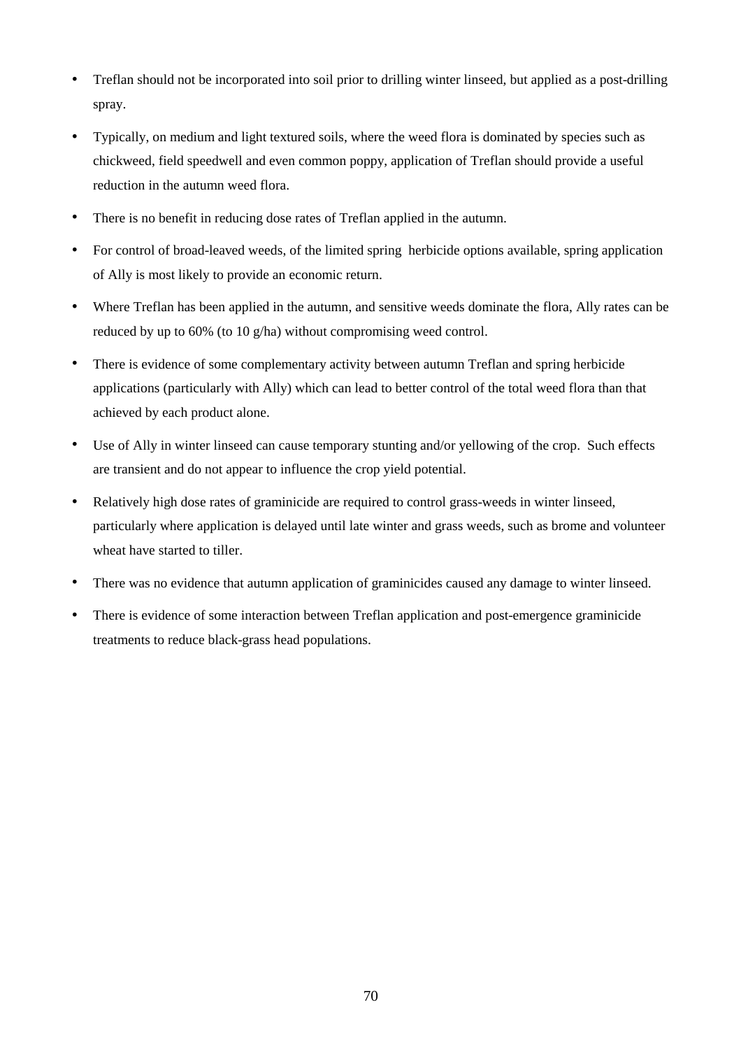- Treflan should not be incorporated into soil prior to drilling winter linseed, but applied as a post-drilling spray.
- Typically, on medium and light textured soils, where the weed flora is dominated by species such as chickweed, field speedwell and even common poppy, application of Treflan should provide a useful reduction in the autumn weed flora.
- There is no benefit in reducing dose rates of Treflan applied in the autumn.
- For control of broad-leaved weeds, of the limited spring herbicide options available, spring application of Ally is most likely to provide an economic return.
- Where Treflan has been applied in the autumn, and sensitive weeds dominate the flora, Ally rates can be reduced by up to 60% (to 10 g/ha) without compromising weed control.
- There is evidence of some complementary activity between autumn Treflan and spring herbicide applications (particularly with Ally) which can lead to better control of the total weed flora than that achieved by each product alone.
- Use of Ally in winter linseed can cause temporary stunting and/or yellowing of the crop. Such effects are transient and do not appear to influence the crop yield potential.
- Relatively high dose rates of graminicide are required to control grass-weeds in winter linseed, particularly where application is delayed until late winter and grass weeds, such as brome and volunteer wheat have started to tiller.
- There was no evidence that autumn application of graminicides caused any damage to winter linseed.
- There is evidence of some interaction between Treflan application and post-emergence graminicide treatments to reduce black-grass head populations.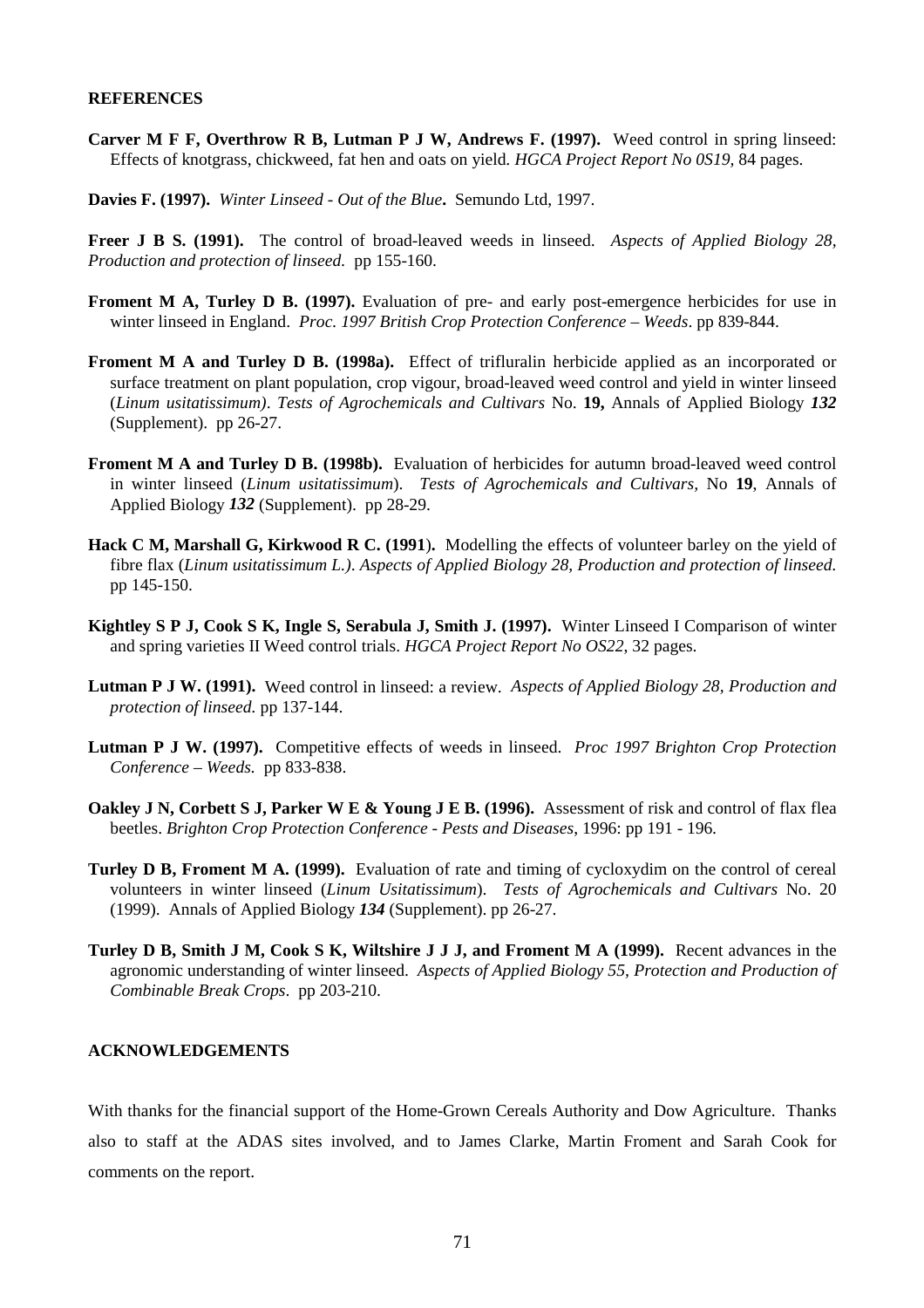## REFERENCES

**Carver M F F, Overthrow R B, Lutman P J W, Andrews F. (1997).** Weed control in spring linseed: Effects of knotgrass, chickweed, fat hen and oats on yield. *HGCA Project Report No 0S19*, 84 pages.

**Davies F. (1997).** *Winter Linseed - Out of the Blue***.** Semundo Ltd, 1997.

**Freer J B S. (1991).** The control of broad-leaved weeds in linseed. *Aspects of Applied Biology 28, Production and protection of linseed.* pp 155-160.

**Froment M A, Turley D B. (1997).** Evaluation of pre- and early post-emergence herbicides for use in winter linseed in England. *Proc. 1997 British Crop Protection Conference – Weeds*. pp 839-844.

**Froment M A and Turley D B. (1998a).** Effect of trifluralin herbicide applied as an incorporated or surface treatment on plant population, crop vigour, broad-leaved weed control and yield in winter linseed (*Linum usitatissimum)*. *Tests of Agrochemicals and Cultivars* No. **19,** Annals of Applied Biology ***132*** (Supplement). pp 26-27.

**Froment M A and Turley D B. (1998b).** Evaluation of herbicides for autumn broad-leaved weed control in winter linseed (*Linum usitatissimum*). *Tests of Agrochemicals and Cultivars,* No **19**, Annals of Applied Biology ***132*** (Supplement). pp 28-29.

**Hack C M, Marshall G, Kirkwood R C. (1991).** Modelling the effects of volunteer barley on the yield of fibre flax (*Linum usitatissimum L.)*. *Aspects of Applied Biology 28, Production and protection of linseed.* pp 145-150.

**Kightley S P J, Cook S K, Ingle S, Serabula J, Smith J. (1997).** Winter Linseed I Comparison of winter and spring varieties II Weed control trials. *HGCA Project Report No OS22*, 32 pages.

**Lutman P J W. (1991).** Weed control in linseed: a review. *Aspects of Applied Biology 28, Production and protection of linseed.* pp 137-144.

**Lutman P J W. (1997).** Competitive effects of weeds in linseed. *Proc 1997 Brighton Crop Protection Conference – Weeds.* pp 833-838.

**Oakley J N, Corbett S J, Parker W E & Young J E B. (1996).** Assessment of risk and control of flax flea beetles. *Brighton Crop Protection Conference - Pests and Diseases*, 1996: pp 191 - 196.

**Turley D B, Froment M A. (1999).** Evaluation of rate and timing of cycloxydim on the control of cereal volunteers in winter linseed (*Linum Usitatissimum*). *Tests of Agrochemicals and Cultivars* No. 20 (1999). Annals of Applied Biology ***134*** (Supplement). pp 26-27.

**Turley D B, Smith J M, Cook S K, Wiltshire J J J, and Froment M A (1999).** Recent advances in the agronomic understanding of winter linseed. *Aspects of Applied Biology 55, Protection and Production of Combinable Break Crops*. pp 203-210.

## ACKNOWLEDGEMENTS

With thanks for the financial support of the Home-Grown Cereals Authority and Dow Agriculture. Thanks also to staff at the ADAS sites involved, and to James Clarke, Martin Froment and Sarah Cook for comments on the report.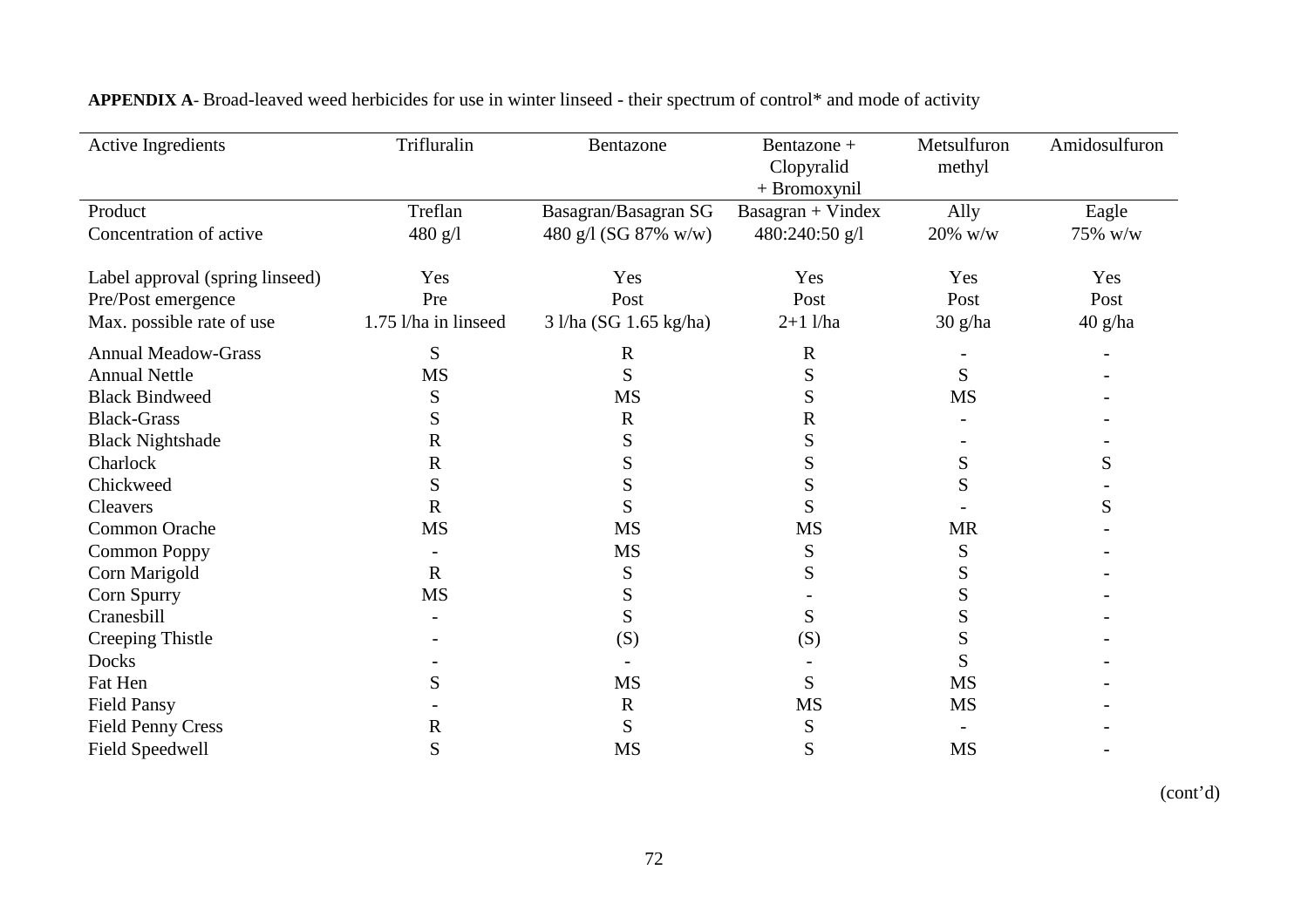**APPENDIX A**- Broad-leaved weed herbicides for use in winter linseed - their spectrum of control* and mode of activity

| Active Ingredients | Trifluralin | Bentazone | Bentazone + Clopyralid + Bromoxynil | Metsulfuron methyl | Amidosulfuron |
|---|---|---|---|---|---|
| Product | Treflan | Basagran/Basagran SG | Basagran + Vindex | Ally | Eagle |
| Concentration of active | 480 g/l | 480 g/l (SG 87% w/w) | 480:240:50 g/l | 20% w/w | 75% w/w |
| Label approval (spring linseed) | Yes | Yes | Yes | Yes | Yes |
| Pre/Post emergence | Pre | Post | Post | Post | Post |
| Max. possible rate of use | 1.75 l/ha in linseed | 3 l/ha (SG 1.65 kg/ha) | 2+1 l/ha | 30 g/ha | 40 g/ha |
| Annual Meadow-Grass | S | R | R | - | - |
| Annual Nettle | MS | S | S | S | - |
| Black Bindweed | S | MS | S | MS | - |
| Black-Grass | S | R | R | - | - |
| Black Nightshade | R | S | S | - | - |
| Charlock | R | S | S | S | S |
| Chickweed | S | S | S | S | - |
| Cleavers | R | S | S | - | S |
| Common Orache | MS | MS | MS | MR | - |
| Common Poppy | - | MS | S | S | - |
| Corn Marigold | R | S | S | S | - |
| Corn Spurry | MS | S | - | S | - |
| Cranesbill | - | S | S | S | - |
| Creeping Thistle | - | (S) | (S) | S | - |
| Docks | - | - | - | S | - |
| Fat Hen | S | MS | S | MS | - |
| Field Pansy | - | R | MS | MS | - |
| Field Penny Cress | R | S | S | - | - |
| Field Speedwell | S | MS | S | MS | - |

(cont'd)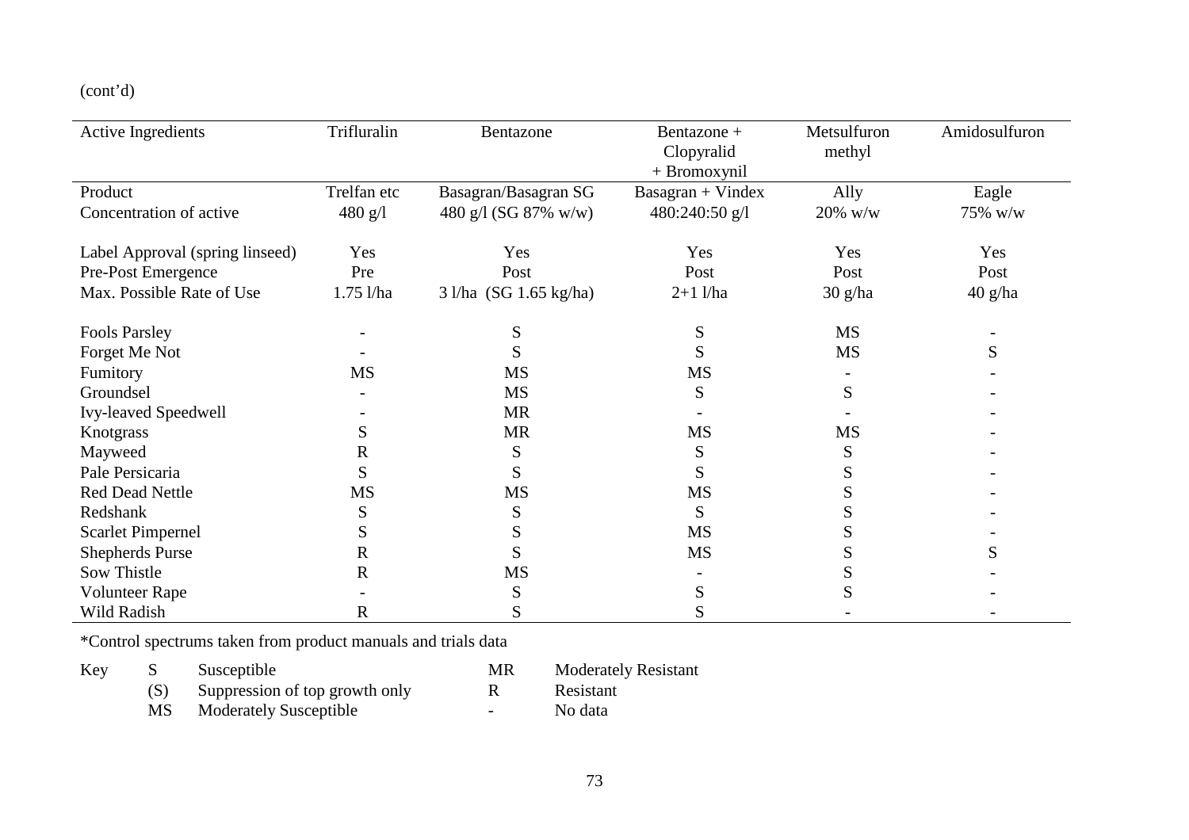(cont'd)

| Active Ingredients | Trifluralin | Bentazone | Bentazone + Clopyralid + Bromoxynil | Metsulfuron methyl | Amidosulfuron |
|---|---|---|---|---|---|
| Product | Trelfan etc | Basagran/Basagran SG | Basagran + Vindex | Ally | Eagle |
| Concentration of active | 480 g/l | 480 g/l (SG 87% w/w) | 480:240:50 g/l | 20% w/w | 75% w/w |
| Label Approval (spring linseed) | Yes | Yes | Yes | Yes | Yes |
| Pre-Post Emergence | Pre | Post | Post | Post | Post |
| Max. Possible Rate of Use | 1.75 l/ha | 3 l/ha (SG 1.65 kg/ha) | 2+1 l/ha | 30 g/ha | 40 g/ha |
| Fools Parsley | - | S | S | MS | - |
| Forget Me Not | - | S | S | MS | S |
| Fumitory | MS | MS | MS | - | - |
| Groundsel | - | MS | S | S | - |
| Ivy-leaved Speedwell | - | MR | - | - | - |
| Knotgrass | S | MR | MS | MS | - |
| Mayweed | R | S | S | S | - |
| Pale Persicaria | S | S | S | S | - |
| Red Dead Nettle | MS | MS | MS | S | - |
| Redshank | S | S | S | S | - |
| Scarlet Pimpernel | S | S | MS | S | - |
| Shepherds Purse | R | S | MS | S | S |
| Sow Thistle | R | MS | - | S | - |
| Volunteer Rape | - | S | S | S | - |
| Wild Radish | R | S | S | - | - |

*Control spectrums taken from product manuals and trials data

Key

| | | | |
|---|---|---|---|
| S | Susceptible | MR | Moderately Resistant |
| (S) | Suppression of top growth only | R | Resistant |
| MS | Moderately Susceptible | - | No data |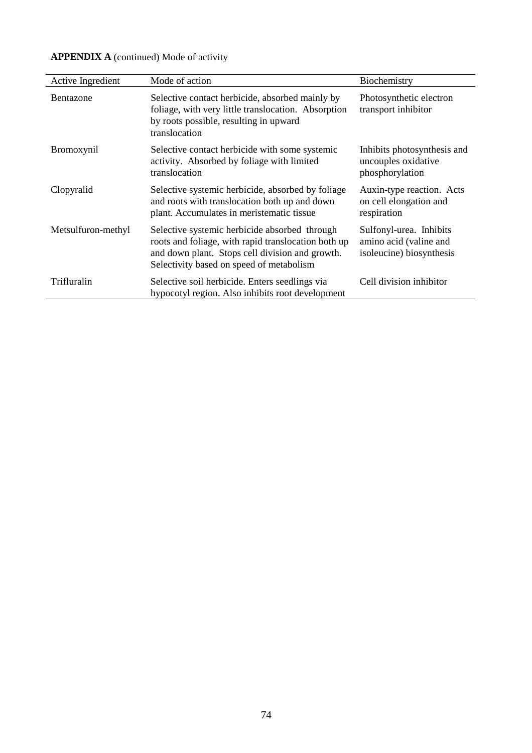**APPENDIX A** (continued) Mode of activity

| Active Ingredient | Mode of action | Biochemistry |
|---|---|---|
| Bentazone | Selective contact herbicide, absorbed mainly by foliage, with very little translocation. Absorption by roots possible, resulting in upward translocation | Photosynthetic electron transport inhibitor |
| Bromoxynil | Selective contact herbicide with some systemic activity. Absorbed by foliage with limited translocation | Inhibits photosynthesis and uncouples oxidative phosphorylation |
| Clopyralid | Selective systemic herbicide, absorbed by foliage and roots with translocation both up and down plant. Accumulates in meristematic tissue | Auxin-type reaction. Acts on cell elongation and respiration |
| Metsulfuron-methyl | Selective systemic herbicide absorbed through roots and foliage, with rapid translocation both up and down plant. Stops cell division and growth. Selectivity based on speed of metabolism | Sulfonyl-urea. Inhibits amino acid (valine and isoleucine) biosynthesis |
| Trifluralin | Selective soil herbicide. Enters seedlings via hypocotyl region. Also inhibits root development | Cell division inhibitor |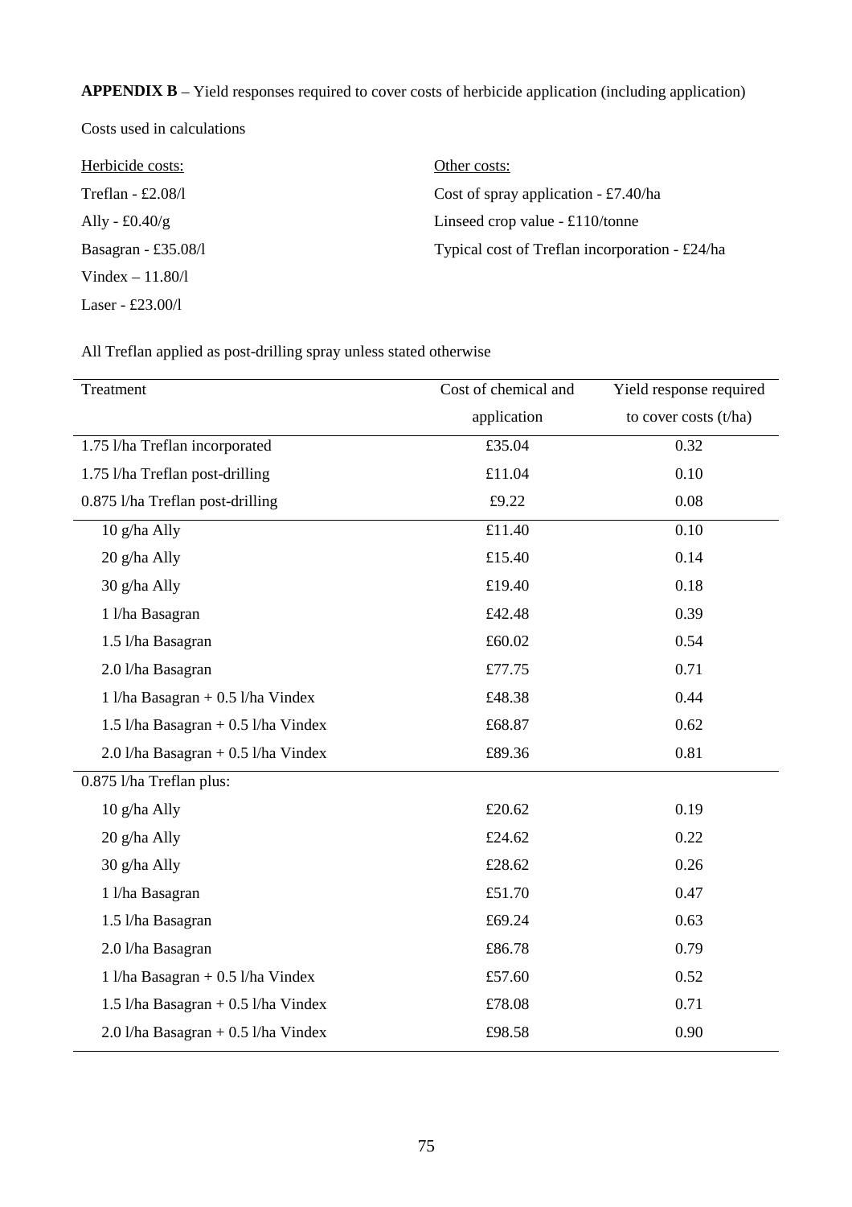**APPENDIX B** – Yield responses required to cover costs of herbicide application (including application)

Costs used in calculations

<u>Herbicide costs:</u>

Treflan - £2.08/l

Ally - £0.40/g

Basagran - £35.08/l

Vindex – 11.80/l

Laser - £23.00/l

<u>Other costs:</u>

Cost of spray application - £7.40/ha

Linseed crop value - £110/tonne

Typical cost of Treflan incorporation - £24/ha

All Treflan applied as post-drilling spray unless stated otherwise

| Treatment | Cost of chemical and application | Yield response required to cover costs (t/ha) |
|---|---|---|
| 1.75 l/ha Treflan incorporated | £35.04 | 0.32 |
| 1.75 l/ha Treflan post-drilling | £11.04 | 0.10 |
| 0.875 l/ha Treflan post-drilling | £9.22 | 0.08 |
| 10 g/ha Ally | £11.40 | 0.10 |
| 20 g/ha Ally | £15.40 | 0.14 |
| 30 g/ha Ally | £19.40 | 0.18 |
| 1 l/ha Basagran | £42.48 | 0.39 |
| 1.5 l/ha Basagran | £60.02 | 0.54 |
| 2.0 l/ha Basagran | £77.75 | 0.71 |
| 1 l/ha Basagran + 0.5 l/ha Vindex | £48.38 | 0.44 |
| 1.5 l/ha Basagran + 0.5 l/ha Vindex | £68.87 | 0.62 |
| 2.0 l/ha Basagran + 0.5 l/ha Vindex | £89.36 | 0.81 |
| 0.875 l/ha Treflan plus: | | |
| 10 g/ha Ally | £20.62 | 0.19 |
| 20 g/ha Ally | £24.62 | 0.22 |
| 30 g/ha Ally | £28.62 | 0.26 |
| 1 l/ha Basagran | £51.70 | 0.47 |
| 1.5 l/ha Basagran | £69.24 | 0.63 |
| 2.0 l/ha Basagran | £86.78 | 0.79 |
| 1 l/ha Basagran + 0.5 l/ha Vindex | £57.60 | 0.52 |
| 1.5 l/ha Basagran + 0.5 l/ha Vindex | £78.08 | 0.71 |
| 2.0 l/ha Basagran + 0.5 l/ha Vindex | £98.58 | 0.90 |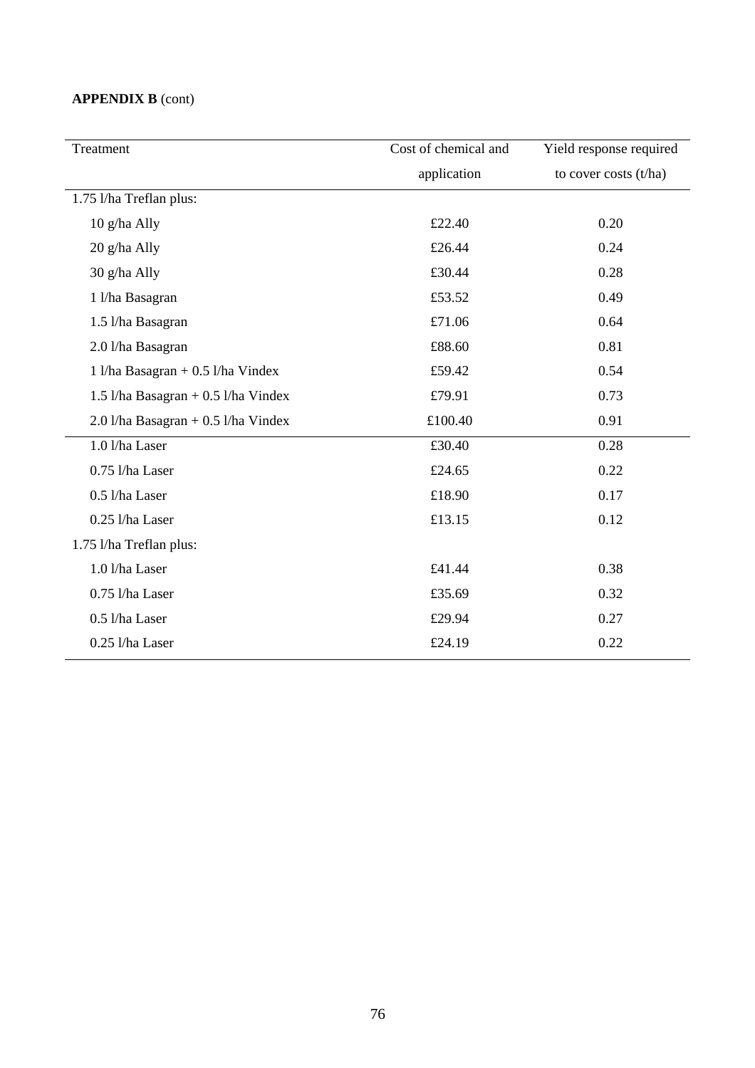**APPENDIX B** (cont)

| Treatment | Cost of chemical and application | Yield response required to cover costs (t/ha) |
|---|---|---|
| 1.75 l/ha Treflan plus: | | |
| 10 g/ha Ally | £22.40 | 0.20 |
| 20 g/ha Ally | £26.44 | 0.24 |
| 30 g/ha Ally | £30.44 | 0.28 |
| 1 l/ha Basagran | £53.52 | 0.49 |
| 1.5 l/ha Basagran | £71.06 | 0.64 |
| 2.0 l/ha Basagran | £88.60 | 0.81 |
| 1 l/ha Basagran + 0.5 l/ha Vindex | £59.42 | 0.54 |
| 1.5 l/ha Basagran + 0.5 l/ha Vindex | £79.91 | 0.73 |
| 2.0 l/ha Basagran + 0.5 l/ha Vindex | £100.40 | 0.91 |
| 1.0 l/ha Laser | £30.40 | 0.28 |
| 0.75 l/ha Laser | £24.65 | 0.22 |
| 0.5 l/ha Laser | £18.90 | 0.17 |
| 0.25 l/ha Laser | £13.15 | 0.12 |
| 1.75 l/ha Treflan plus: | | |
| 1.0 l/ha Laser | £41.44 | 0.38 |
| 0.75 l/ha Laser | £35.69 | 0.32 |
| 0.5 l/ha Laser | £29.94 | 0.27 |
| 0.25 l/ha Laser | £24.19 | 0.22 |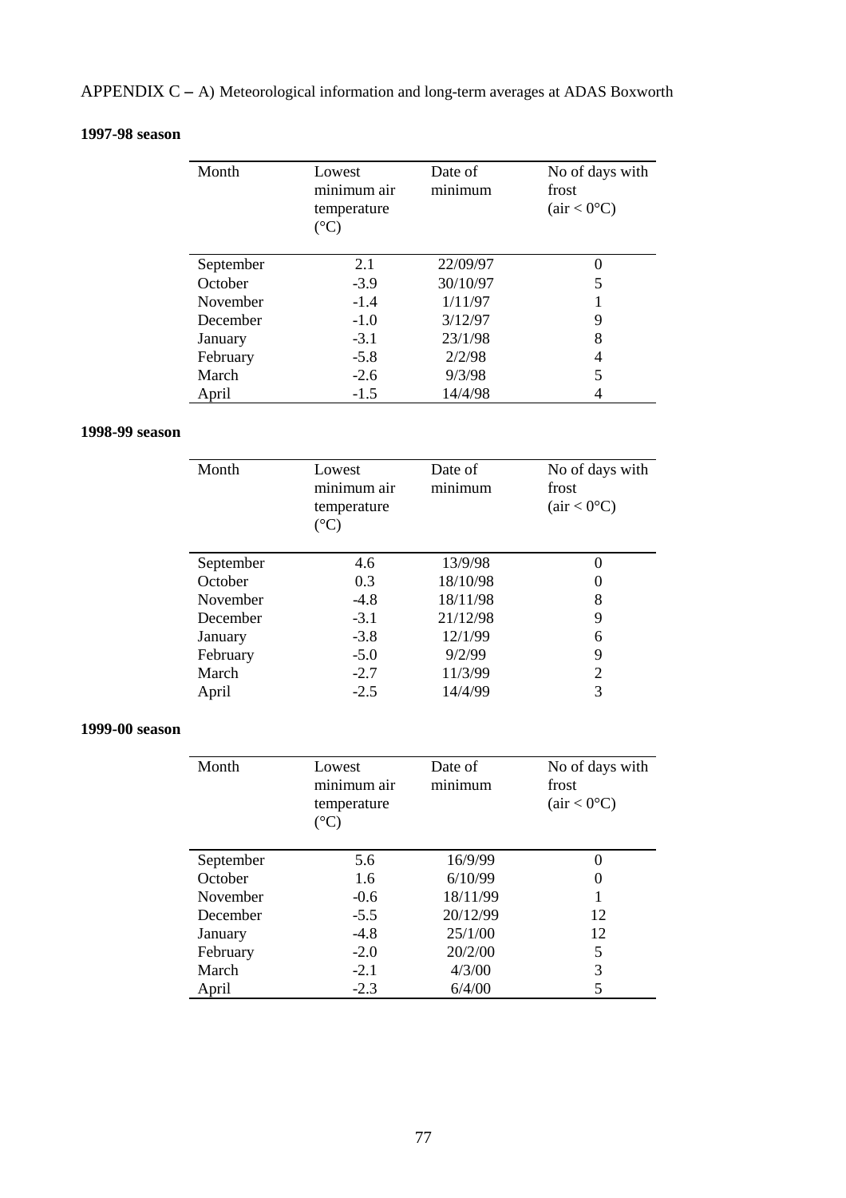APPENDIX C – A) Meteorological information and long-term averages at ADAS Boxworth

**1997-98 season**

| Month | Lowest minimum air temperature (°C) | Date of minimum | No of days with frost (air < 0°C) |
|---|---|---|---|
| September | 2.1 | 22/09/97 | 0 |
| October | -3.9 | 30/10/97 | 5 |
| November | -1.4 | 1/11/97 | 1 |
| December | -1.0 | 3/12/97 | 9 |
| January | -3.1 | 23/1/98 | 8 |
| February | -5.8 | 2/2/98 | 4 |
| March | -2.6 | 9/3/98 | 5 |
| April | -1.5 | 14/4/98 | 4 |

**1998-99 season**

| Month | Lowest minimum air temperature (°C) | Date of minimum | No of days with frost (air < 0°C) |
|---|---|---|---|
| September | 4.6 | 13/9/98 | 0 |
| October | 0.3 | 18/10/98 | 0 |
| November | -4.8 | 18/11/98 | 8 |
| December | -3.1 | 21/12/98 | 9 |
| January | -3.8 | 12/1/99 | 6 |
| February | -5.0 | 9/2/99 | 9 |
| March | -2.7 | 11/3/99 | 2 |
| April | -2.5 | 14/4/99 | 3 |

**1999-00 season**

| Month | Lowest minimum air temperature (°C) | Date of minimum | No of days with frost (air < 0°C) |
|---|---|---|---|
| September | 5.6 | 16/9/99 | 0 |
| October | 1.6 | 6/10/99 | 0 |
| November | -0.6 | 18/11/99 | 1 |
| December | -5.5 | 20/12/99 | 12 |
| January | -4.8 | 25/1/00 | 12 |
| February | -2.0 | 20/2/00 | 5 |
| March | -2.1 | 4/3/00 | 3 |
| April | -2.3 | 6/4/00 | 5 |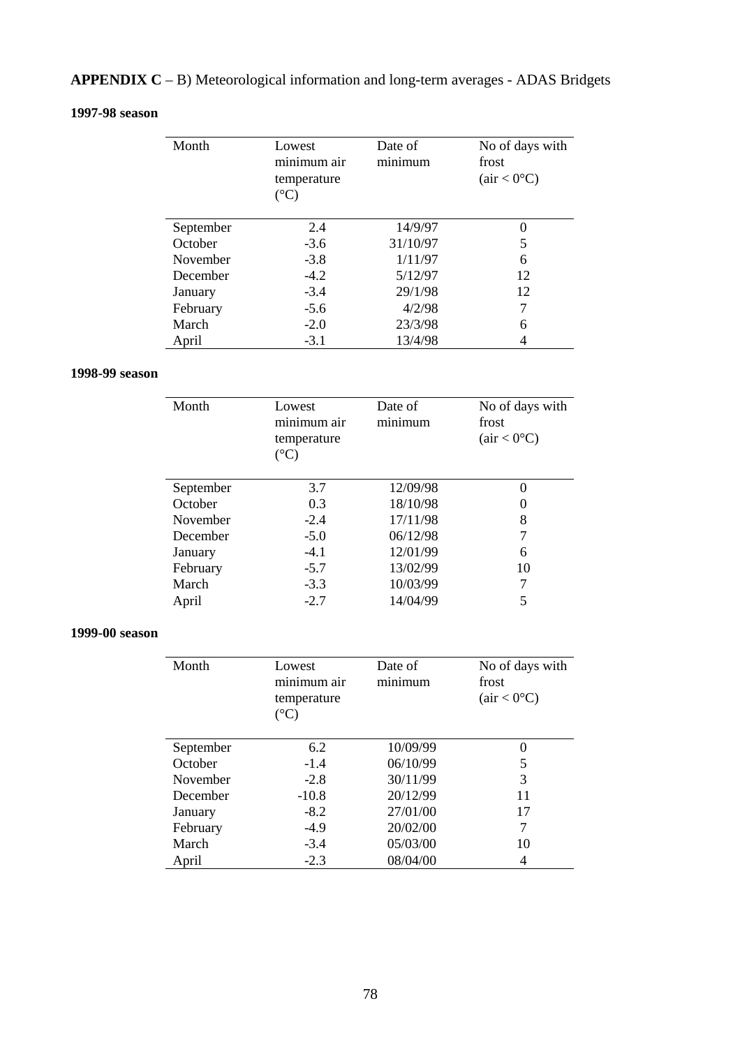**APPENDIX C** – B) Meteorological information and long-term averages - ADAS Bridgets

**1997-98 season**

| Month | Lowest minimum air temperature (°C) | Date of minimum | No of days with frost (air < 0°C) |
|---|---|---|---|
| September | 2.4 | 14/9/97 | 0 |
| October | -3.6 | 31/10/97 | 5 |
| November | -3.8 | 1/11/97 | 6 |
| December | -4.2 | 5/12/97 | 12 |
| January | -3.4 | 29/1/98 | 12 |
| February | -5.6 | 4/2/98 | 7 |
| March | -2.0 | 23/3/98 | 6 |
| April | -3.1 | 13/4/98 | 4 |

**1998-99 season**

| Month | Lowest minimum air temperature (°C) | Date of minimum | No of days with frost (air < 0°C) |
|---|---|---|---|
| September | 3.7 | 12/09/98 | 0 |
| October | 0.3 | 18/10/98 | 0 |
| November | -2.4 | 17/11/98 | 8 |
| December | -5.0 | 06/12/98 | 7 |
| January | -4.1 | 12/01/99 | 6 |
| February | -5.7 | 13/02/99 | 10 |
| March | -3.3 | 10/03/99 | 7 |
| April | -2.7 | 14/04/99 | 5 |

**1999-00 season**

| Month | Lowest minimum air temperature (°C) | Date of minimum | No of days with frost (air < 0°C) |
|---|---|---|---|
| September | 6.2 | 10/09/99 | 0 |
| October | -1.4 | 06/10/99 | 5 |
| November | -2.8 | 30/11/99 | 3 |
| December | -10.8 | 20/12/99 | 11 |
| January | -8.2 | 27/01/00 | 17 |
| February | -4.9 | 20/02/00 | 7 |
| March | -3.4 | 05/03/00 | 10 |
| April | -2.3 | 08/04/00 | 4 |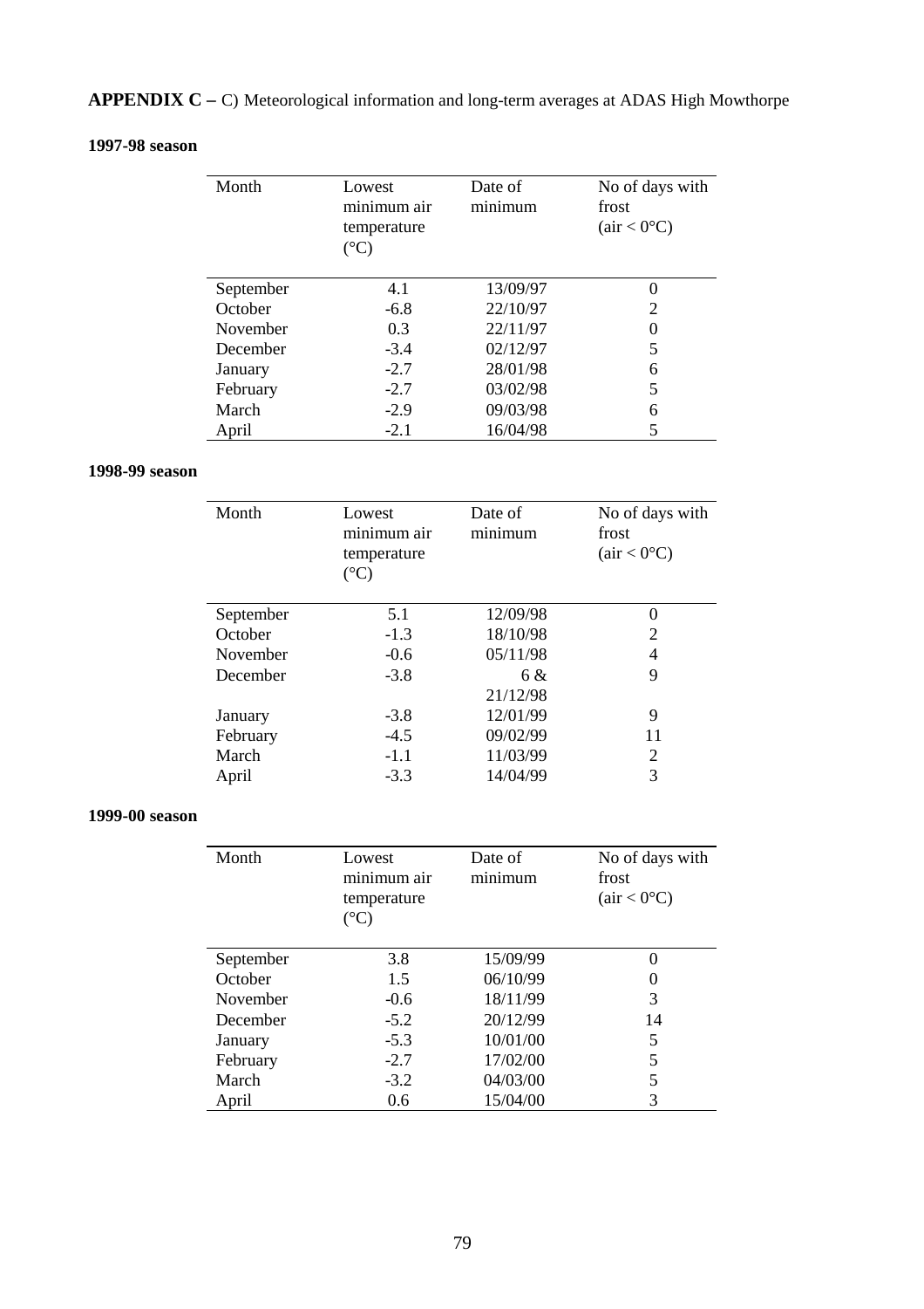**APPENDIX C –** C) Meteorological information and long-term averages at ADAS High Mowthorpe

**1997-98 season**

| Month | Lowest minimum air temperature (°C) | Date of minimum | No of days with frost (air < 0°C) |
|---|---|---|---|
| September | 4.1 | 13/09/97 | 0 |
| October | -6.8 | 22/10/97 | 2 |
| November | 0.3 | 22/11/97 | 0 |
| December | -3.4 | 02/12/97 | 5 |
| January | -2.7 | 28/01/98 | 6 |
| February | -2.7 | 03/02/98 | 5 |
| March | -2.9 | 09/03/98 | 6 |
| April | -2.1 | 16/04/98 | 5 |

**1998-99 season**

| Month | Lowest minimum air temperature (°C) | Date of minimum | No of days with frost (air < 0°C) |
|---|---|---|---|
| September | 5.1 | 12/09/98 | 0 |
| October | -1.3 | 18/10/98 | 2 |
| November | -0.6 | 05/11/98 | 4 |
| December | -3.8 | 6 & 21/12/98 | 9 |
| January | -3.8 | 12/01/99 | 9 |
| February | -4.5 | 09/02/99 | 11 |
| March | -1.1 | 11/03/99 | 2 |
| April | -3.3 | 14/04/99 | 3 |

**1999-00 season**

| Month | Lowest minimum air temperature (°C) | Date of minimum | No of days with frost (air < 0°C) |
|---|---|---|---|
| September | 3.8 | 15/09/99 | 0 |
| October | 1.5 | 06/10/99 | 0 |
| November | -0.6 | 18/11/99 | 3 |
| December | -5.2 | 20/12/99 | 14 |
| January | -5.3 | 10/01/00 | 5 |
| February | -2.7 | 17/02/00 | 5 |
| March | -3.2 | 04/03/00 | 5 |
| April | 0.6 | 15/04/00 | 3 |